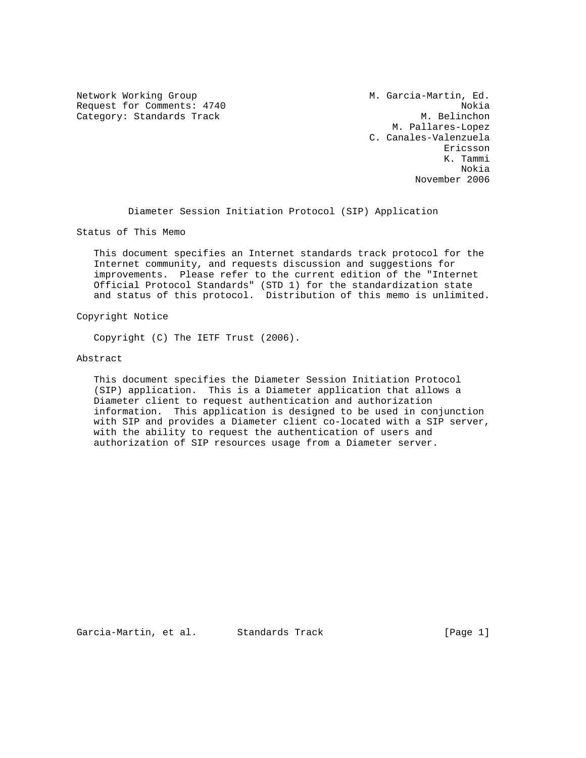Network Working Group                                M. Garcia-Martin, Ed.
Request for Comments: 4740                                           Nokia
Category: Standards Track                                      M. Belinchon
                                                         M. Pallares-Lopez
                                                      C. Canales-Valenzuela
                                                                  Ericsson
                                                                   K. Tammi
                                                                      Nokia
                                                              November 2006

# Diameter Session Initiation Protocol (SIP) Application

## Status of This Memo

This document specifies an Internet standards track protocol for the Internet community, and requests discussion and suggestions for improvements. Please refer to the current edition of the "Internet Official Protocol Standards" (STD 1) for the standardization state and status of this protocol. Distribution of this memo is unlimited.

## Copyright Notice

Copyright (C) The IETF Trust (2006).

## Abstract

This document specifies the Diameter Session Initiation Protocol (SIP) application. This is a Diameter application that allows a Diameter client to request authentication and authorization information. This application is designed to be used in conjunction with SIP and provides a Diameter client co-located with a SIP server, with the ability to request the authentication of users and authorization of SIP resources usage from a Diameter server.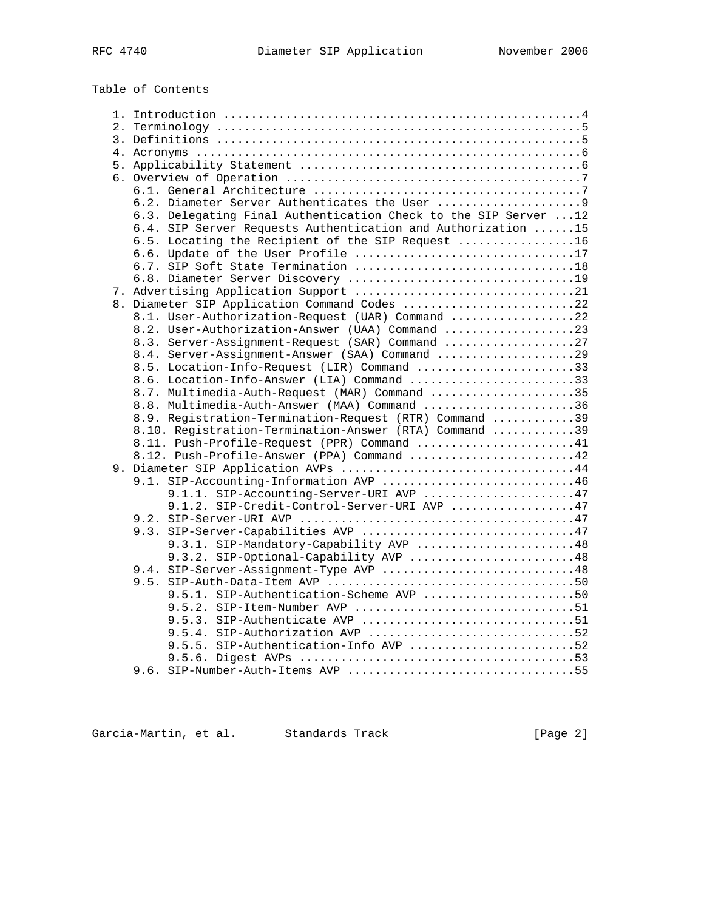## Table of Contents

```
   1. Introduction ....................................................4
   2. Terminology .....................................................5
   3. Definitions .....................................................5
   4. Acronyms ........................................................6
   5. Applicability Statement .........................................6
   6. Overview of Operation ...........................................7
      6.1. General Architecture .......................................7
      6.2. Diameter Server Authenticates the User .....................9
      6.3. Delegating Final Authentication Check to the SIP Server ...12
      6.4. SIP Server Requests Authentication and Authorization ......15
      6.5. Locating the Recipient of the SIP Request .................16
      6.6. Update of the User Profile ................................17
      6.7. SIP Soft State Termination ................................18
      6.8. Diameter Server Discovery .................................19
   7. Advertising Application Support ................................21
   8. Diameter SIP Application Command Codes .........................22
      8.1. User-Authorization-Request (UAR) Command ..................22
      8.2. User-Authorization-Answer (UAA) Command ...................23
      8.3. Server-Assignment-Request (SAR) Command ...................27
      8.4. Server-Assignment-Answer (SAA) Command ....................29
      8.5. Location-Info-Request (LIR) Command .......................33
      8.6. Location-Info-Answer (LIA) Command ........................33
      8.7. Multimedia-Auth-Request (MAR) Command .....................35
      8.8. Multimedia-Auth-Answer (MAA) Command ......................36
      8.9. Registration-Termination-Request (RTR) Command ............39
      8.10. Registration-Termination-Answer (RTA) Command ............39
      8.11. Push-Profile-Request (PPR) Command .......................41
      8.12. Push-Profile-Answer (PPA) Command ........................42
   9. Diameter SIP Application AVPs ..................................44
      9.1. SIP-Accounting-Information AVP ............................46
           9.1.1. SIP-Accounting-Server-URI AVP ......................47
           9.1.2. SIP-Credit-Control-Server-URI AVP ..................47
      9.2. SIP-Server-URI AVP ........................................47
      9.3. SIP-Server-Capabilities AVP ...............................47
           9.3.1. SIP-Mandatory-Capability AVP .......................48
           9.3.2. SIP-Optional-Capability AVP ........................48
      9.4. SIP-Server-Assignment-Type AVP ............................48
      9.5. SIP-Auth-Data-Item AVP ....................................50
           9.5.1. SIP-Authentication-Scheme AVP ......................50
           9.5.2. SIP-Item-Number AVP ................................51
           9.5.3. SIP-Authenticate AVP ...............................51
           9.5.4. SIP-Authorization AVP ..............................52
           9.5.5. SIP-Authentication-Info AVP ........................52
           9.5.6. Digest AVPs ........................................53
      9.6. SIP-Number-Auth-Items AVP .................................55
```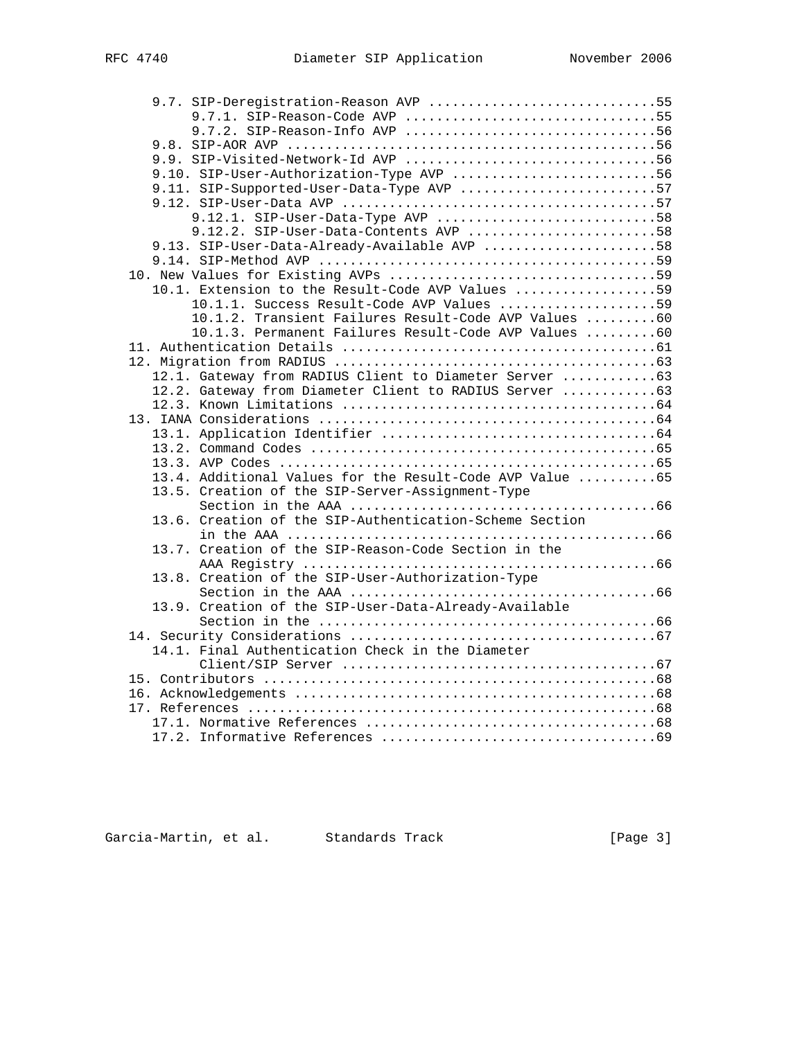```
      9.7. SIP-Deregistration-Reason AVP .............................55
           9.7.1. SIP-Reason-Code AVP ................................55
           9.7.2. SIP-Reason-Info AVP ................................56
      9.8. SIP-AOR AVP ...............................................56
      9.9. SIP-Visited-Network-Id AVP ................................56
      9.10. SIP-User-Authorization-Type AVP ..........................56
      9.11. SIP-Supported-User-Data-Type AVP .........................57
      9.12. SIP-User-Data AVP ........................................57
           9.12.1. SIP-User-Data-Type AVP ............................58
           9.12.2. SIP-User-Data-Contents AVP ........................58
      9.13. SIP-User-Data-Already-Available AVP ......................58
      9.14. SIP-Method AVP ...........................................59
   10. New Values for Existing AVPs ..................................59
      10.1. Extension to the Result-Code AVP Values ..................59
           10.1.1. Success Result-Code AVP Values ....................59
           10.1.2. Transient Failures Result-Code AVP Values .........60
           10.1.3. Permanent Failures Result-Code AVP Values .........60
   11. Authentication Details ........................................61
   12. Migration from RADIUS .........................................63
      12.1. Gateway from RADIUS Client to Diameter Server ............63
      12.2. Gateway from Diameter Client to RADIUS Server ............63
      12.3. Known Limitations ........................................64
   13. IANA Considerations ...........................................64
      13.1. Application Identifier ...................................64
      13.2. Command Codes ............................................65
      13.3. AVP Codes ................................................65
      13.4. Additional Values for the Result-Code AVP Value ..........65
      13.5. Creation of the SIP-Server-Assignment-Type
            Section in the AAA .......................................66
      13.6. Creation of the SIP-Authentication-Scheme Section
            in the AAA ...............................................66
      13.7. Creation of the SIP-Reason-Code Section in the
            AAA Registry .............................................66
      13.8. Creation of the SIP-User-Authorization-Type
            Section in the AAA .......................................66
      13.9. Creation of the SIP-User-Data-Already-Available
            Section in the ...........................................66
   14. Security Considerations .......................................67
      14.1. Final Authentication Check in the Diameter
            Client/SIP Server ........................................67
   15. Contributors ..................................................68
   16. Acknowledgements ..............................................68
   17. References ....................................................68
      17.1. Normative References .....................................68
      17.2. Informative References ...................................69
```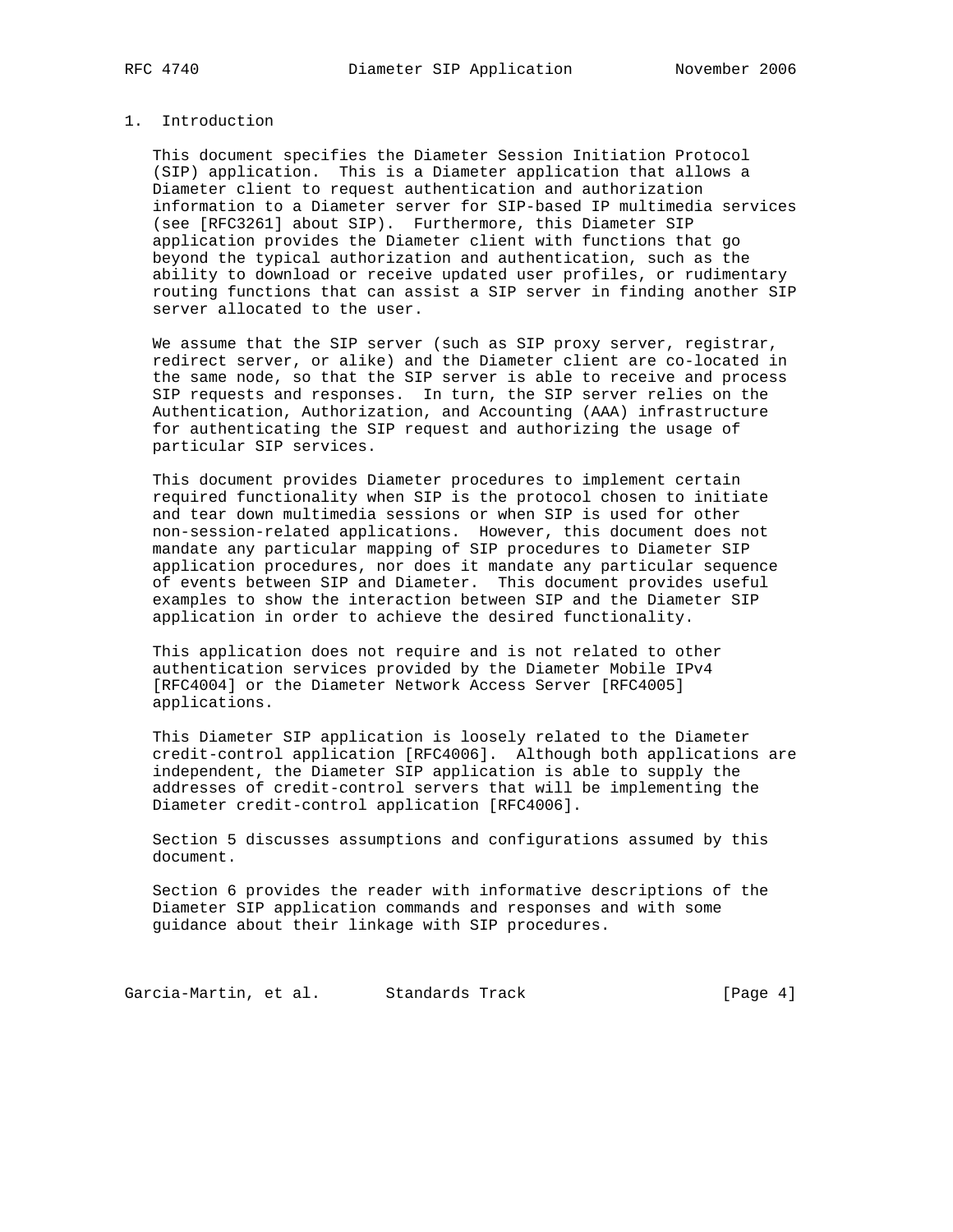# 1. Introduction

This document specifies the Diameter Session Initiation Protocol (SIP) application. This is a Diameter application that allows a Diameter client to request authentication and authorization information to a Diameter server for SIP-based IP multimedia services (see [RFC3261] about SIP). Furthermore, this Diameter SIP application provides the Diameter client with functions that go beyond the typical authorization and authentication, such as the ability to download or receive updated user profiles, or rudimentary routing functions that can assist a SIP server in finding another SIP server allocated to the user.

We assume that the SIP server (such as SIP proxy server, registrar, redirect server, or alike) and the Diameter client are co-located in the same node, so that the SIP server is able to receive and process SIP requests and responses. In turn, the SIP server relies on the Authentication, Authorization, and Accounting (AAA) infrastructure for authenticating the SIP request and authorizing the usage of particular SIP services.

This document provides Diameter procedures to implement certain required functionality when SIP is the protocol chosen to initiate and tear down multimedia sessions or when SIP is used for other non-session-related applications. However, this document does not mandate any particular mapping of SIP procedures to Diameter SIP application procedures, nor does it mandate any particular sequence of events between SIP and Diameter. This document provides useful examples to show the interaction between SIP and the Diameter SIP application in order to achieve the desired functionality.

This application does not require and is not related to other authentication services provided by the Diameter Mobile IPv4 [RFC4004] or the Diameter Network Access Server [RFC4005] applications.

This Diameter SIP application is loosely related to the Diameter credit-control application [RFC4006]. Although both applications are independent, the Diameter SIP application is able to supply the addresses of credit-control servers that will be implementing the Diameter credit-control application [RFC4006].

Section 5 discusses assumptions and configurations assumed by this document.

Section 6 provides the reader with informative descriptions of the Diameter SIP application commands and responses and with some guidance about their linkage with SIP procedures.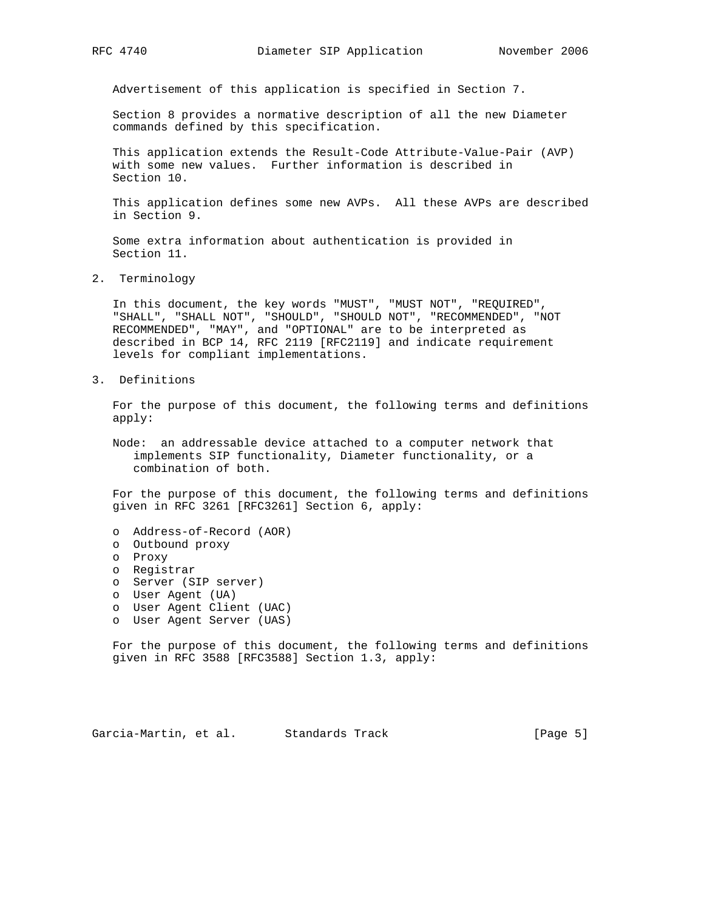Advertisement of this application is specified in Section 7.

Section 8 provides a normative description of all the new Diameter commands defined by this specification.

This application extends the Result-Code Attribute-Value-Pair (AVP) with some new values. Further information is described in Section 10.

This application defines some new AVPs. All these AVPs are described in Section 9.

Some extra information about authentication is provided in Section 11.

## 2. Terminology

In this document, the key words "MUST", "MUST NOT", "REQUIRED", "SHALL", "SHALL NOT", "SHOULD", "SHOULD NOT", "RECOMMENDED", "NOT RECOMMENDED", "MAY", and "OPTIONAL" are to be interpreted as described in BCP 14, RFC 2119 [RFC2119] and indicate requirement levels for compliant implementations.

## 3. Definitions

For the purpose of this document, the following terms and definitions apply:

Node: an addressable device attached to a computer network that implements SIP functionality, Diameter functionality, or a combination of both.

For the purpose of this document, the following terms and definitions given in RFC 3261 [RFC3261] Section 6, apply:

- Address-of-Record (AOR)
- Outbound proxy
- Proxy
- Registrar
- Server (SIP server)
- User Agent (UA)
- User Agent Client (UAC)
- User Agent Server (UAS)

For the purpose of this document, the following terms and definitions given in RFC 3588 [RFC3588] Section 1.3, apply: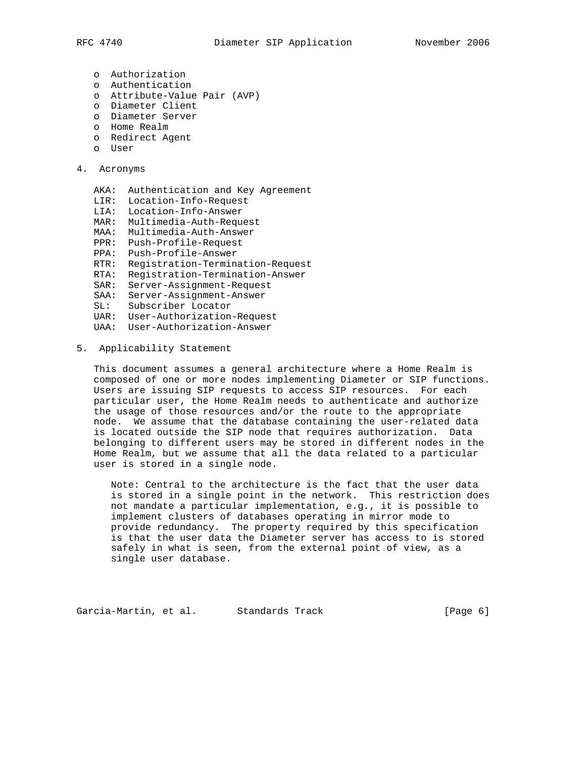- Authorization
- Authentication
- Attribute-Value Pair (AVP)
- Diameter Client
- Diameter Server
- Home Realm
- Redirect Agent
- User

## 4. Acronyms

- AKA: Authentication and Key Agreement
- LIR: Location-Info-Request
- LIA: Location-Info-Answer
- MAR: Multimedia-Auth-Request
- MAA: Multimedia-Auth-Answer
- PPR: Push-Profile-Request
- PPA: Push-Profile-Answer
- RTR: Registration-Termination-Request
- RTA: Registration-Termination-Answer
- SAR: Server-Assignment-Request
- SAA: Server-Assignment-Answer
- SL: Subscriber Locator
- UAR: User-Authorization-Request
- UAA: User-Authorization-Answer

## 5. Applicability Statement

This document assumes a general architecture where a Home Realm is composed of one or more nodes implementing Diameter or SIP functions. Users are issuing SIP requests to access SIP resources. For each particular user, the Home Realm needs to authenticate and authorize the usage of those resources and/or the route to the appropriate node. We assume that the database containing the user-related data is located outside the SIP node that requires authorization. Data belonging to different users may be stored in different nodes in the Home Realm, but we assume that all the data related to a particular user is stored in a single node.

> Note: Central to the architecture is the fact that the user data is stored in a single point in the network. This restriction does not mandate a particular implementation, e.g., it is possible to implement clusters of databases operating in mirror mode to provide redundancy. The property required by this specification is that the user data the Diameter server has access to is stored safely in what is seen, from the external point of view, as a single user database.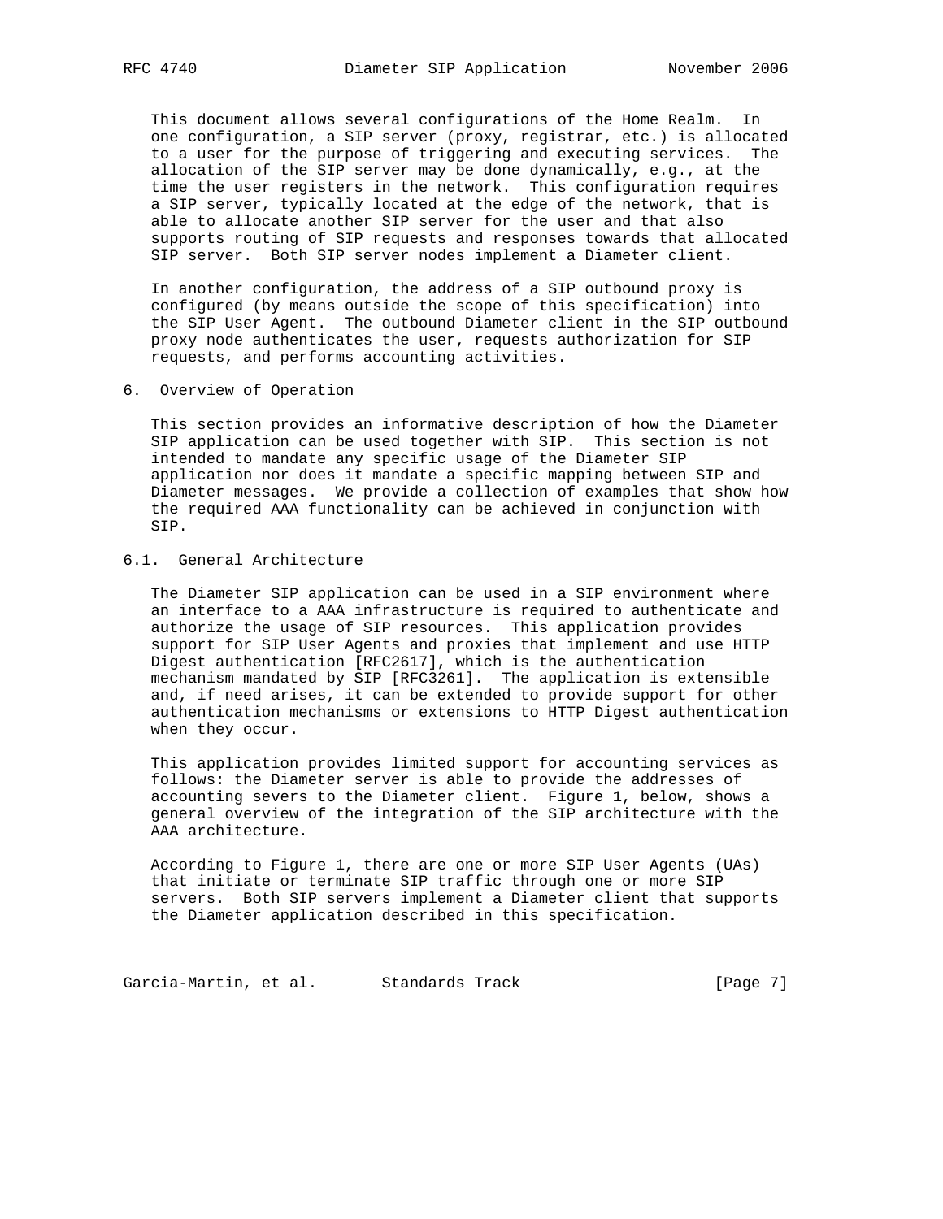This document allows several configurations of the Home Realm. In one configuration, a SIP server (proxy, registrar, etc.) is allocated to a user for the purpose of triggering and executing services. The allocation of the SIP server may be done dynamically, e.g., at the time the user registers in the network. This configuration requires a SIP server, typically located at the edge of the network, that is able to allocate another SIP server for the user and that also supports routing of SIP requests and responses towards that allocated SIP server. Both SIP server nodes implement a Diameter client.

In another configuration, the address of a SIP outbound proxy is configured (by means outside the scope of this specification) into the SIP User Agent. The outbound Diameter client in the SIP outbound proxy node authenticates the user, requests authorization for SIP requests, and performs accounting activities.

## 6. Overview of Operation

This section provides an informative description of how the Diameter SIP application can be used together with SIP. This section is not intended to mandate any specific usage of the Diameter SIP application nor does it mandate a specific mapping between SIP and Diameter messages. We provide a collection of examples that show how the required AAA functionality can be achieved in conjunction with SIP.

### 6.1. General Architecture

The Diameter SIP application can be used in a SIP environment where an interface to a AAA infrastructure is required to authenticate and authorize the usage of SIP resources. This application provides support for SIP User Agents and proxies that implement and use HTTP Digest authentication [RFC2617], which is the authentication mechanism mandated by SIP [RFC3261]. The application is extensible and, if need arises, it can be extended to provide support for other authentication mechanisms or extensions to HTTP Digest authentication when they occur.

This application provides limited support for accounting services as follows: the Diameter server is able to provide the addresses of accounting severs to the Diameter client. Figure 1, below, shows a general overview of the integration of the SIP architecture with the AAA architecture.

According to Figure 1, there are one or more SIP User Agents (UAs) that initiate or terminate SIP traffic through one or more SIP servers. Both SIP servers implement a Diameter client that supports the Diameter application described in this specification.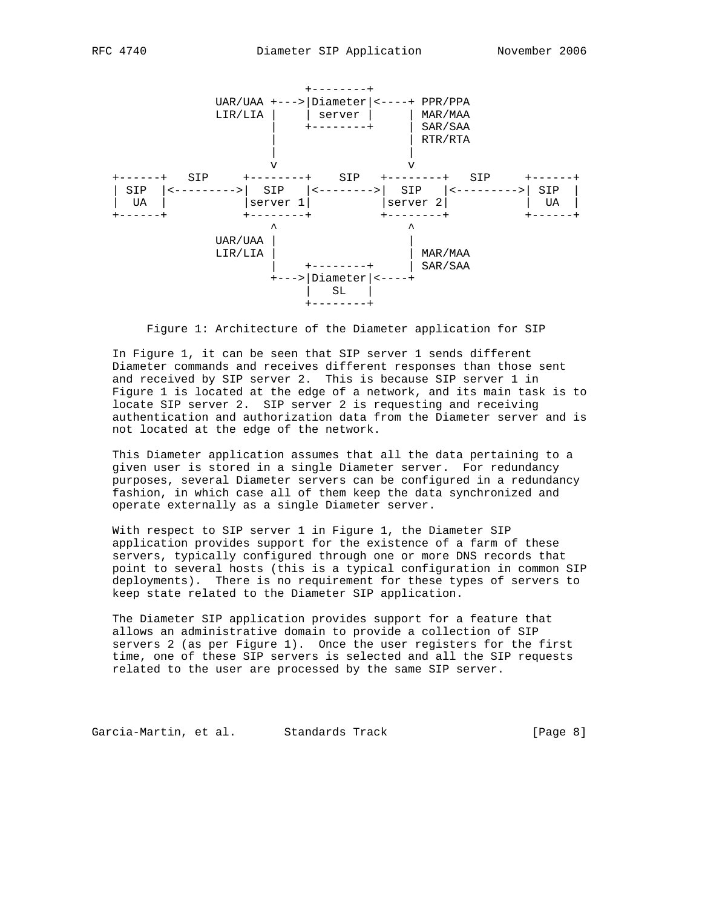```
                         +--------+
              UAR/UAA +--->|Diameter|<----+ PPR/PPA
              LIR/LIA |    | server |     | MAR/MAA
                      |    +--------+     | SAR/SAA
                      |                   | RTR/RTA
                      |                   |
                      v                   v
  +------+   SIP    +--------+    SIP   +--------+   SIP    +------+
  | SIP  |<--------->|  SIP   |<-------->|  SIP   |<--------->| SIP  |
  |  UA  |          |server 1|          |server 2|          |  UA  |
  +------+          +--------+          +--------+          +------+
                      ^                   ^
              UAR/UAA |                   |
              LIR/LIA |                   | MAR/MAA
                      |    +--------+     | SAR/SAA
                      +--->|Diameter|<----+
                           |   SL   |
                           +--------+
```

Figure 1: Architecture of the Diameter application for SIP

In Figure 1, it can be seen that SIP server 1 sends different Diameter commands and receives different responses than those sent and received by SIP server 2. This is because SIP server 1 in Figure 1 is located at the edge of a network, and its main task is to locate SIP server 2. SIP server 2 is requesting and receiving authentication and authorization data from the Diameter server and is not located at the edge of the network.

This Diameter application assumes that all the data pertaining to a given user is stored in a single Diameter server. For redundancy purposes, several Diameter servers can be configured in a redundancy fashion, in which case all of them keep the data synchronized and operate externally as a single Diameter server.

With respect to SIP server 1 in Figure 1, the Diameter SIP application provides support for the existence of a farm of these servers, typically configured through one or more DNS records that point to several hosts (this is a typical configuration in common SIP deployments). There is no requirement for these types of servers to keep state related to the Diameter SIP application.

The Diameter SIP application provides support for a feature that allows an administrative domain to provide a collection of SIP servers 2 (as per Figure 1). Once the user registers for the first time, one of these SIP servers is selected and all the SIP requests related to the user are processed by the same SIP server.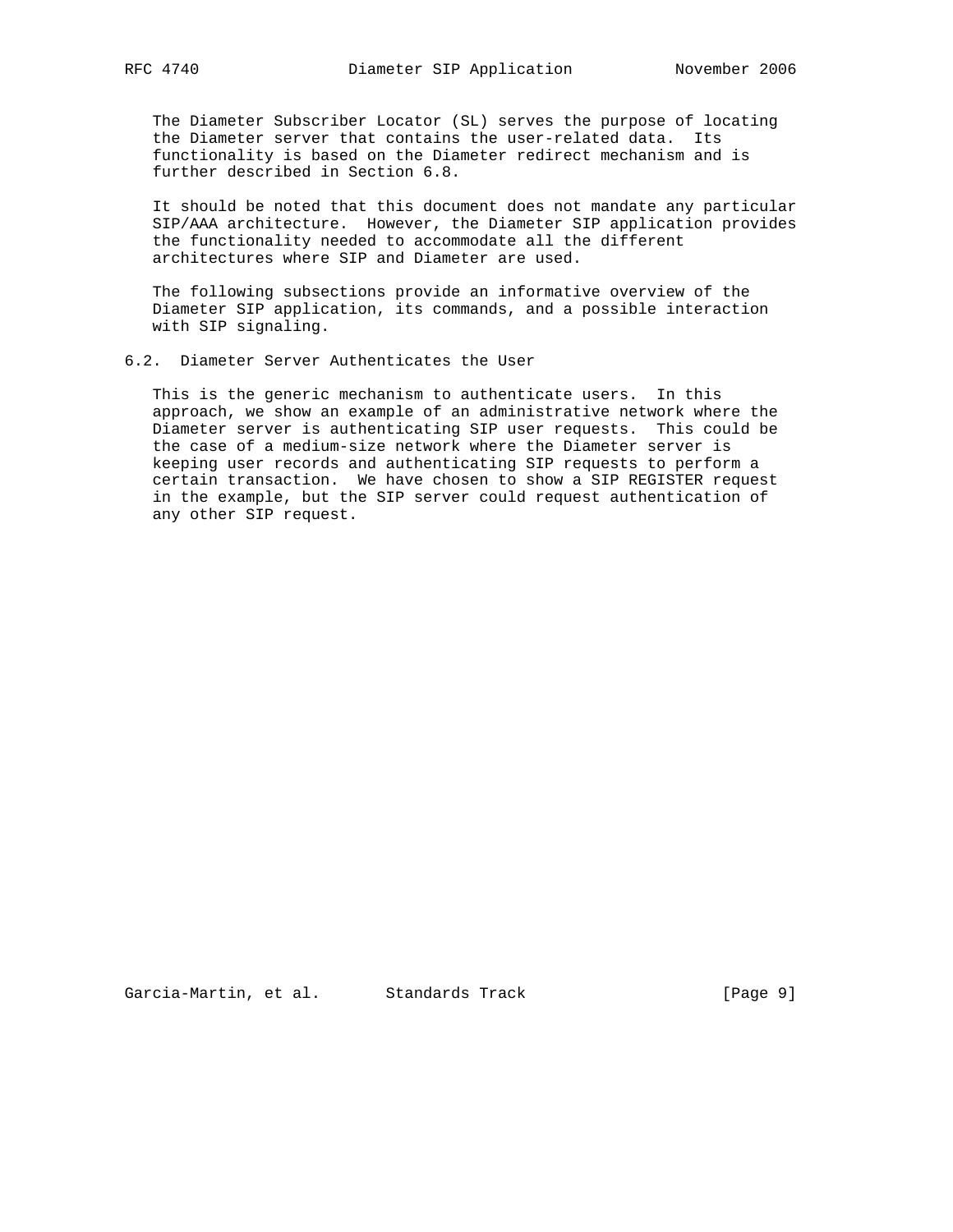The Diameter Subscriber Locator (SL) serves the purpose of locating the Diameter server that contains the user-related data. Its functionality is based on the Diameter redirect mechanism and is further described in Section 6.8.

It should be noted that this document does not mandate any particular SIP/AAA architecture. However, the Diameter SIP application provides the functionality needed to accommodate all the different architectures where SIP and Diameter are used.

The following subsections provide an informative overview of the Diameter SIP application, its commands, and a possible interaction with SIP signaling.

### 6.2. Diameter Server Authenticates the User

This is the generic mechanism to authenticate users. In this approach, we show an example of an administrative network where the Diameter server is authenticating SIP user requests. This could be the case of a medium-size network where the Diameter server is keeping user records and authenticating SIP requests to perform a certain transaction. We have chosen to show a SIP REGISTER request in the example, but the SIP server could request authentication of any other SIP request.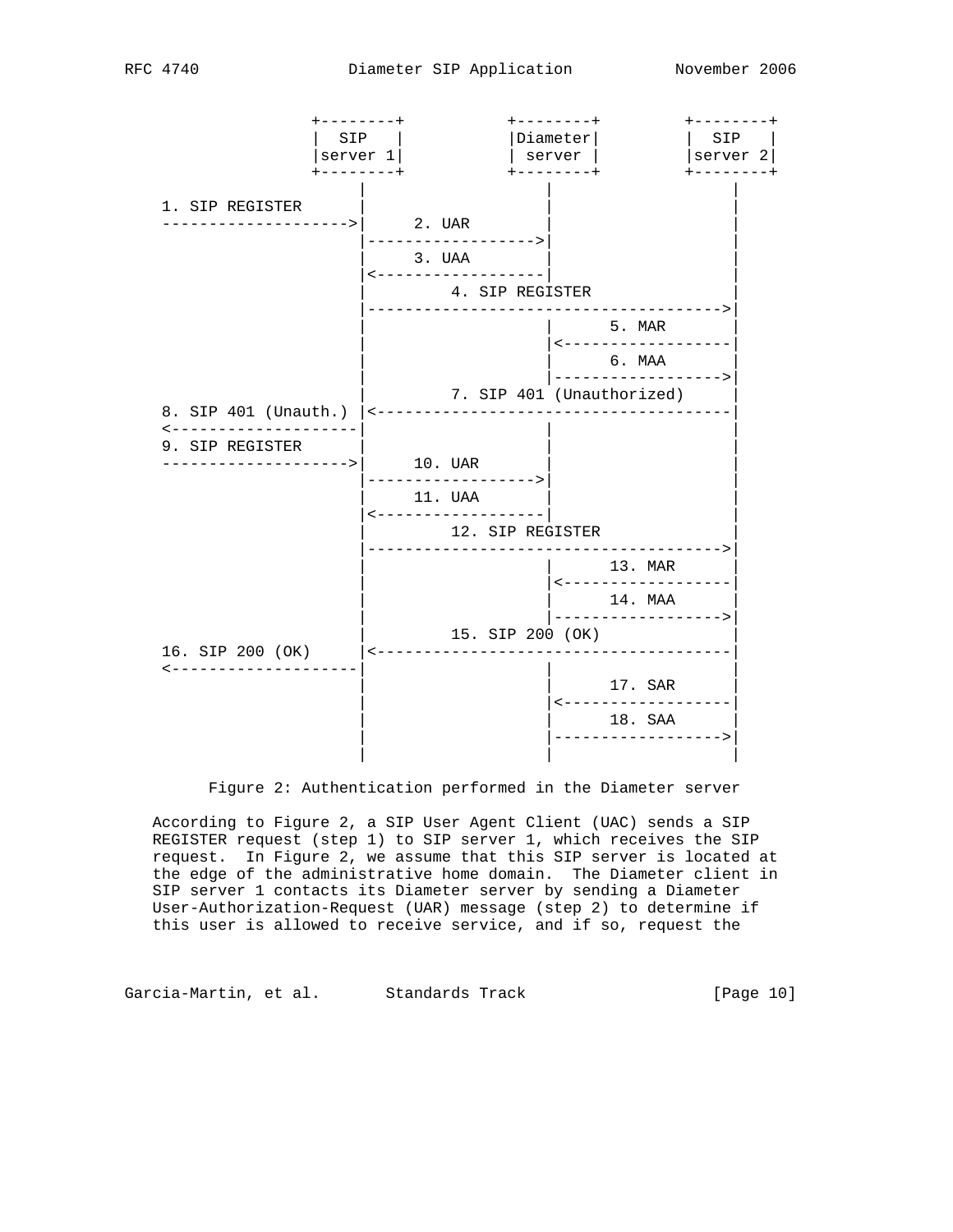```
                  +--------+           +--------+         +--------+
                  |  SIP   |           |Diameter|         |  SIP   |
                  |server 1|           | server |         |server 2|
                  +--------+           +--------+         +--------+
                      |                    |                   |
    1. SIP REGISTER   |                    |                   |
    ----------------->|     2. UAR         |                   |
                      |------------------->|                   |
                      |     3. UAA         |                   |
                      |<-------------------|                   |
                      |         4. SIP REGISTER                |
                      |--------------------------------------->|
                      |                    |      5. MAR       |
                      |                    |<------------------|
                      |                    |      6. MAA       |
                      |                    |------------------>|
                      |         7. SIP 401 (Unauthorized)      |
    8. SIP 401 (Unauth.) |<------------------------------------|
    <-----------------|                    |                   |
    9. SIP REGISTER   |                    |                   |
    ----------------->|     10. UAR        |                   |
                      |------------------->|                   |
                      |     11. UAA        |                   |
                      |<-------------------|                   |
                      |         12. SIP REGISTER               |
                      |--------------------------------------->|
                      |                    |      13. MAR      |
                      |                    |<------------------|
                      |                    |      14. MAA      |
                      |                    |------------------>|
                      |         15. SIP 200 (OK)               |
    16. SIP 200 (OK)  |<---------------------------------------|
    <-----------------|                    |                   |
                      |                    |      17. SAR      |
                      |                    |<------------------|
                      |                    |      18. SAA      |
                      |                    |------------------>|
                      |                    |                   |
```

Figure 2: Authentication performed in the Diameter server

According to Figure 2, a SIP User Agent Client (UAC) sends a SIP REGISTER request (step 1) to SIP server 1, which receives the SIP request. In Figure 2, we assume that this SIP server is located at the edge of the administrative home domain. The Diameter client in SIP server 1 contacts its Diameter server by sending a Diameter User-Authorization-Request (UAR) message (step 2) to determine if this user is allowed to receive service, and if so, request the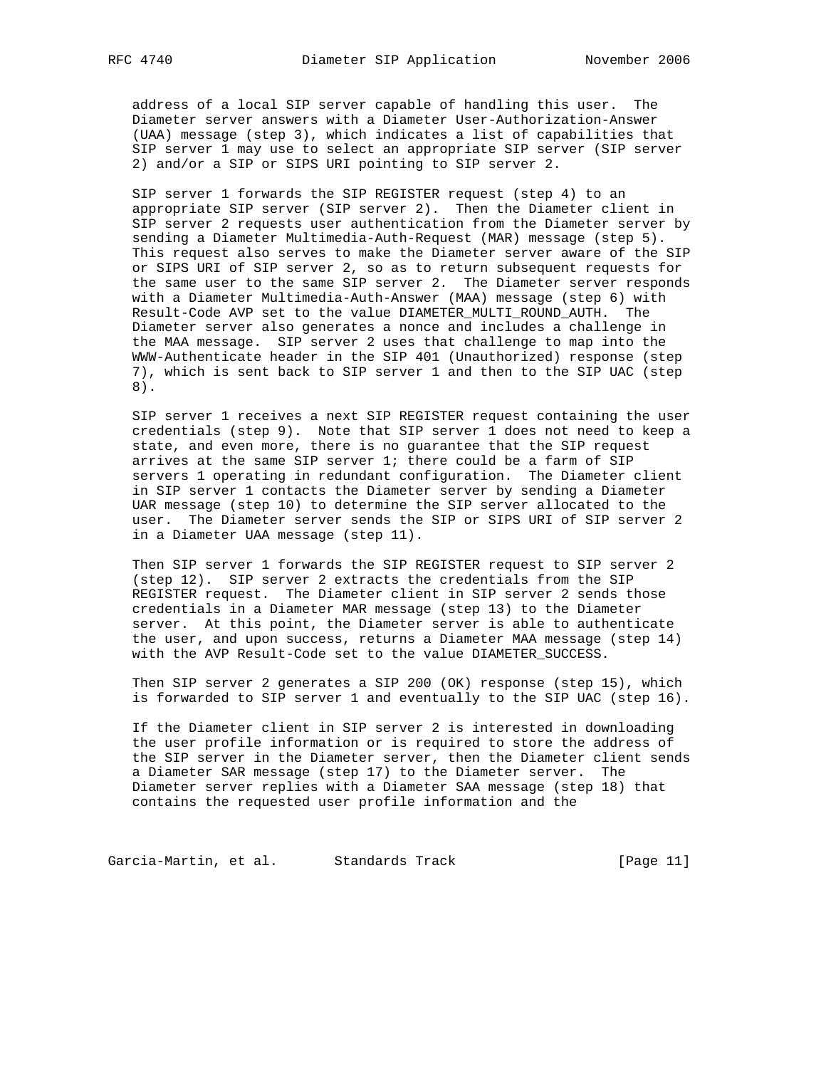address of a local SIP server capable of handling this user. The Diameter server answers with a Diameter User-Authorization-Answer (UAA) message (step 3), which indicates a list of capabilities that SIP server 1 may use to select an appropriate SIP server (SIP server 2) and/or a SIP or SIPS URI pointing to SIP server 2.

SIP server 1 forwards the SIP REGISTER request (step 4) to an appropriate SIP server (SIP server 2). Then the Diameter client in SIP server 2 requests user authentication from the Diameter server by sending a Diameter Multimedia-Auth-Request (MAR) message (step 5). This request also serves to make the Diameter server aware of the SIP or SIPS URI of SIP server 2, so as to return subsequent requests for the same user to the same SIP server 2. The Diameter server responds with a Diameter Multimedia-Auth-Answer (MAA) message (step 6) with Result-Code AVP set to the value DIAMETER_MULTI_ROUND_AUTH. The Diameter server also generates a nonce and includes a challenge in the MAA message. SIP server 2 uses that challenge to map into the WWW-Authenticate header in the SIP 401 (Unauthorized) response (step 7), which is sent back to SIP server 1 and then to the SIP UAC (step 8).

SIP server 1 receives a next SIP REGISTER request containing the user credentials (step 9). Note that SIP server 1 does not need to keep a state, and even more, there is no guarantee that the SIP request arrives at the same SIP server 1; there could be a farm of SIP servers 1 operating in redundant configuration. The Diameter client in SIP server 1 contacts the Diameter server by sending a Diameter UAR message (step 10) to determine the SIP server allocated to the user. The Diameter server sends the SIP or SIPS URI of SIP server 2 in a Diameter UAA message (step 11).

Then SIP server 1 forwards the SIP REGISTER request to SIP server 2 (step 12). SIP server 2 extracts the credentials from the SIP REGISTER request. The Diameter client in SIP server 2 sends those credentials in a Diameter MAR message (step 13) to the Diameter server. At this point, the Diameter server is able to authenticate the user, and upon success, returns a Diameter MAA message (step 14) with the AVP Result-Code set to the value DIAMETER_SUCCESS.

Then SIP server 2 generates a SIP 200 (OK) response (step 15), which is forwarded to SIP server 1 and eventually to the SIP UAC (step 16).

If the Diameter client in SIP server 2 is interested in downloading the user profile information or is required to store the address of the SIP server in the Diameter server, then the Diameter client sends a Diameter SAR message (step 17) to the Diameter server. The Diameter server replies with a Diameter SAA message (step 18) that contains the requested user profile information and the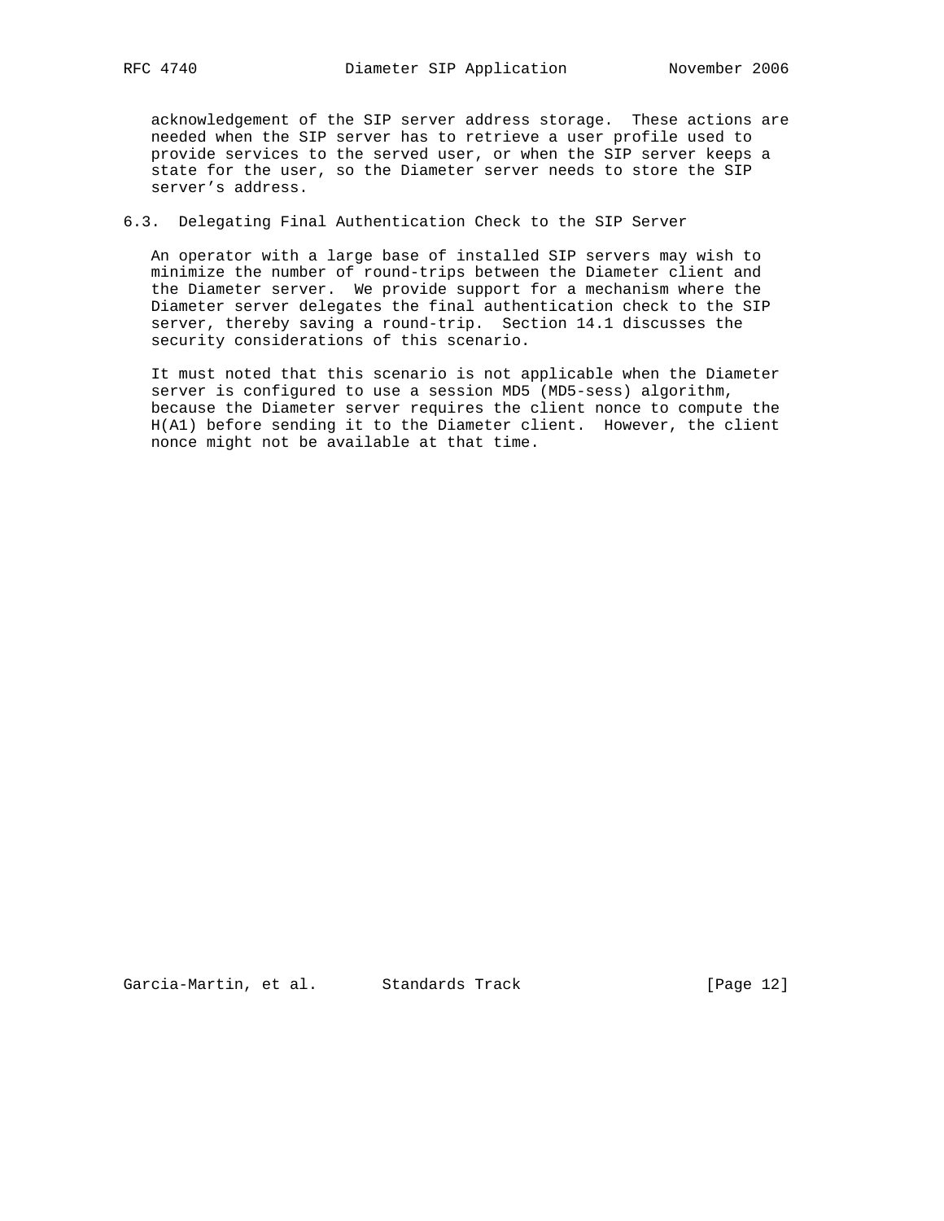acknowledgement of the SIP server address storage. These actions are needed when the SIP server has to retrieve a user profile used to provide services to the served user, or when the SIP server keeps a state for the user, so the Diameter server needs to store the SIP server's address.

### 6.3. Delegating Final Authentication Check to the SIP Server

An operator with a large base of installed SIP servers may wish to minimize the number of round-trips between the Diameter client and the Diameter server. We provide support for a mechanism where the Diameter server delegates the final authentication check to the SIP server, thereby saving a round-trip. Section 14.1 discusses the security considerations of this scenario.

It must noted that this scenario is not applicable when the Diameter server is configured to use a session MD5 (MD5-sess) algorithm, because the Diameter server requires the client nonce to compute the H(A1) before sending it to the Diameter client. However, the client nonce might not be available at that time.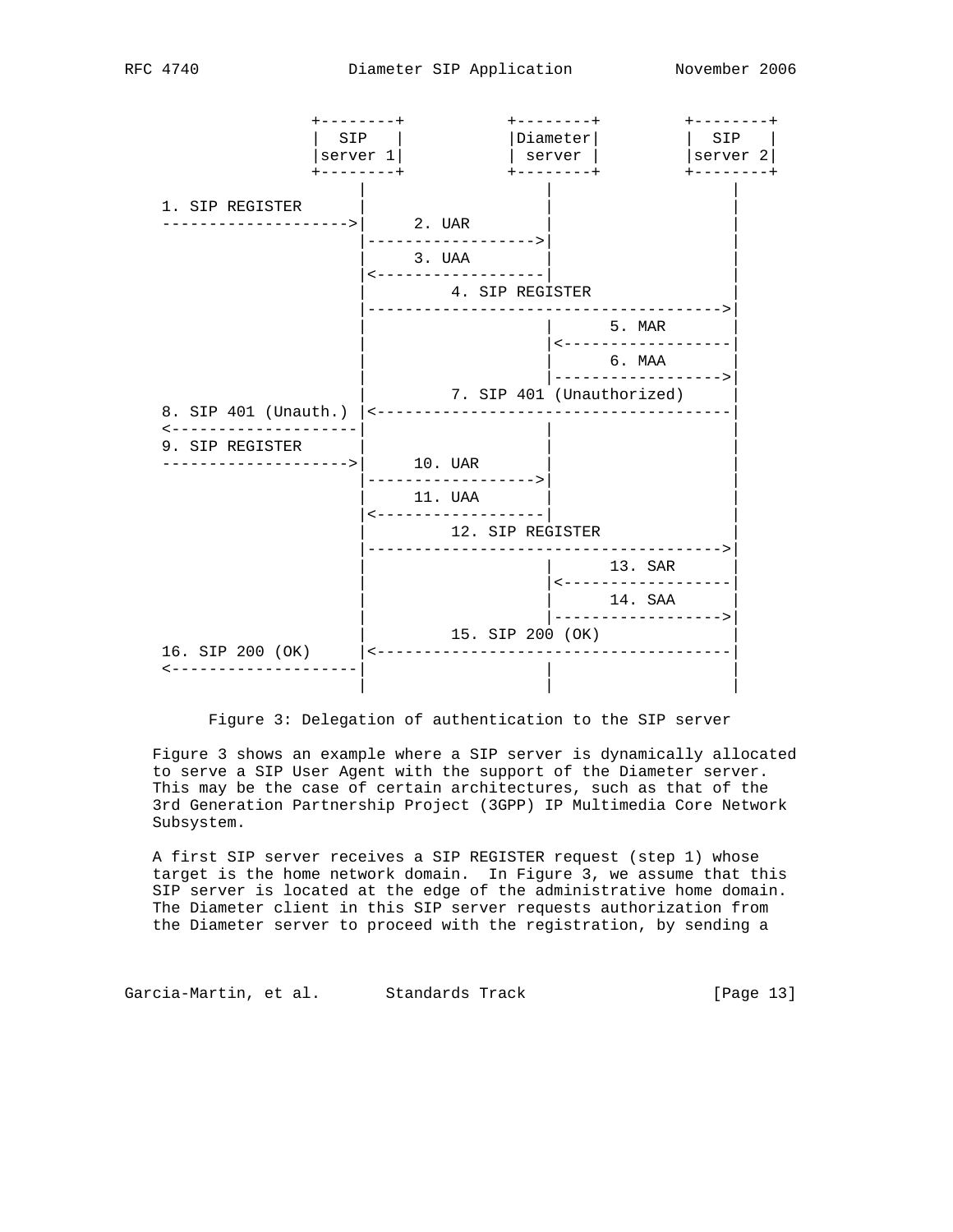```
                +--------+           +--------+         +--------+
                |  SIP   |           |Diameter|         |  SIP   |
                |server 1|           | server |         |server 2|
                +--------+           +--------+         +--------+
                    |                    |                   |
 1. SIP REGISTER    |                    |                   |
 ------------------>|     2. UAR         |                   |
                    |------------------->|                   |
                    |     3. UAA         |                   |
                    |<-------------------|                   |
                    |        4. SIP REGISTER                 |
                    |--------------------------------------->|
                    |                    |      5. MAR       |
                    |                    |<------------------|
                    |                    |      6. MAA       |
                    |                    |------------------>|
                    |        7. SIP 401 (Unauthorized)       |
 8. SIP 401 (Unauth.) |<-------------------------------------|
 <------------------|                    |                   |
 9. SIP REGISTER    |                    |                   |
 ------------------>|     10. UAR        |                   |
                    |------------------->|                   |
                    |     11. UAA        |                   |
                    |<-------------------|                   |
                    |        12. SIP REGISTER                |
                    |--------------------------------------->|
                    |                    |      13. SAR      |
                    |                    |<------------------|
                    |                    |      14. SAA      |
                    |                    |------------------>|
                    |        15. SIP 200 (OK)                |
 16. SIP 200 (OK)   |<---------------------------------------|
 <------------------|                    |                   |
                    |                    |                   |
```

Figure 3: Delegation of authentication to the SIP server

Figure 3 shows an example where a SIP server is dynamically allocated to serve a SIP User Agent with the support of the Diameter server. This may be the case of certain architectures, such as that of the 3rd Generation Partnership Project (3GPP) IP Multimedia Core Network Subsystem.

A first SIP server receives a SIP REGISTER request (step 1) whose target is the home network domain. In Figure 3, we assume that this SIP server is located at the edge of the administrative home domain. The Diameter client in this SIP server requests authorization from the Diameter server to proceed with the registration, by sending a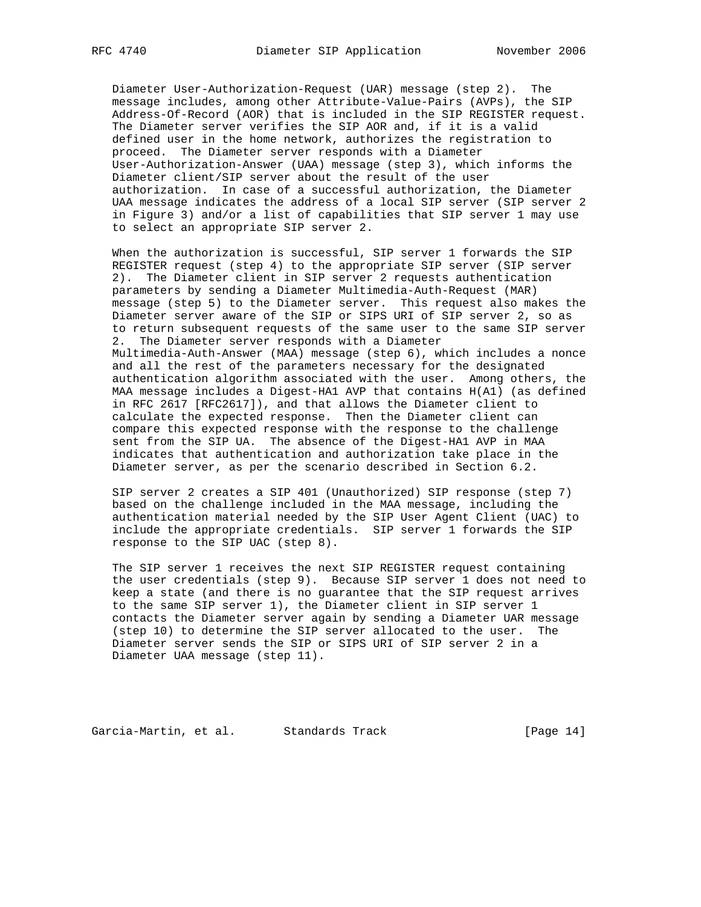Diameter User-Authorization-Request (UAR) message (step 2). The message includes, among other Attribute-Value-Pairs (AVPs), the SIP Address-Of-Record (AOR) that is included in the SIP REGISTER request. The Diameter server verifies the SIP AOR and, if it is a valid defined user in the home network, authorizes the registration to proceed. The Diameter server responds with a Diameter User-Authorization-Answer (UAA) message (step 3), which informs the Diameter client/SIP server about the result of the user authorization. In case of a successful authorization, the Diameter UAA message indicates the address of a local SIP server (SIP server 2 in Figure 3) and/or a list of capabilities that SIP server 1 may use to select an appropriate SIP server 2.

When the authorization is successful, SIP server 1 forwards the SIP REGISTER request (step 4) to the appropriate SIP server (SIP server 2). The Diameter client in SIP server 2 requests authentication parameters by sending a Diameter Multimedia-Auth-Request (MAR) message (step 5) to the Diameter server. This request also makes the Diameter server aware of the SIP or SIPS URI of SIP server 2, so as to return subsequent requests of the same user to the same SIP server 2. The Diameter server responds with a Diameter Multimedia-Auth-Answer (MAA) message (step 6), which includes a nonce and all the rest of the parameters necessary for the designated authentication algorithm associated with the user. Among others, the MAA message includes a Digest-HA1 AVP that contains H(A1) (as defined in RFC 2617 [RFC2617]), and that allows the Diameter client to calculate the expected response. Then the Diameter client can compare this expected response with the response to the challenge sent from the SIP UA. The absence of the Digest-HA1 AVP in MAA indicates that authentication and authorization take place in the Diameter server, as per the scenario described in Section 6.2.

SIP server 2 creates a SIP 401 (Unauthorized) SIP response (step 7) based on the challenge included in the MAA message, including the authentication material needed by the SIP User Agent Client (UAC) to include the appropriate credentials. SIP server 1 forwards the SIP response to the SIP UAC (step 8).

The SIP server 1 receives the next SIP REGISTER request containing the user credentials (step 9). Because SIP server 1 does not need to keep a state (and there is no guarantee that the SIP request arrives to the same SIP server 1), the Diameter client in SIP server 1 contacts the Diameter server again by sending a Diameter UAR message (step 10) to determine the SIP server allocated to the user. The Diameter server sends the SIP or SIPS URI of SIP server 2 in a Diameter UAA message (step 11).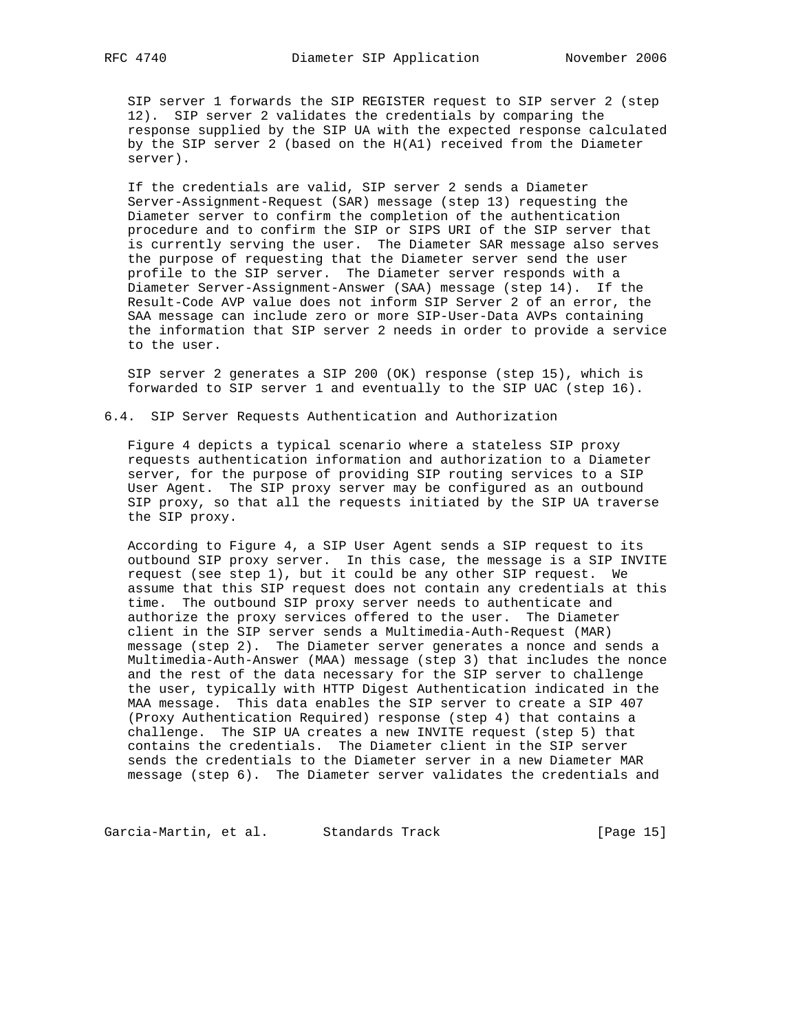SIP server 1 forwards the SIP REGISTER request to SIP server 2 (step 12). SIP server 2 validates the credentials by comparing the response supplied by the SIP UA with the expected response calculated by the SIP server 2 (based on the H(A1) received from the Diameter server).

If the credentials are valid, SIP server 2 sends a Diameter Server-Assignment-Request (SAR) message (step 13) requesting the Diameter server to confirm the completion of the authentication procedure and to confirm the SIP or SIPS URI of the SIP server that is currently serving the user. The Diameter SAR message also serves the purpose of requesting that the Diameter server send the user profile to the SIP server. The Diameter server responds with a Diameter Server-Assignment-Answer (SAA) message (step 14). If the Result-Code AVP value does not inform SIP Server 2 of an error, the SAA message can include zero or more SIP-User-Data AVPs containing the information that SIP server 2 needs in order to provide a service to the user.

SIP server 2 generates a SIP 200 (OK) response (step 15), which is forwarded to SIP server 1 and eventually to the SIP UAC (step 16).

### 6.4. SIP Server Requests Authentication and Authorization

Figure 4 depicts a typical scenario where a stateless SIP proxy requests authentication information and authorization to a Diameter server, for the purpose of providing SIP routing services to a SIP User Agent. The SIP proxy server may be configured as an outbound SIP proxy, so that all the requests initiated by the SIP UA traverse the SIP proxy.

According to Figure 4, a SIP User Agent sends a SIP request to its outbound SIP proxy server. In this case, the message is a SIP INVITE request (see step 1), but it could be any other SIP request. We assume that this SIP request does not contain any credentials at this time. The outbound SIP proxy server needs to authenticate and authorize the proxy services offered to the user. The Diameter client in the SIP server sends a Multimedia-Auth-Request (MAR) message (step 2). The Diameter server generates a nonce and sends a Multimedia-Auth-Answer (MAA) message (step 3) that includes the nonce and the rest of the data necessary for the SIP server to challenge the user, typically with HTTP Digest Authentication indicated in the MAA message. This data enables the SIP server to create a SIP 407 (Proxy Authentication Required) response (step 4) that contains a challenge. The SIP UA creates a new INVITE request (step 5) that contains the credentials. The Diameter client in the SIP server sends the credentials to the Diameter server in a new Diameter MAR message (step 6). The Diameter server validates the credentials and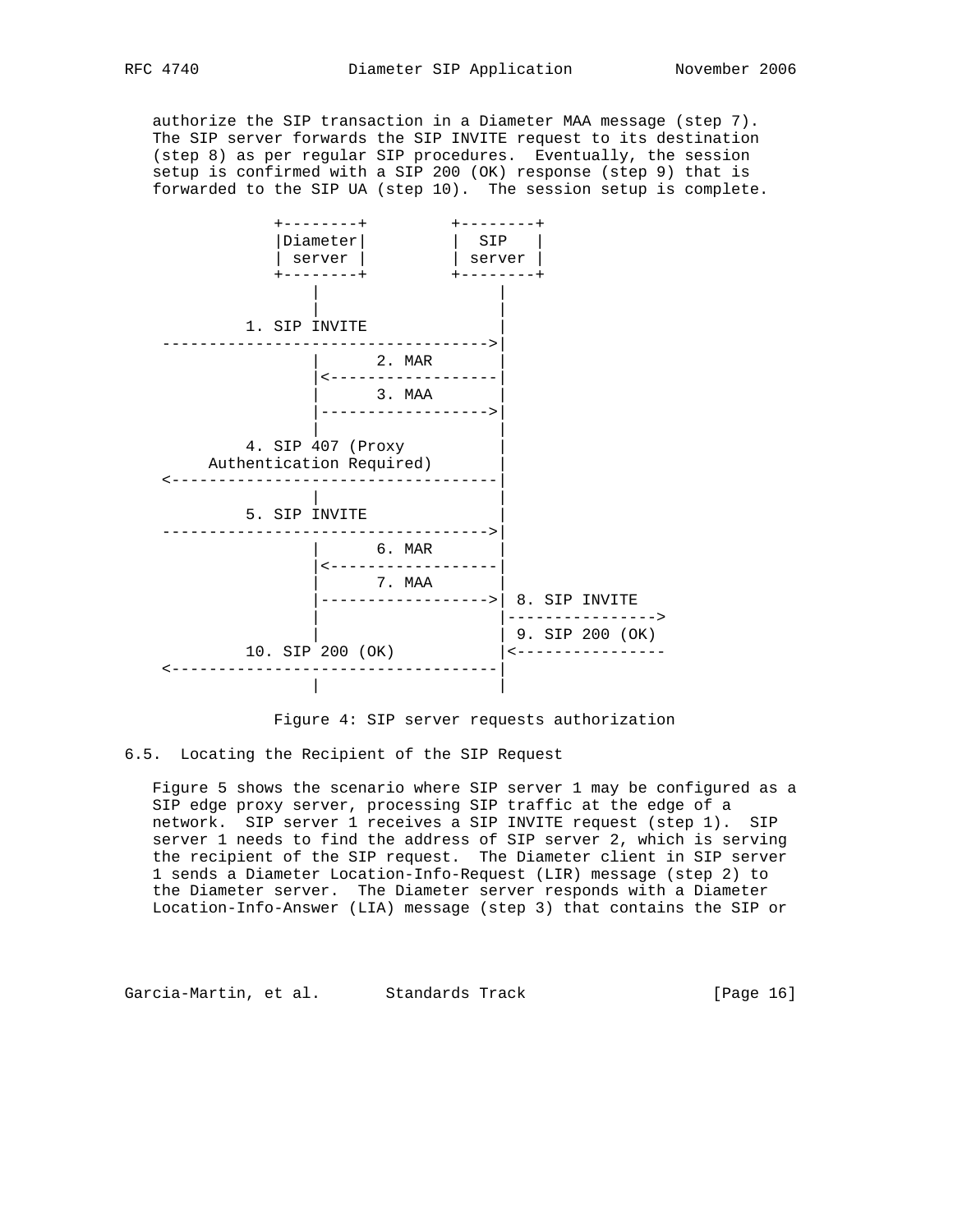authorize the SIP transaction in a Diameter MAA message (step 7). The SIP server forwards the SIP INVITE request to its destination (step 8) as per regular SIP procedures. Eventually, the session setup is confirmed with a SIP 200 (OK) response (step 9) that is forwarded to the SIP UA (step 10). The session setup is complete.

```
              +--------+         +--------+
              |Diameter|         |  SIP   |
              | server |         | server |
              +--------+         +--------+
                  |                   |
                  |                   |
          1. SIP INVITE               |
   ---------------------------------->|
                  |      2. MAR       |
                  |<------------------|
                  |      3. MAA       |
                  |------------------>|
                  |                   |
          4. SIP 407 (Proxy           |
      Authentication Required)        |
   <----------------------------------|
                  |                   |
          5. SIP INVITE               |
   ---------------------------------->|
                  |      6. MAR       |
                  |<------------------|
                  |      7. MAA       |
                  |------------------>| 8. SIP INVITE
                  |                   |---------------->
                  |                   | 9. SIP 200 (OK)
          10. SIP 200 (OK)            |<----------------
   <----------------------------------|
                  |                   |
```

Figure 4: SIP server requests authorization

## 6.5. Locating the Recipient of the SIP Request

Figure 5 shows the scenario where SIP server 1 may be configured as a SIP edge proxy server, processing SIP traffic at the edge of a network. SIP server 1 receives a SIP INVITE request (step 1). SIP server 1 needs to find the address of SIP server 2, which is serving the recipient of the SIP request. The Diameter client in SIP server 1 sends a Diameter Location-Info-Request (LIR) message (step 2) to the Diameter server. The Diameter server responds with a Diameter Location-Info-Answer (LIA) message (step 3) that contains the SIP or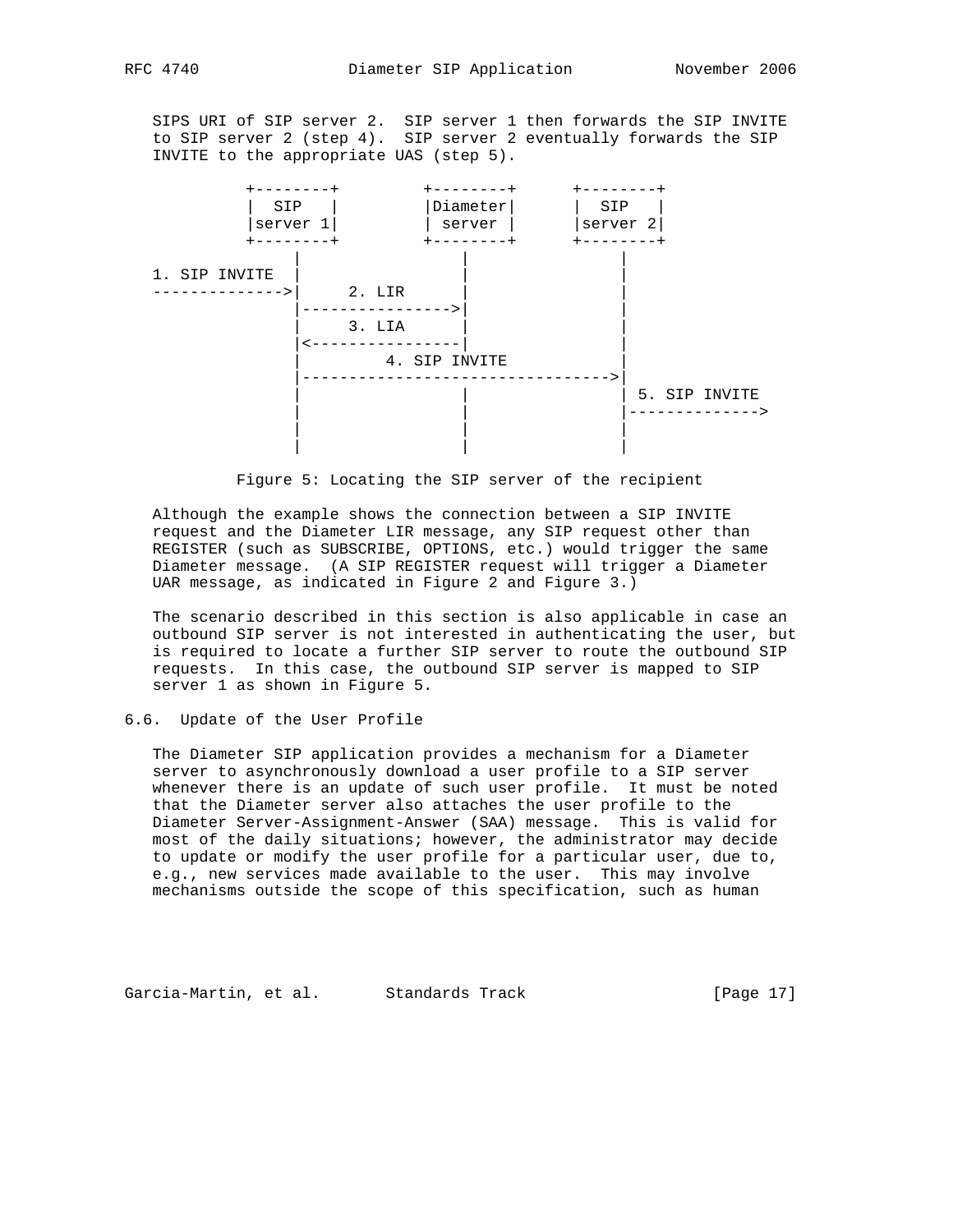SIPS URI of SIP server 2. SIP server 1 then forwards the SIP INVITE to SIP server 2 (step 4). SIP server 2 eventually forwards the SIP INVITE to the appropriate UAS (step 5).

```
          +--------+         +--------+      +--------+
          |  SIP   |         |Diameter|      |  SIP   |
          |server 1|         | server |      |server 2|
          +--------+         +--------+      +--------+
              |                  |               |
1. SIP INVITE |                  |               |
------------->|     2. LIR       |               |
              |----------------->|               |
              |     3. LIA       |               |
              |<-----------------|               |
              |         4. SIP INVITE            |
              |--------------------------------->|
              |                  |               | 5. SIP INVITE
              |                  |               |-------------->
              |                  |               |
              |                  |               |
```

Figure 5: Locating the SIP server of the recipient

Although the example shows the connection between a SIP INVITE request and the Diameter LIR message, any SIP request other than REGISTER (such as SUBSCRIBE, OPTIONS, etc.) would trigger the same Diameter message. (A SIP REGISTER request will trigger a Diameter UAR message, as indicated in Figure 2 and Figure 3.)

The scenario described in this section is also applicable in case an outbound SIP server is not interested in authenticating the user, but is required to locate a further SIP server to route the outbound SIP requests. In this case, the outbound SIP server is mapped to SIP server 1 as shown in Figure 5.

### 6.6. Update of the User Profile

The Diameter SIP application provides a mechanism for a Diameter server to asynchronously download a user profile to a SIP server whenever there is an update of such user profile. It must be noted that the Diameter server also attaches the user profile to the Diameter Server-Assignment-Answer (SAA) message. This is valid for most of the daily situations; however, the administrator may decide to update or modify the user profile for a particular user, due to, e.g., new services made available to the user. This may involve mechanisms outside the scope of this specification, such as human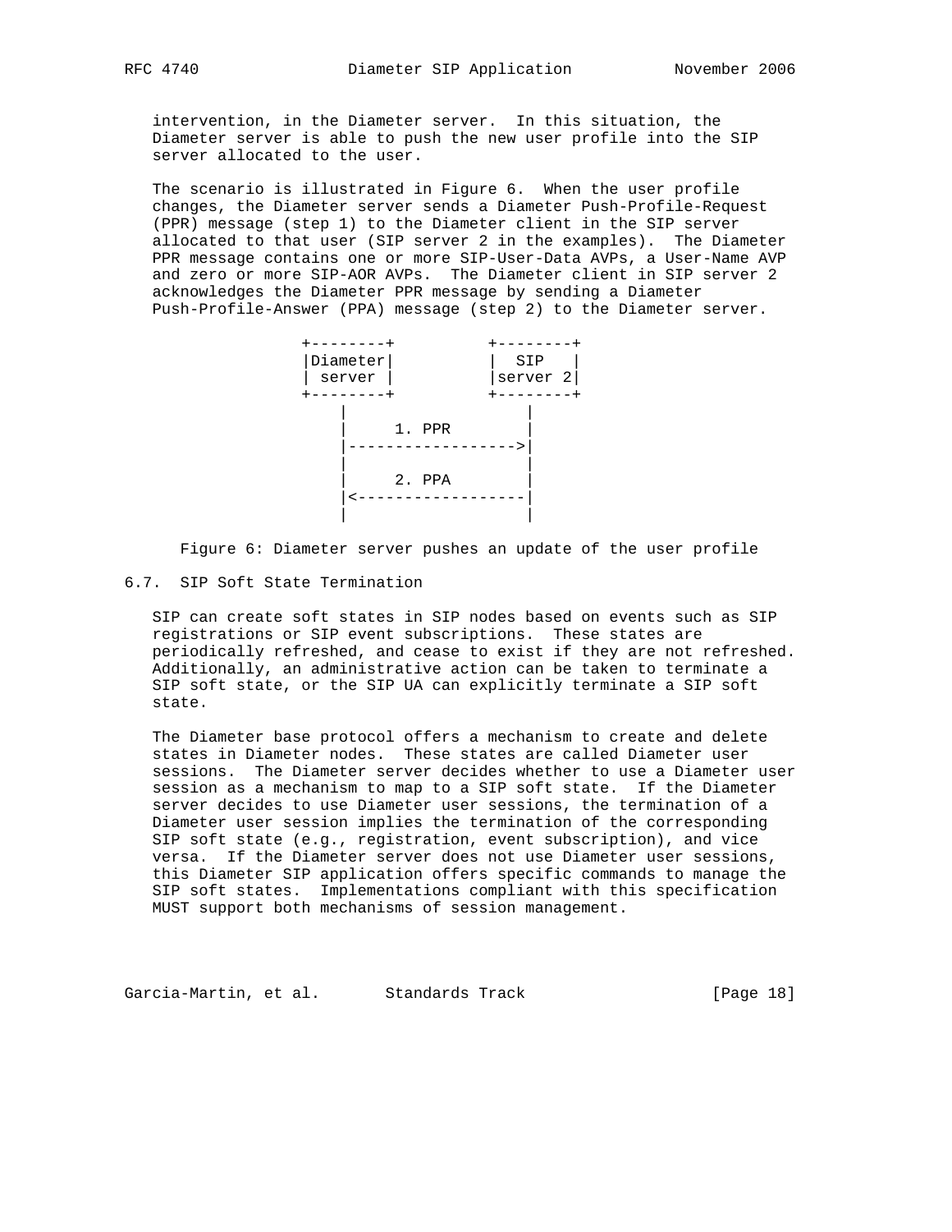intervention, in the Diameter server. In this situation, the Diameter server is able to push the new user profile into the SIP server allocated to the user.

The scenario is illustrated in Figure 6. When the user profile changes, the Diameter server sends a Diameter Push-Profile-Request (PPR) message (step 1) to the Diameter client in the SIP server allocated to that user (SIP server 2 in the examples). The Diameter PPR message contains one or more SIP-User-Data AVPs, a User-Name AVP and zero or more SIP-AOR AVPs. The Diameter client in SIP server 2 acknowledges the Diameter PPR message by sending a Diameter Push-Profile-Answer (PPA) message (step 2) to the Diameter server.

```
+--------+          +--------+
|Diameter|          |  SIP   |
| server |          |server 2|
+--------+          +--------+
    |                    |
    |      1. PPR        |
    |------------------->|
    |                    |
    |      2. PPA        |
    |<-------------------|
    |                    |
```

Figure 6: Diameter server pushes an update of the user profile

### 6.7. SIP Soft State Termination

SIP can create soft states in SIP nodes based on events such as SIP registrations or SIP event subscriptions. These states are periodically refreshed, and cease to exist if they are not refreshed. Additionally, an administrative action can be taken to terminate a SIP soft state, or the SIP UA can explicitly terminate a SIP soft state.

The Diameter base protocol offers a mechanism to create and delete states in Diameter nodes. These states are called Diameter user sessions. The Diameter server decides whether to use a Diameter user session as a mechanism to map to a SIP soft state. If the Diameter server decides to use Diameter user sessions, the termination of a Diameter user session implies the termination of the corresponding SIP soft state (e.g., registration, event subscription), and vice versa. If the Diameter server does not use Diameter user sessions, this Diameter SIP application offers specific commands to manage the SIP soft states. Implementations compliant with this specification MUST support both mechanisms of session management.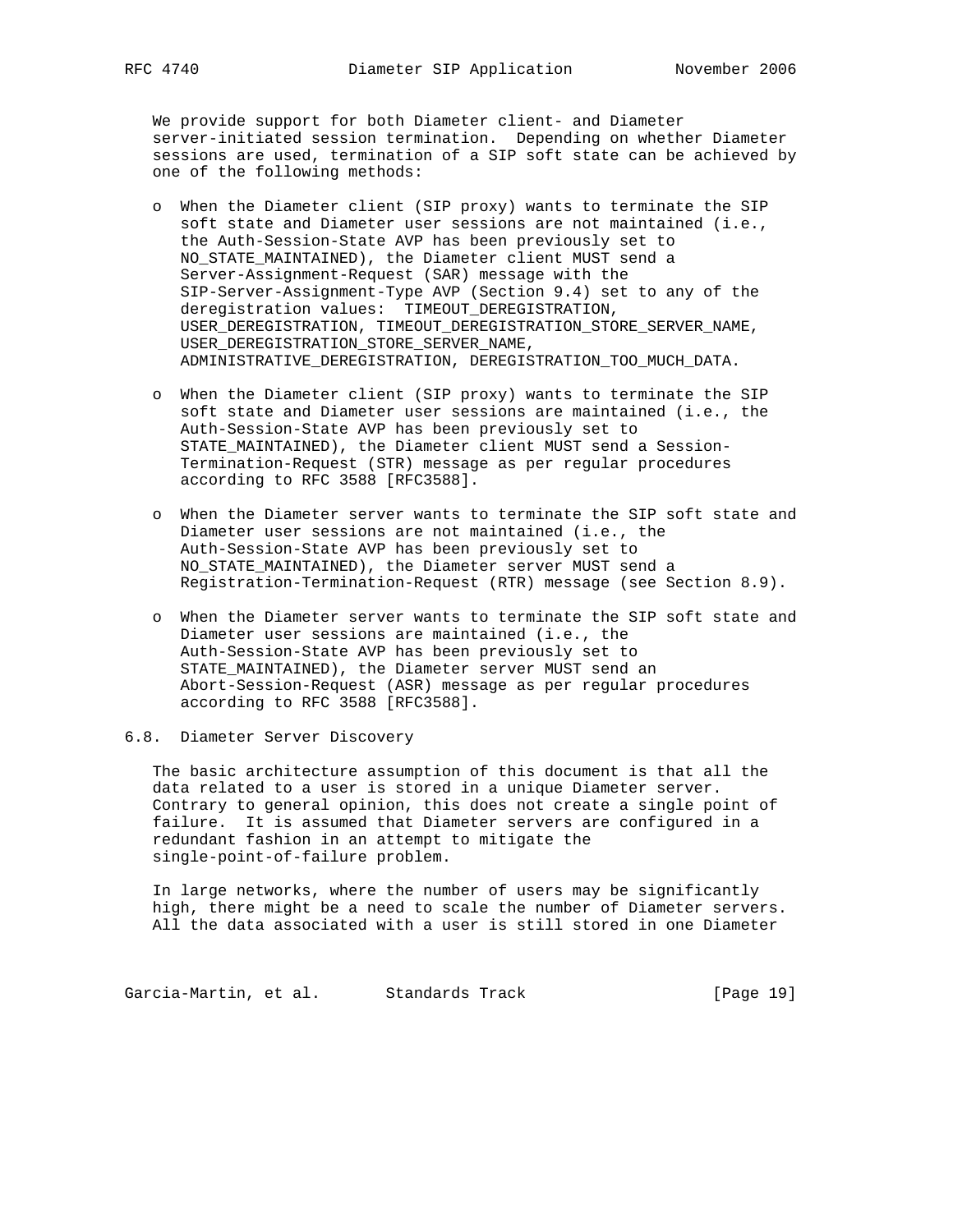We provide support for both Diameter client- and Diameter server-initiated session termination. Depending on whether Diameter sessions are used, termination of a SIP soft state can be achieved by one of the following methods:

- When the Diameter client (SIP proxy) wants to terminate the SIP soft state and Diameter user sessions are not maintained (i.e., the Auth-Session-State AVP has been previously set to NO_STATE_MAINTAINED), the Diameter client MUST send a Server-Assignment-Request (SAR) message with the SIP-Server-Assignment-Type AVP (Section 9.4) set to any of the deregistration values: TIMEOUT_DEREGISTRATION, USER_DEREGISTRATION, TIMEOUT_DEREGISTRATION_STORE_SERVER_NAME, USER_DEREGISTRATION_STORE_SERVER_NAME, ADMINISTRATIVE_DEREGISTRATION, DEREGISTRATION_TOO_MUCH_DATA.

- When the Diameter client (SIP proxy) wants to terminate the SIP soft state and Diameter user sessions are maintained (i.e., the Auth-Session-State AVP has been previously set to STATE_MAINTAINED), the Diameter client MUST send a Session-Termination-Request (STR) message as per regular procedures according to RFC 3588 [RFC3588].

- When the Diameter server wants to terminate the SIP soft state and Diameter user sessions are not maintained (i.e., the Auth-Session-State AVP has been previously set to NO_STATE_MAINTAINED), the Diameter server MUST send a Registration-Termination-Request (RTR) message (see Section 8.9).

- When the Diameter server wants to terminate the SIP soft state and Diameter user sessions are maintained (i.e., the Auth-Session-State AVP has been previously set to STATE_MAINTAINED), the Diameter server MUST send an Abort-Session-Request (ASR) message as per regular procedures according to RFC 3588 [RFC3588].

## 6.8. Diameter Server Discovery

The basic architecture assumption of this document is that all the data related to a user is stored in a unique Diameter server. Contrary to general opinion, this does not create a single point of failure. It is assumed that Diameter servers are configured in a redundant fashion in an attempt to mitigate the single-point-of-failure problem.

In large networks, where the number of users may be significantly high, there might be a need to scale the number of Diameter servers. All the data associated with a user is still stored in one Diameter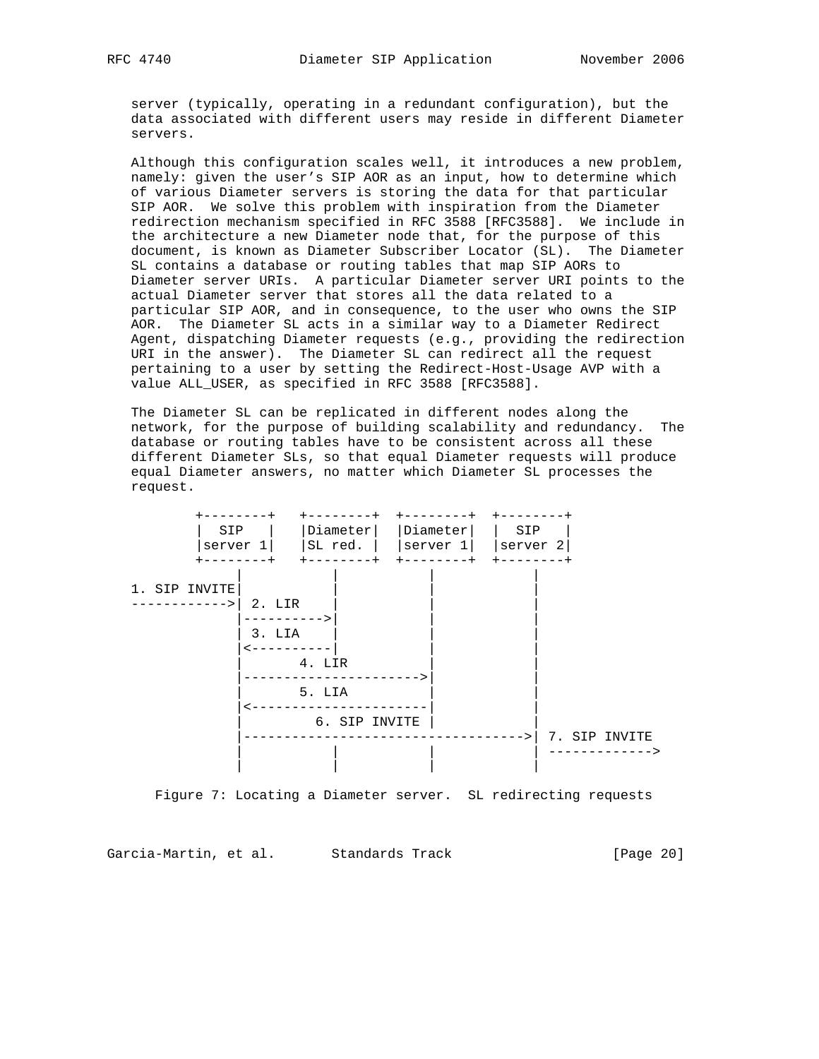server (typically, operating in a redundant configuration), but the data associated with different users may reside in different Diameter servers.

Although this configuration scales well, it introduces a new problem, namely: given the user's SIP AOR as an input, how to determine which of various Diameter servers is storing the data for that particular SIP AOR. We solve this problem with inspiration from the Diameter redirection mechanism specified in RFC 3588 [RFC3588]. We include in the architecture a new Diameter node that, for the purpose of this document, is known as Diameter Subscriber Locator (SL). The Diameter SL contains a database or routing tables that map SIP AORs to Diameter server URIs. A particular Diameter server URI points to the actual Diameter server that stores all the data related to a particular SIP AOR, and in consequence, to the user who owns the SIP AOR. The Diameter SL acts in a similar way to a Diameter Redirect Agent, dispatching Diameter requests (e.g., providing the redirection URI in the answer). The Diameter SL can redirect all the request pertaining to a user by setting the Redirect-Host-Usage AVP with a value ALL_USER, as specified in RFC 3588 [RFC3588].

The Diameter SL can be replicated in different nodes along the network, for the purpose of building scalability and redundancy. The database or routing tables have to be consistent across all these different Diameter SLs, so that equal Diameter requests will produce equal Diameter answers, no matter which Diameter SL processes the request.

```
        +--------+   +--------+  +--------+  +--------+
        |  SIP   |   |Diameter|  |Diameter|  |  SIP   |
        |server 1|   |SL red. |  |server 1|  |server 2|
        +--------+   +--------+  +--------+  +--------+
             |            |           |           |
1. SIP INVITE|            |           |           |
------------>| 2. LIR     |           |           |
             |----------->|           |           |
             | 3. LIA     |           |           |
             |<-----------|           |           |
             |       4. LIR           |           |
             |----------------------->|           |
             |       5. LIA           |           |
             |<-----------------------|           |
             |         6. SIP INVITE  |           |
             |----------------------------------->| 7. SIP INVITE
             |            |           |           | ------------->
             |            |           |           |
```

Figure 7: Locating a Diameter server. SL redirecting requests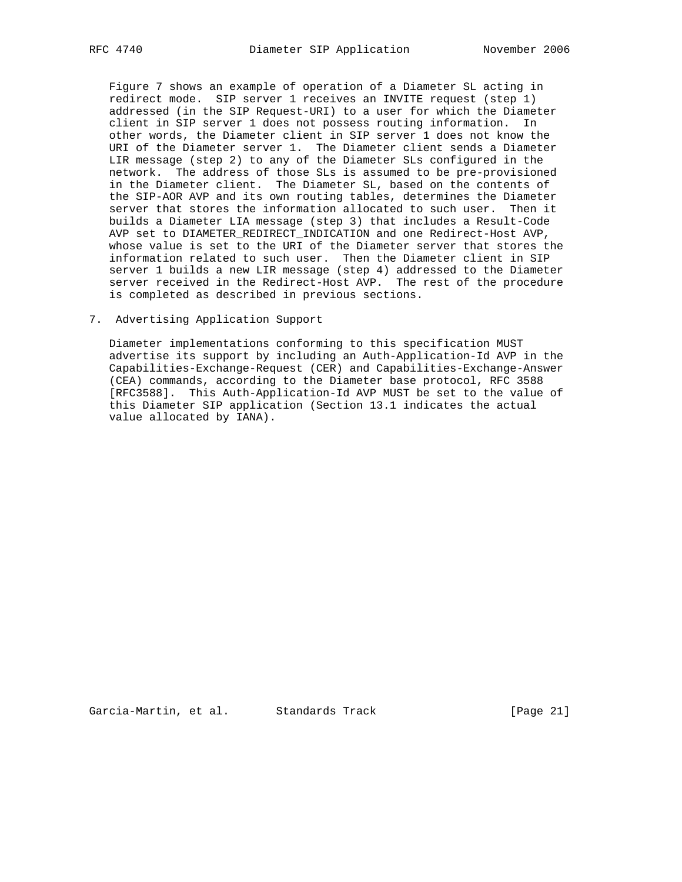Figure 7 shows an example of operation of a Diameter SL acting in redirect mode. SIP server 1 receives an INVITE request (step 1) addressed (in the SIP Request-URI) to a user for which the Diameter client in SIP server 1 does not possess routing information. In other words, the Diameter client in SIP server 1 does not know the URI of the Diameter server 1. The Diameter client sends a Diameter LIR message (step 2) to any of the Diameter SLs configured in the network. The address of those SLs is assumed to be pre-provisioned in the Diameter client. The Diameter SL, based on the contents of the SIP-AOR AVP and its own routing tables, determines the Diameter server that stores the information allocated to such user. Then it builds a Diameter LIA message (step 3) that includes a Result-Code AVP set to DIAMETER_REDIRECT_INDICATION and one Redirect-Host AVP, whose value is set to the URI of the Diameter server that stores the information related to such user. Then the Diameter client in SIP server 1 builds a new LIR message (step 4) addressed to the Diameter server received in the Redirect-Host AVP. The rest of the procedure is completed as described in previous sections.

## 7. Advertising Application Support

Diameter implementations conforming to this specification MUST advertise its support by including an Auth-Application-Id AVP in the Capabilities-Exchange-Request (CER) and Capabilities-Exchange-Answer (CEA) commands, according to the Diameter base protocol, RFC 3588 [RFC3588]. This Auth-Application-Id AVP MUST be set to the value of this Diameter SIP application (Section 13.1 indicates the actual value allocated by IANA).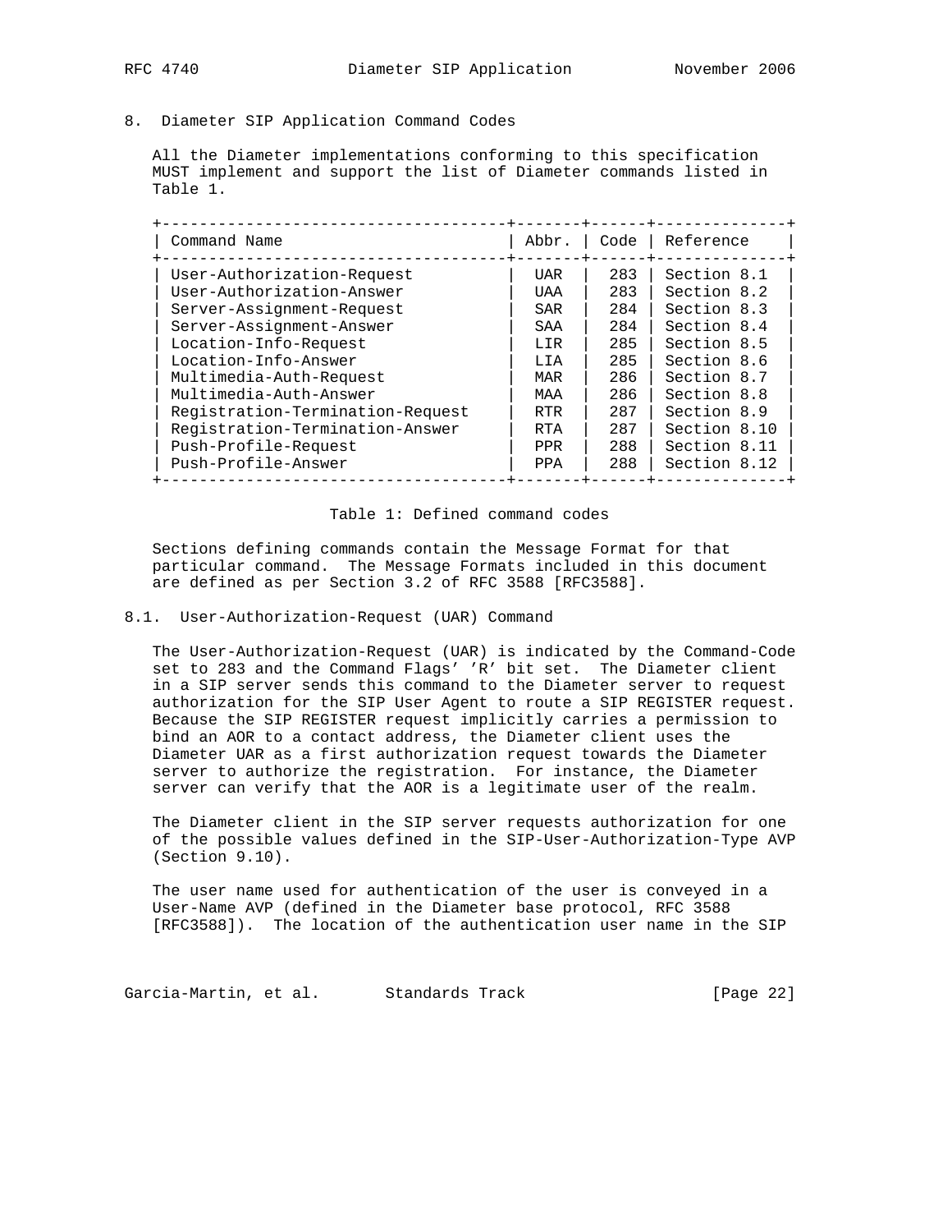## 8. Diameter SIP Application Command Codes

All the Diameter implementations conforming to this specification MUST implement and support the list of Diameter commands listed in Table 1.

| Command Name | Abbr. | Code | Reference |
|---|---|---|---|
| User-Authorization-Request | UAR | 283 | Section 8.1 |
| User-Authorization-Answer | UAA | 283 | Section 8.2 |
| Server-Assignment-Request | SAR | 284 | Section 8.3 |
| Server-Assignment-Answer | SAA | 284 | Section 8.4 |
| Location-Info-Request | LIR | 285 | Section 8.5 |
| Location-Info-Answer | LIA | 285 | Section 8.6 |
| Multimedia-Auth-Request | MAR | 286 | Section 8.7 |
| Multimedia-Auth-Answer | MAA | 286 | Section 8.8 |
| Registration-Termination-Request | RTR | 287 | Section 8.9 |
| Registration-Termination-Answer | RTA | 287 | Section 8.10 |
| Push-Profile-Request | PPR | 288 | Section 8.11 |
| Push-Profile-Answer | PPA | 288 | Section 8.12 |

Table 1: Defined command codes

Sections defining commands contain the Message Format for that particular command. The Message Formats included in this document are defined as per Section 3.2 of RFC 3588 [RFC3588].

### 8.1. User-Authorization-Request (UAR) Command

The User-Authorization-Request (UAR) is indicated by the Command-Code set to 283 and the Command Flags' 'R' bit set. The Diameter client in a SIP server sends this command to the Diameter server to request authorization for the SIP User Agent to route a SIP REGISTER request. Because the SIP REGISTER request implicitly carries a permission to bind an AOR to a contact address, the Diameter client uses the Diameter UAR as a first authorization request towards the Diameter server to authorize the registration. For instance, the Diameter server can verify that the AOR is a legitimate user of the realm.

The Diameter client in the SIP server requests authorization for one of the possible values defined in the SIP-User-Authorization-Type AVP (Section 9.10).

The user name used for authentication of the user is conveyed in a User-Name AVP (defined in the Diameter base protocol, RFC 3588 [RFC3588]). The location of the authentication user name in the SIP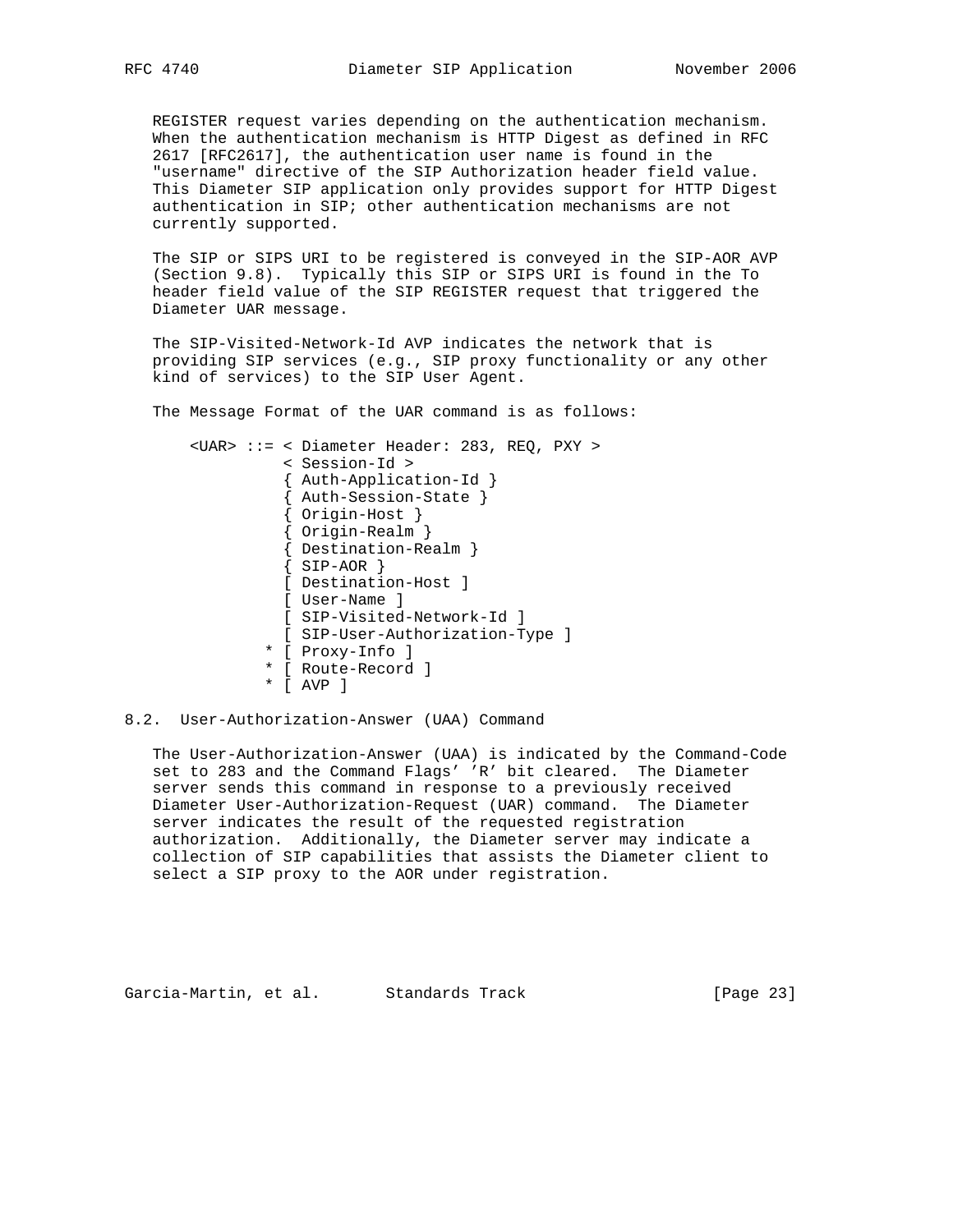REGISTER request varies depending on the authentication mechanism. When the authentication mechanism is HTTP Digest as defined in RFC 2617 [RFC2617], the authentication user name is found in the "username" directive of the SIP Authorization header field value. This Diameter SIP application only provides support for HTTP Digest authentication in SIP; other authentication mechanisms are not currently supported.

The SIP or SIPS URI to be registered is conveyed in the SIP-AOR AVP (Section 9.8). Typically this SIP or SIPS URI is found in the To header field value of the SIP REGISTER request that triggered the Diameter UAR message.

The SIP-Visited-Network-Id AVP indicates the network that is providing SIP services (e.g., SIP proxy functionality or any other kind of services) to the SIP User Agent.

The Message Format of the UAR command is as follows:

```
<UAR> ::= < Diameter Header: 283, REQ, PXY >
          < Session-Id >
          { Auth-Application-Id }
          { Auth-Session-State }
          { Origin-Host }
          { Origin-Realm }
          { Destination-Realm }
          { SIP-AOR }
          [ Destination-Host ]
          [ User-Name ]
          [ SIP-Visited-Network-Id ]
          [ SIP-User-Authorization-Type ]
        * [ Proxy-Info ]
        * [ Route-Record ]
        * [ AVP ]
```

## 8.2. User-Authorization-Answer (UAA) Command

The User-Authorization-Answer (UAA) is indicated by the Command-Code set to 283 and the Command Flags' 'R' bit cleared. The Diameter server sends this command in response to a previously received Diameter User-Authorization-Request (UAR) command. The Diameter server indicates the result of the requested registration authorization. Additionally, the Diameter server may indicate a collection of SIP capabilities that assists the Diameter client to select a SIP proxy to the AOR under registration.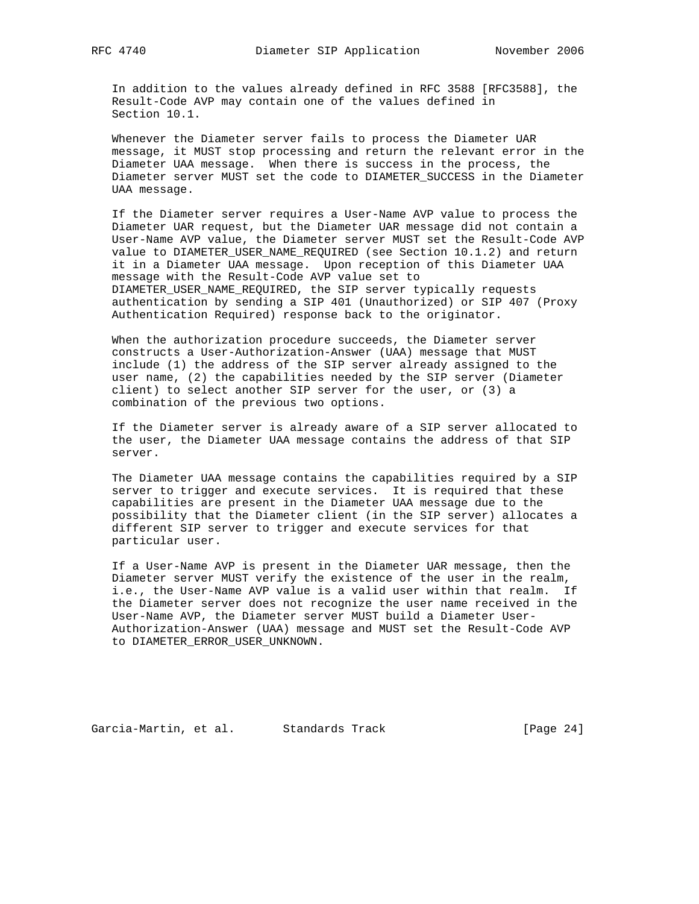In addition to the values already defined in RFC 3588 [RFC3588], the Result-Code AVP may contain one of the values defined in Section 10.1.

Whenever the Diameter server fails to process the Diameter UAR message, it MUST stop processing and return the relevant error in the Diameter UAA message. When there is success in the process, the Diameter server MUST set the code to DIAMETER_SUCCESS in the Diameter UAA message.

If the Diameter server requires a User-Name AVP value to process the Diameter UAR request, but the Diameter UAR message did not contain a User-Name AVP value, the Diameter server MUST set the Result-Code AVP value to DIAMETER_USER_NAME_REQUIRED (see Section 10.1.2) and return it in a Diameter UAA message. Upon reception of this Diameter UAA message with the Result-Code AVP value set to DIAMETER_USER_NAME_REQUIRED, the SIP server typically requests authentication by sending a SIP 401 (Unauthorized) or SIP 407 (Proxy Authentication Required) response back to the originator.

When the authorization procedure succeeds, the Diameter server constructs a User-Authorization-Answer (UAA) message that MUST include (1) the address of the SIP server already assigned to the user name, (2) the capabilities needed by the SIP server (Diameter client) to select another SIP server for the user, or (3) a combination of the previous two options.

If the Diameter server is already aware of a SIP server allocated to the user, the Diameter UAA message contains the address of that SIP server.

The Diameter UAA message contains the capabilities required by a SIP server to trigger and execute services. It is required that these capabilities are present in the Diameter UAA message due to the possibility that the Diameter client (in the SIP server) allocates a different SIP server to trigger and execute services for that particular user.

If a User-Name AVP is present in the Diameter UAR message, then the Diameter server MUST verify the existence of the user in the realm, i.e., the User-Name AVP value is a valid user within that realm. If the Diameter server does not recognize the user name received in the User-Name AVP, the Diameter server MUST build a Diameter User-Authorization-Answer (UAA) message and MUST set the Result-Code AVP to DIAMETER_ERROR_USER_UNKNOWN.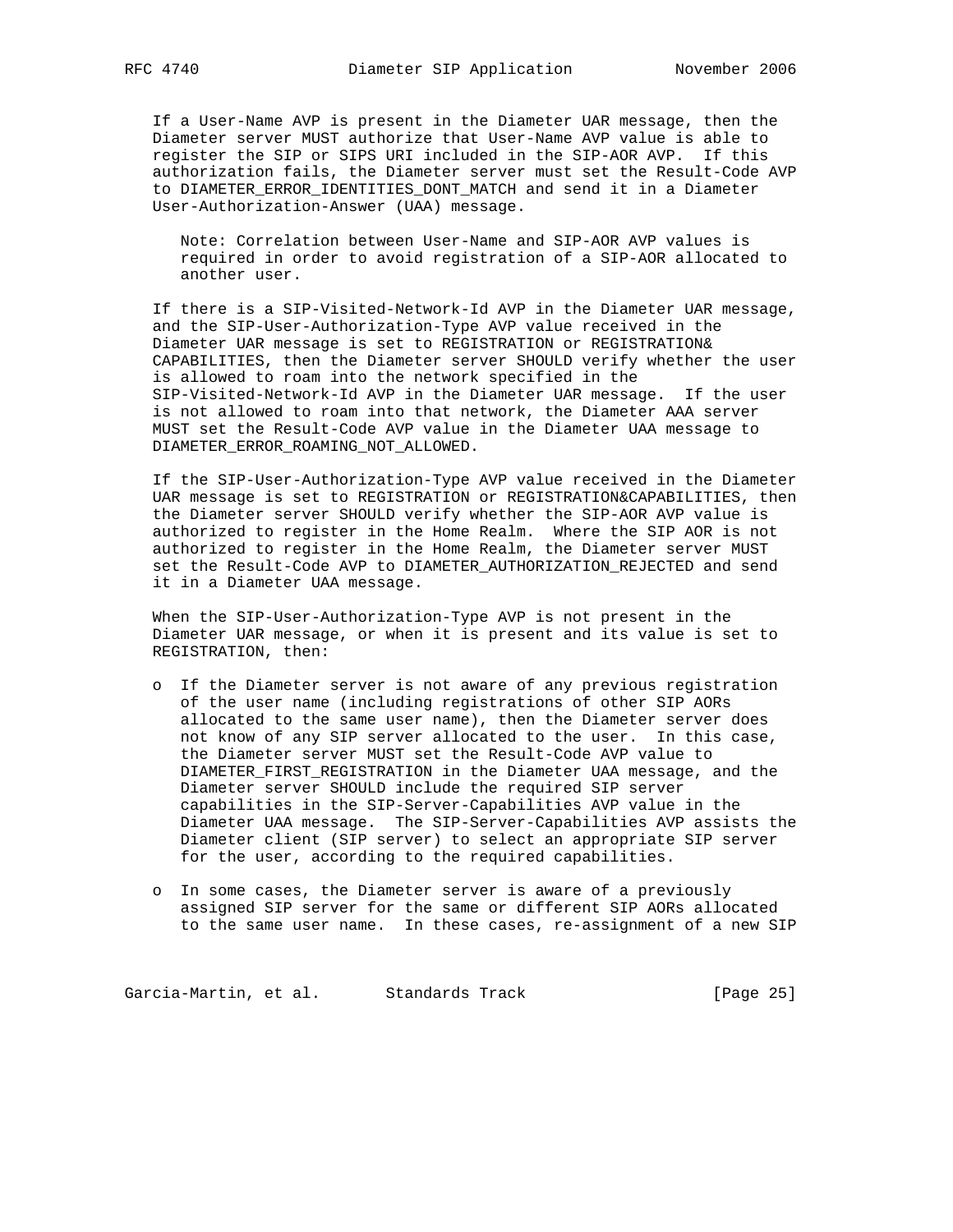If a User-Name AVP is present in the Diameter UAR message, then the Diameter server MUST authorize that User-Name AVP value is able to register the SIP or SIPS URI included in the SIP-AOR AVP. If this authorization fails, the Diameter server must set the Result-Code AVP to DIAMETER_ERROR_IDENTITIES_DONT_MATCH and send it in a Diameter User-Authorization-Answer (UAA) message.

> Note: Correlation between User-Name and SIP-AOR AVP values is required in order to avoid registration of a SIP-AOR allocated to another user.

If there is a SIP-Visited-Network-Id AVP in the Diameter UAR message, and the SIP-User-Authorization-Type AVP value received in the Diameter UAR message is set to REGISTRATION or REGISTRATION& CAPABILITIES, then the Diameter server SHOULD verify whether the user is allowed to roam into the network specified in the SIP-Visited-Network-Id AVP in the Diameter UAR message. If the user is not allowed to roam into that network, the Diameter AAA server MUST set the Result-Code AVP value in the Diameter UAA message to DIAMETER_ERROR_ROAMING_NOT_ALLOWED.

If the SIP-User-Authorization-Type AVP value received in the Diameter UAR message is set to REGISTRATION or REGISTRATION&CAPABILITIES, then the Diameter server SHOULD verify whether the SIP-AOR AVP value is authorized to register in the Home Realm. Where the SIP AOR is not authorized to register in the Home Realm, the Diameter server MUST set the Result-Code AVP to DIAMETER_AUTHORIZATION_REJECTED and send it in a Diameter UAA message.

When the SIP-User-Authorization-Type AVP is not present in the Diameter UAR message, or when it is present and its value is set to REGISTRATION, then:

- If the Diameter server is not aware of any previous registration of the user name (including registrations of other SIP AORs allocated to the same user name), then the Diameter server does not know of any SIP server allocated to the user. In this case, the Diameter server MUST set the Result-Code AVP value to DIAMETER_FIRST_REGISTRATION in the Diameter UAA message, and the Diameter server SHOULD include the required SIP server capabilities in the SIP-Server-Capabilities AVP value in the Diameter UAA message. The SIP-Server-Capabilities AVP assists the Diameter client (SIP server) to select an appropriate SIP server for the user, according to the required capabilities.

- In some cases, the Diameter server is aware of a previously assigned SIP server for the same or different SIP AORs allocated to the same user name. In these cases, re-assignment of a new SIP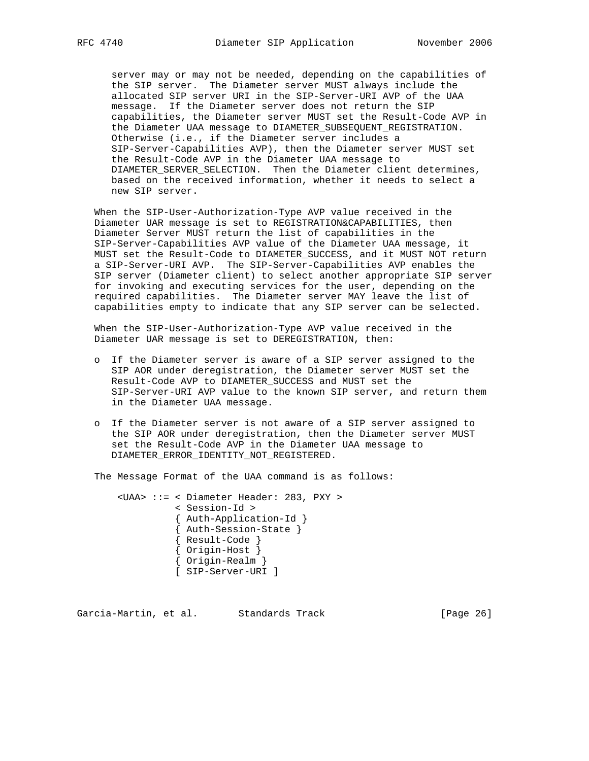server may or may not be needed, depending on the capabilities of the SIP server. The Diameter server MUST always include the allocated SIP server URI in the SIP-Server-URI AVP of the UAA message. If the Diameter server does not return the SIP capabilities, the Diameter server MUST set the Result-Code AVP in the Diameter UAA message to DIAMETER_SUBSEQUENT_REGISTRATION. Otherwise (i.e., if the Diameter server includes a SIP-Server-Capabilities AVP), then the Diameter server MUST set the Result-Code AVP in the Diameter UAA message to DIAMETER_SERVER_SELECTION. Then the Diameter client determines, based on the received information, whether it needs to select a new SIP server.

When the SIP-User-Authorization-Type AVP value received in the Diameter UAR message is set to REGISTRATION&CAPABILITIES, then Diameter Server MUST return the list of capabilities in the SIP-Server-Capabilities AVP value of the Diameter UAA message, it MUST set the Result-Code to DIAMETER_SUCCESS, and it MUST NOT return a SIP-Server-URI AVP. The SIP-Server-Capabilities AVP enables the SIP server (Diameter client) to select another appropriate SIP server for invoking and executing services for the user, depending on the required capabilities. The Diameter server MAY leave the list of capabilities empty to indicate that any SIP server can be selected.

When the SIP-User-Authorization-Type AVP value received in the Diameter UAR message is set to DEREGISTRATION, then:

- If the Diameter server is aware of a SIP server assigned to the SIP AOR under deregistration, the Diameter server MUST set the Result-Code AVP to DIAMETER_SUCCESS and MUST set the SIP-Server-URI AVP value to the known SIP server, and return them in the Diameter UAA message.

- If the Diameter server is not aware of a SIP server assigned to the SIP AOR under deregistration, then the Diameter server MUST set the Result-Code AVP in the Diameter UAA message to DIAMETER_ERROR_IDENTITY_NOT_REGISTERED.

The Message Format of the UAA command is as follows:

```
<UAA> ::= < Diameter Header: 283, PXY >
          < Session-Id >
          { Auth-Application-Id }
          { Auth-Session-State }
          { Result-Code }
          { Origin-Host }
          { Origin-Realm }
          [ SIP-Server-URI ]
```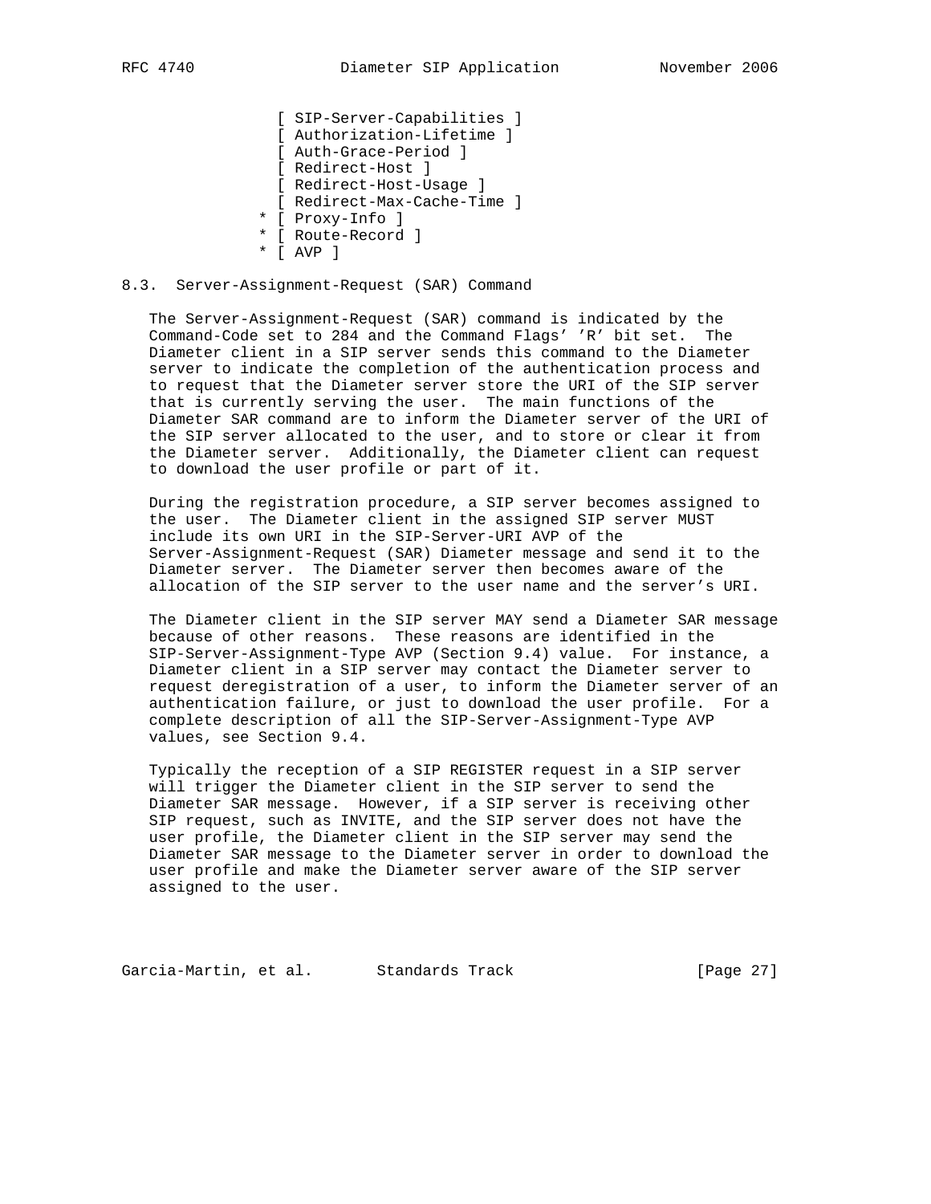```
                  [ SIP-Server-Capabilities ]
                  [ Authorization-Lifetime ]
                  [ Auth-Grace-Period ]
                  [ Redirect-Host ]
                  [ Redirect-Host-Usage ]
                  [ Redirect-Max-Cache-Time ]
                * [ Proxy-Info ]
                * [ Route-Record ]
                * [ AVP ]
```

### 8.3. Server-Assignment-Request (SAR) Command

The Server-Assignment-Request (SAR) command is indicated by the Command-Code set to 284 and the Command Flags' 'R' bit set. The Diameter client in a SIP server sends this command to the Diameter server to indicate the completion of the authentication process and to request that the Diameter server store the URI of the SIP server that is currently serving the user. The main functions of the Diameter SAR command are to inform the Diameter server of the URI of the SIP server allocated to the user, and to store or clear it from the Diameter server. Additionally, the Diameter client can request to download the user profile or part of it.

During the registration procedure, a SIP server becomes assigned to the user. The Diameter client in the assigned SIP server MUST include its own URI in the SIP-Server-URI AVP of the Server-Assignment-Request (SAR) Diameter message and send it to the Diameter server. The Diameter server then becomes aware of the allocation of the SIP server to the user name and the server's URI.

The Diameter client in the SIP server MAY send a Diameter SAR message because of other reasons. These reasons are identified in the SIP-Server-Assignment-Type AVP (Section 9.4) value. For instance, a Diameter client in a SIP server may contact the Diameter server to request deregistration of a user, to inform the Diameter server of an authentication failure, or just to download the user profile. For a complete description of all the SIP-Server-Assignment-Type AVP values, see Section 9.4.

Typically the reception of a SIP REGISTER request in a SIP server will trigger the Diameter client in the SIP server to send the Diameter SAR message. However, if a SIP server is receiving other SIP request, such as INVITE, and the SIP server does not have the user profile, the Diameter client in the SIP server may send the Diameter SAR message to the Diameter server in order to download the user profile and make the Diameter server aware of the SIP server assigned to the user.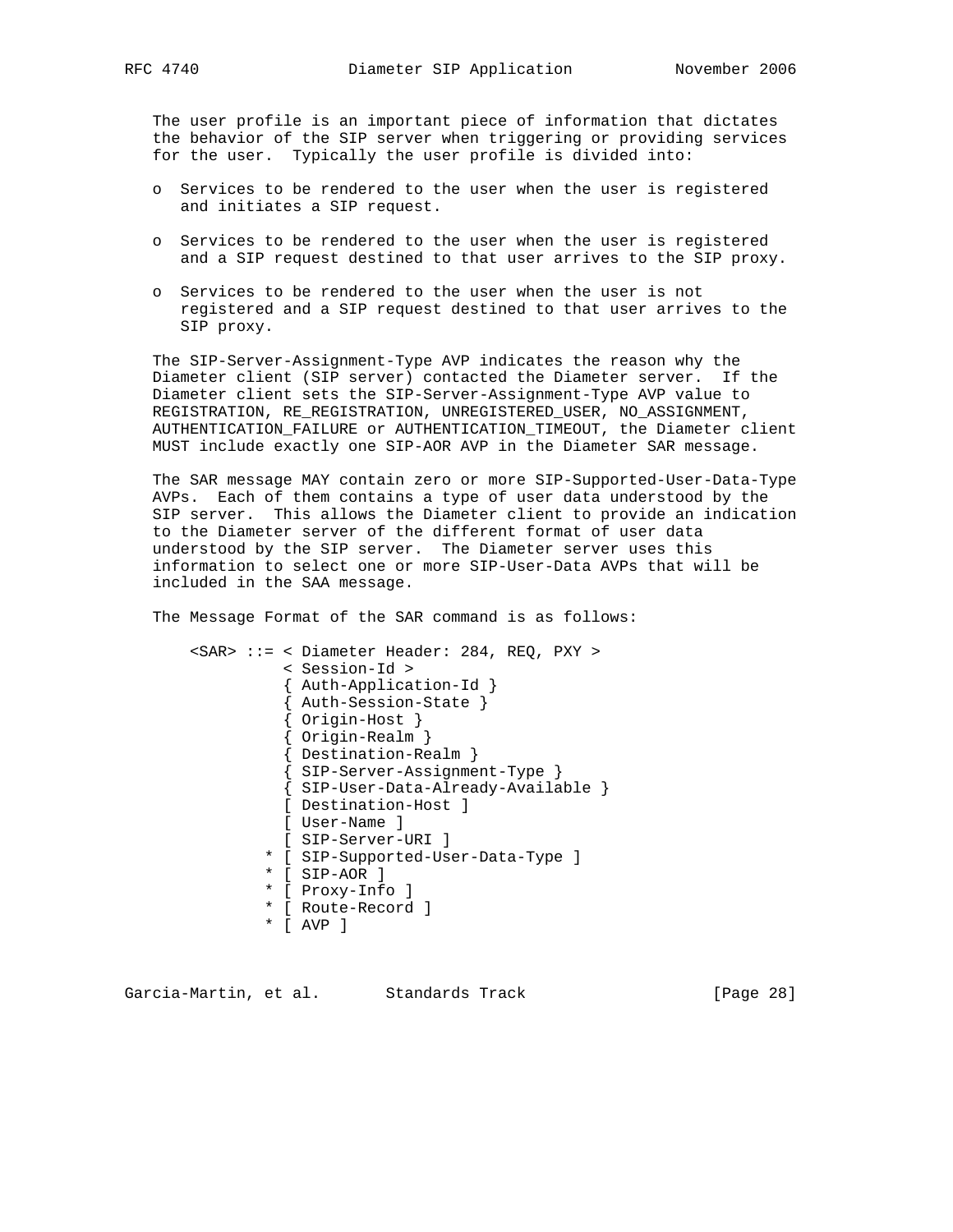The user profile is an important piece of information that dictates the behavior of the SIP server when triggering or providing services for the user. Typically the user profile is divided into:

- Services to be rendered to the user when the user is registered and initiates a SIP request.
- Services to be rendered to the user when the user is registered and a SIP request destined to that user arrives to the SIP proxy.
- Services to be rendered to the user when the user is not registered and a SIP request destined to that user arrives to the SIP proxy.

The SIP-Server-Assignment-Type AVP indicates the reason why the Diameter client (SIP server) contacted the Diameter server. If the Diameter client sets the SIP-Server-Assignment-Type AVP value to REGISTRATION, RE_REGISTRATION, UNREGISTERED_USER, NO_ASSIGNMENT, AUTHENTICATION_FAILURE or AUTHENTICATION_TIMEOUT, the Diameter client MUST include exactly one SIP-AOR AVP in the Diameter SAR message.

The SAR message MAY contain zero or more SIP-Supported-User-Data-Type AVPs. Each of them contains a type of user data understood by the SIP server. This allows the Diameter client to provide an indication to the Diameter server of the different format of user data understood by the SIP server. The Diameter server uses this information to select one or more SIP-User-Data AVPs that will be included in the SAA message.

The Message Format of the SAR command is as follows:

```
<SAR> ::= < Diameter Header: 284, REQ, PXY >
          < Session-Id >
          { Auth-Application-Id }
          { Auth-Session-State }
          { Origin-Host }
          { Origin-Realm }
          { Destination-Realm }
          { SIP-Server-Assignment-Type }
          { SIP-User-Data-Already-Available }
          [ Destination-Host ]
          [ User-Name ]
          [ SIP-Server-URI ]
        * [ SIP-Supported-User-Data-Type ]
        * [ SIP-AOR ]
        * [ Proxy-Info ]
        * [ Route-Record ]
        * [ AVP ]
```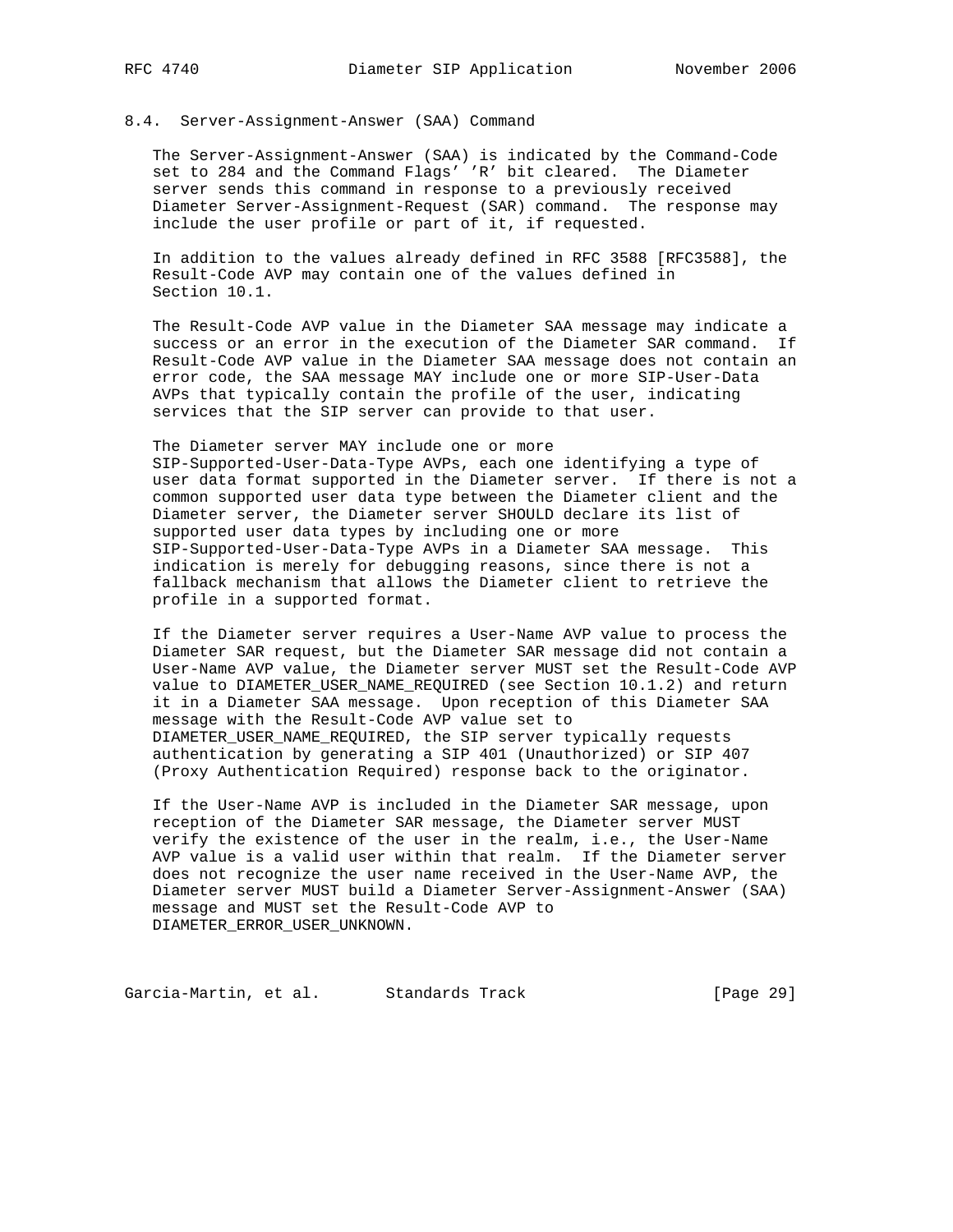### 8.4. Server-Assignment-Answer (SAA) Command

The Server-Assignment-Answer (SAA) is indicated by the Command-Code set to 284 and the Command Flags' 'R' bit cleared. The Diameter server sends this command in response to a previously received Diameter Server-Assignment-Request (SAR) command. The response may include the user profile or part of it, if requested.

In addition to the values already defined in RFC 3588 [RFC3588], the Result-Code AVP may contain one of the values defined in Section 10.1.

The Result-Code AVP value in the Diameter SAA message may indicate a success or an error in the execution of the Diameter SAR command. If Result-Code AVP value in the Diameter SAA message does not contain an error code, the SAA message MAY include one or more SIP-User-Data AVPs that typically contain the profile of the user, indicating services that the SIP server can provide to that user.

The Diameter server MAY include one or more SIP-Supported-User-Data-Type AVPs, each one identifying a type of user data format supported in the Diameter server. If there is not a common supported user data type between the Diameter client and the Diameter server, the Diameter server SHOULD declare its list of supported user data types by including one or more SIP-Supported-User-Data-Type AVPs in a Diameter SAA message. This indication is merely for debugging reasons, since there is not a fallback mechanism that allows the Diameter client to retrieve the profile in a supported format.

If the Diameter server requires a User-Name AVP value to process the Diameter SAR request, but the Diameter SAR message did not contain a User-Name AVP value, the Diameter server MUST set the Result-Code AVP value to DIAMETER_USER_NAME_REQUIRED (see Section 10.1.2) and return it in a Diameter SAA message. Upon reception of this Diameter SAA message with the Result-Code AVP value set to DIAMETER_USER_NAME_REQUIRED, the SIP server typically requests authentication by generating a SIP 401 (Unauthorized) or SIP 407 (Proxy Authentication Required) response back to the originator.

If the User-Name AVP is included in the Diameter SAR message, upon reception of the Diameter SAR message, the Diameter server MUST verify the existence of the user in the realm, i.e., the User-Name AVP value is a valid user within that realm. If the Diameter server does not recognize the user name received in the User-Name AVP, the Diameter server MUST build a Diameter Server-Assignment-Answer (SAA) message and MUST set the Result-Code AVP to DIAMETER_ERROR_USER_UNKNOWN.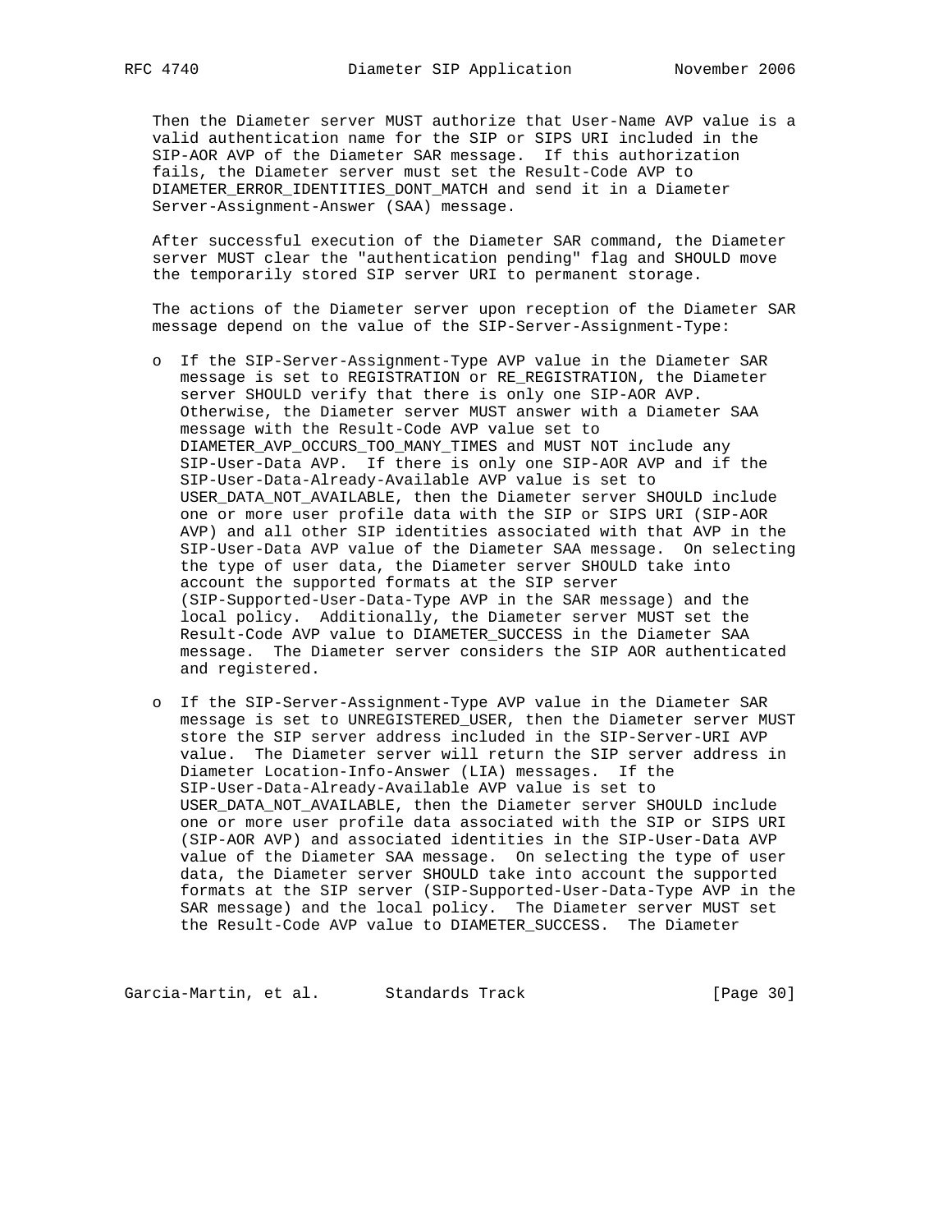Then the Diameter server MUST authorize that User-Name AVP value is a valid authentication name for the SIP or SIPS URI included in the SIP-AOR AVP of the Diameter SAR message. If this authorization fails, the Diameter server must set the Result-Code AVP to DIAMETER_ERROR_IDENTITIES_DONT_MATCH and send it in a Diameter Server-Assignment-Answer (SAA) message.

After successful execution of the Diameter SAR command, the Diameter server MUST clear the "authentication pending" flag and SHOULD move the temporarily stored SIP server URI to permanent storage.

The actions of the Diameter server upon reception of the Diameter SAR message depend on the value of the SIP-Server-Assignment-Type:

- If the SIP-Server-Assignment-Type AVP value in the Diameter SAR message is set to REGISTRATION or RE_REGISTRATION, the Diameter server SHOULD verify that there is only one SIP-AOR AVP. Otherwise, the Diameter server MUST answer with a Diameter SAA message with the Result-Code AVP value set to DIAMETER_AVP_OCCURS_TOO_MANY_TIMES and MUST NOT include any SIP-User-Data AVP. If there is only one SIP-AOR AVP and if the SIP-User-Data-Already-Available AVP value is set to USER_DATA_NOT_AVAILABLE, then the Diameter server SHOULD include one or more user profile data with the SIP or SIPS URI (SIP-AOR AVP) and all other SIP identities associated with that AVP in the SIP-User-Data AVP value of the Diameter SAA message. On selecting the type of user data, the Diameter server SHOULD take into account the supported formats at the SIP server (SIP-Supported-User-Data-Type AVP in the SAR message) and the local policy. Additionally, the Diameter server MUST set the Result-Code AVP value to DIAMETER_SUCCESS in the Diameter SAA message. The Diameter server considers the SIP AOR authenticated and registered.

- If the SIP-Server-Assignment-Type AVP value in the Diameter SAR message is set to UNREGISTERED_USER, then the Diameter server MUST store the SIP server address included in the SIP-Server-URI AVP value. The Diameter server will return the SIP server address in Diameter Location-Info-Answer (LIA) messages. If the SIP-User-Data-Already-Available AVP value is set to USER_DATA_NOT_AVAILABLE, then the Diameter server SHOULD include one or more user profile data associated with the SIP or SIPS URI (SIP-AOR AVP) and associated identities in the SIP-User-Data AVP value of the Diameter SAA message. On selecting the type of user data, the Diameter server SHOULD take into account the supported formats at the SIP server (SIP-Supported-User-Data-Type AVP in the SAR message) and the local policy. The Diameter server MUST set the Result-Code AVP value to DIAMETER_SUCCESS. The Diameter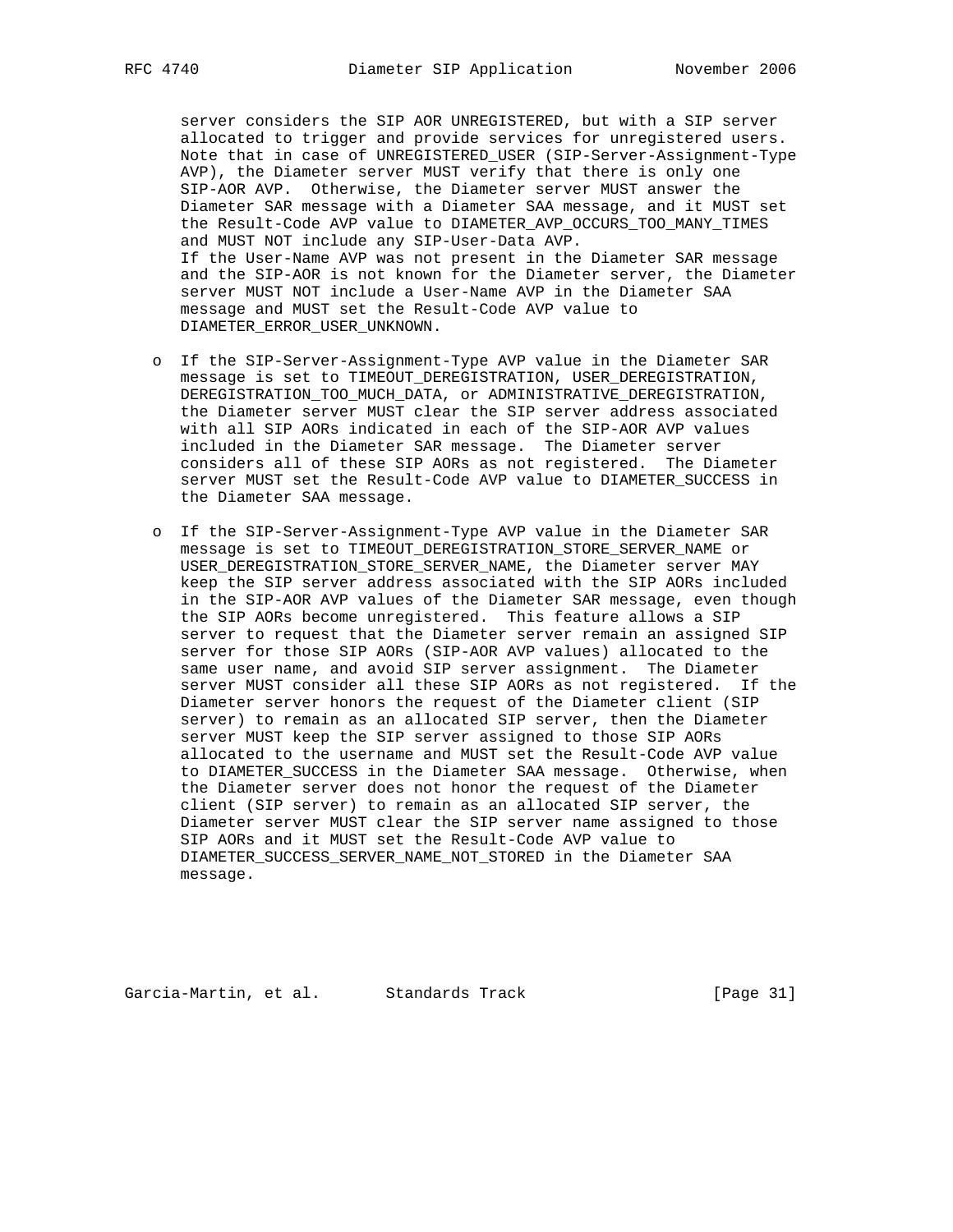server considers the SIP AOR UNREGISTERED, but with a SIP server allocated to trigger and provide services for unregistered users. Note that in case of UNREGISTERED_USER (SIP-Server-Assignment-Type AVP), the Diameter server MUST verify that there is only one SIP-AOR AVP. Otherwise, the Diameter server MUST answer the Diameter SAR message with a Diameter SAA message, and it MUST set the Result-Code AVP value to DIAMETER_AVP_OCCURS_TOO_MANY_TIMES and MUST NOT include any SIP-User-Data AVP.
If the User-Name AVP was not present in the Diameter SAR message and the SIP-AOR is not known for the Diameter server, the Diameter server MUST NOT include a User-Name AVP in the Diameter SAA message and MUST set the Result-Code AVP value to DIAMETER_ERROR_USER_UNKNOWN.

- If the SIP-Server-Assignment-Type AVP value in the Diameter SAR message is set to TIMEOUT_DEREGISTRATION, USER_DEREGISTRATION, DEREGISTRATION_TOO_MUCH_DATA, or ADMINISTRATIVE_DEREGISTRATION, the Diameter server MUST clear the SIP server address associated with all SIP AORs indicated in each of the SIP-AOR AVP values included in the Diameter SAR message. The Diameter server considers all of these SIP AORs as not registered. The Diameter server MUST set the Result-Code AVP value to DIAMETER_SUCCESS in the Diameter SAA message.

- If the SIP-Server-Assignment-Type AVP value in the Diameter SAR message is set to TIMEOUT_DEREGISTRATION_STORE_SERVER_NAME or USER_DEREGISTRATION_STORE_SERVER_NAME, the Diameter server MAY keep the SIP server address associated with the SIP AORs included in the SIP-AOR AVP values of the Diameter SAR message, even though the SIP AORs become unregistered. This feature allows a SIP server to request that the Diameter server remain an assigned SIP server for those SIP AORs (SIP-AOR AVP values) allocated to the same user name, and avoid SIP server assignment. The Diameter server MUST consider all these SIP AORs as not registered. If the Diameter server honors the request of the Diameter client (SIP server) to remain as an allocated SIP server, then the Diameter server MUST keep the SIP server assigned to those SIP AORs allocated to the username and MUST set the Result-Code AVP value to DIAMETER_SUCCESS in the Diameter SAA message. Otherwise, when the Diameter server does not honor the request of the Diameter client (SIP server) to remain as an allocated SIP server, the Diameter server MUST clear the SIP server name assigned to those SIP AORs and it MUST set the Result-Code AVP value to DIAMETER_SUCCESS_SERVER_NAME_NOT_STORED in the Diameter SAA message.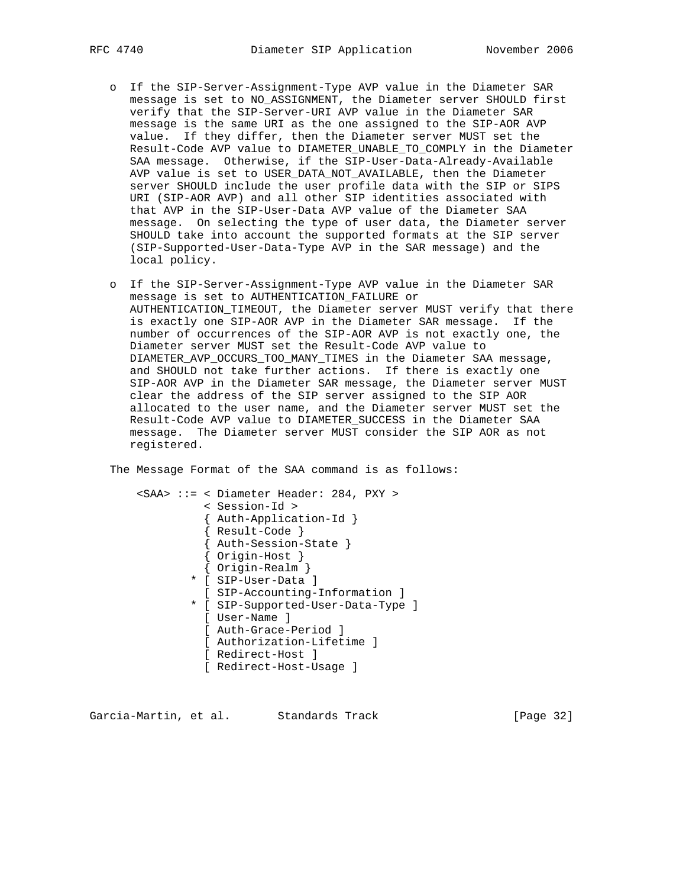- If the SIP-Server-Assignment-Type AVP value in the Diameter SAR message is set to NO_ASSIGNMENT, the Diameter server SHOULD first verify that the SIP-Server-URI AVP value in the Diameter SAR message is the same URI as the one assigned to the SIP-AOR AVP value. If they differ, then the Diameter server MUST set the Result-Code AVP value to DIAMETER_UNABLE_TO_COMPLY in the Diameter SAA message. Otherwise, if the SIP-User-Data-Already-Available AVP value is set to USER_DATA_NOT_AVAILABLE, then the Diameter server SHOULD include the user profile data with the SIP or SIPS URI (SIP-AOR AVP) and all other SIP identities associated with that AVP in the SIP-User-Data AVP value of the Diameter SAA message. On selecting the type of user data, the Diameter server SHOULD take into account the supported formats at the SIP server (SIP-Supported-User-Data-Type AVP in the SAR message) and the local policy.

- If the SIP-Server-Assignment-Type AVP value in the Diameter SAR message is set to AUTHENTICATION_FAILURE or AUTHENTICATION_TIMEOUT, the Diameter server MUST verify that there is exactly one SIP-AOR AVP in the Diameter SAR message. If the number of occurrences of the SIP-AOR AVP is not exactly one, the Diameter server MUST set the Result-Code AVP value to DIAMETER_AVP_OCCURS_TOO_MANY_TIMES in the Diameter SAA message, and SHOULD not take further actions. If there is exactly one SIP-AOR AVP in the Diameter SAR message, the Diameter server MUST clear the address of the SIP server assigned to the SIP AOR allocated to the user name, and the Diameter server MUST set the Result-Code AVP value to DIAMETER_SUCCESS in the Diameter SAA message. The Diameter server MUST consider the SIP AOR as not registered.

The Message Format of the SAA command is as follows:

```
<SAA> ::= < Diameter Header: 284, PXY >
          < Session-Id >
          { Auth-Application-Id }
          { Result-Code }
          { Auth-Session-State }
          { Origin-Host }
          { Origin-Realm }
        * [ SIP-User-Data ]
          [ SIP-Accounting-Information ]
        * [ SIP-Supported-User-Data-Type ]
          [ User-Name ]
          [ Auth-Grace-Period ]
          [ Authorization-Lifetime ]
          [ Redirect-Host ]
          [ Redirect-Host-Usage ]
```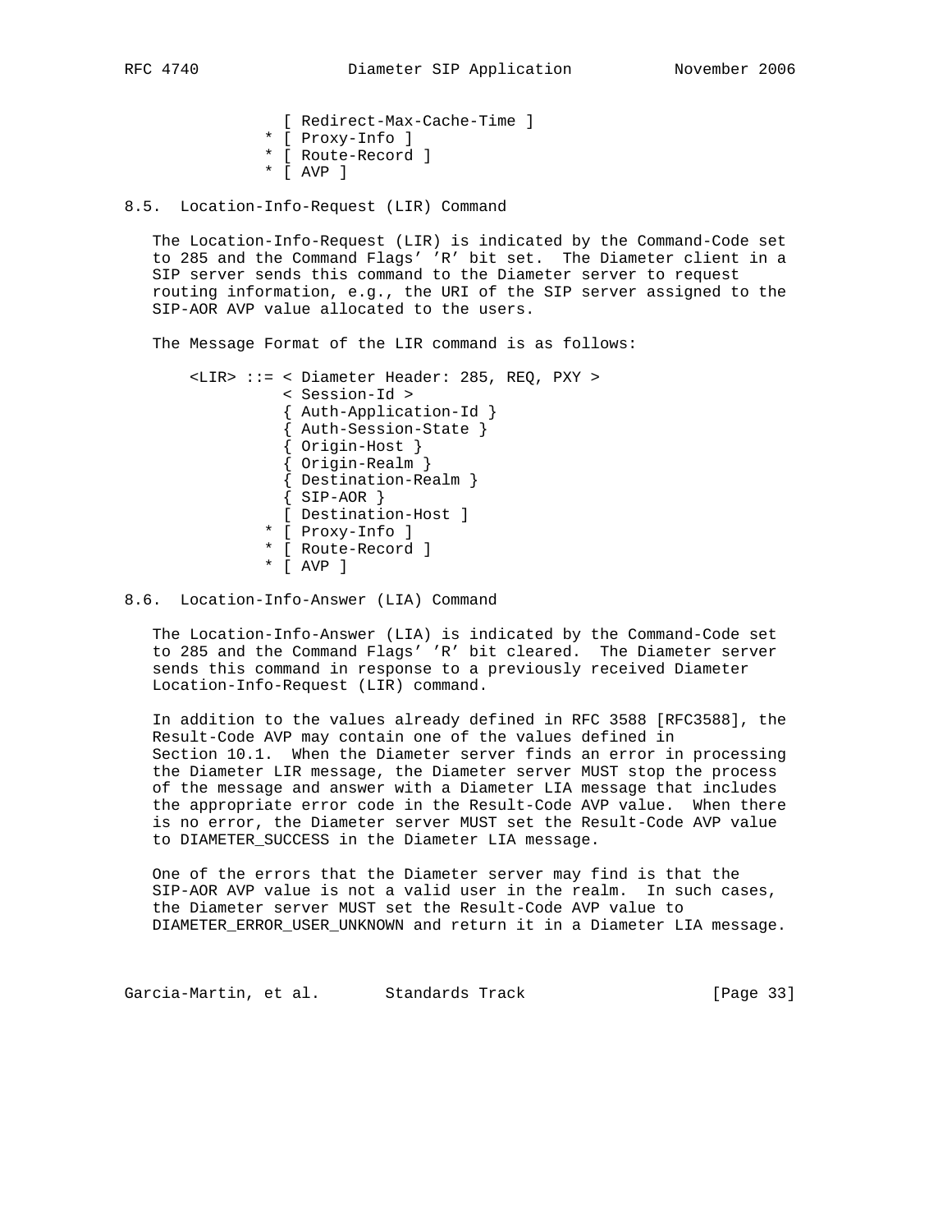```
                [ Redirect-Max-Cache-Time ]
              * [ Proxy-Info ]
              * [ Route-Record ]
              * [ AVP ]
```

## 8.5. Location-Info-Request (LIR) Command

The Location-Info-Request (LIR) is indicated by the Command-Code set to 285 and the Command Flags' 'R' bit set. The Diameter client in a SIP server sends this command to the Diameter server to request routing information, e.g., the URI of the SIP server assigned to the SIP-AOR AVP value allocated to the users.

The Message Format of the LIR command is as follows:

```
    <LIR> ::= < Diameter Header: 285, REQ, PXY >
                < Session-Id >
                { Auth-Application-Id }
                { Auth-Session-State }
                { Origin-Host }
                { Origin-Realm }
                { Destination-Realm }
                { SIP-AOR }
                [ Destination-Host ]
              * [ Proxy-Info ]
              * [ Route-Record ]
              * [ AVP ]
```

## 8.6. Location-Info-Answer (LIA) Command

The Location-Info-Answer (LIA) is indicated by the Command-Code set to 285 and the Command Flags' 'R' bit cleared. The Diameter server sends this command in response to a previously received Diameter Location-Info-Request (LIR) command.

In addition to the values already defined in RFC 3588 [RFC3588], the Result-Code AVP may contain one of the values defined in Section 10.1. When the Diameter server finds an error in processing the Diameter LIR message, the Diameter server MUST stop the process of the message and answer with a Diameter LIA message that includes the appropriate error code in the Result-Code AVP value. When there is no error, the Diameter server MUST set the Result-Code AVP value to DIAMETER_SUCCESS in the Diameter LIA message.

One of the errors that the Diameter server may find is that the SIP-AOR AVP value is not a valid user in the realm. In such cases, the Diameter server MUST set the Result-Code AVP value to DIAMETER_ERROR_USER_UNKNOWN and return it in a Diameter LIA message.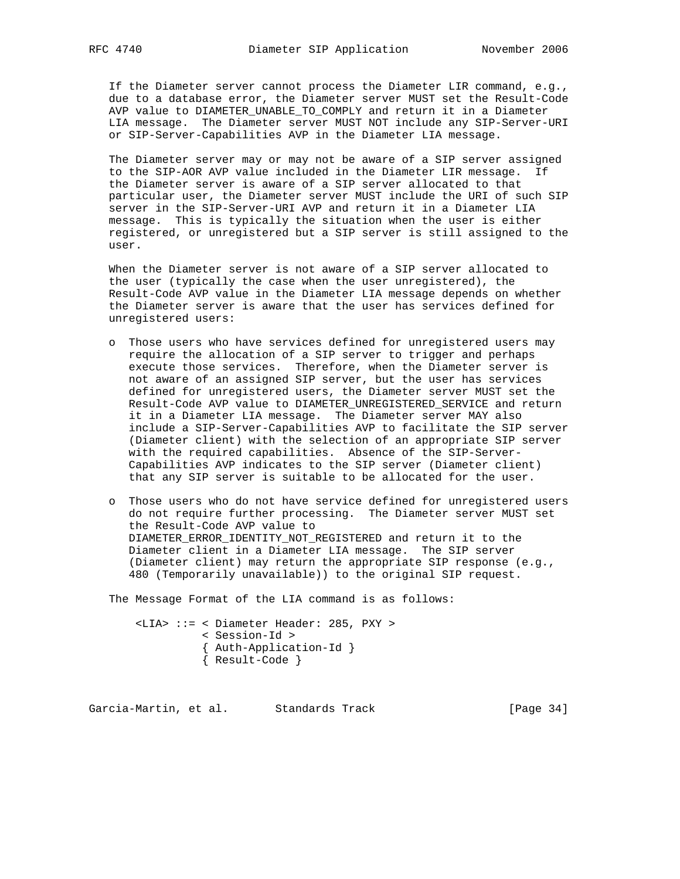If the Diameter server cannot process the Diameter LIR command, e.g., due to a database error, the Diameter server MUST set the Result-Code AVP value to DIAMETER_UNABLE_TO_COMPLY and return it in a Diameter LIA message. The Diameter server MUST NOT include any SIP-Server-URI or SIP-Server-Capabilities AVP in the Diameter LIA message.

The Diameter server may or may not be aware of a SIP server assigned to the SIP-AOR AVP value included in the Diameter LIR message. If the Diameter server is aware of a SIP server allocated to that particular user, the Diameter server MUST include the URI of such SIP server in the SIP-Server-URI AVP and return it in a Diameter LIA message. This is typically the situation when the user is either registered, or unregistered but a SIP server is still assigned to the user.

When the Diameter server is not aware of a SIP server allocated to the user (typically the case when the user unregistered), the Result-Code AVP value in the Diameter LIA message depends on whether the Diameter server is aware that the user has services defined for unregistered users:

- Those users who have services defined for unregistered users may require the allocation of a SIP server to trigger and perhaps execute those services. Therefore, when the Diameter server is not aware of an assigned SIP server, but the user has services defined for unregistered users, the Diameter server MUST set the Result-Code AVP value to DIAMETER_UNREGISTERED_SERVICE and return it in a Diameter LIA message. The Diameter server MAY also include a SIP-Server-Capabilities AVP to facilitate the SIP server (Diameter client) with the selection of an appropriate SIP server with the required capabilities. Absence of the SIP-Server-Capabilities AVP indicates to the SIP server (Diameter client) that any SIP server is suitable to be allocated for the user.

- Those users who do not have service defined for unregistered users do not require further processing. The Diameter server MUST set the Result-Code AVP value to DIAMETER_ERROR_IDENTITY_NOT_REGISTERED and return it to the Diameter client in a Diameter LIA message. The SIP server (Diameter client) may return the appropriate SIP response (e.g., 480 (Temporarily unavailable)) to the original SIP request.

The Message Format of the LIA command is as follows:

```
<LIA> ::= < Diameter Header: 285, PXY >
          < Session-Id >
          { Auth-Application-Id }
          { Result-Code }
```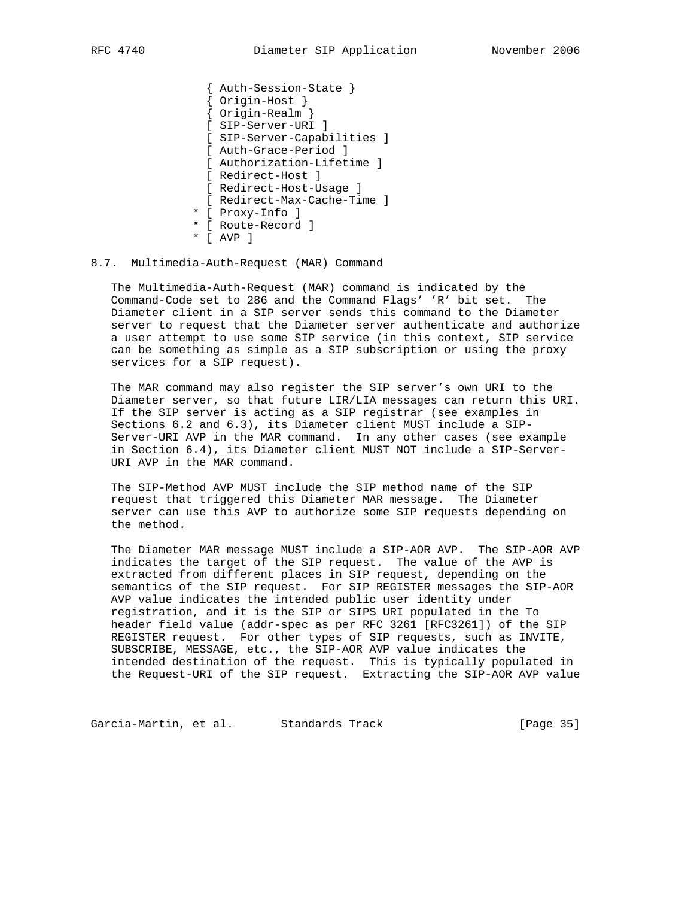```
                 { Auth-Session-State }
                 { Origin-Host }
                 { Origin-Realm }
                 [ SIP-Server-URI ]
                 [ SIP-Server-Capabilities ]
                 [ Auth-Grace-Period ]
                 [ Authorization-Lifetime ]
                 [ Redirect-Host ]
                 [ Redirect-Host-Usage ]
                 [ Redirect-Max-Cache-Time ]
               * [ Proxy-Info ]
               * [ Route-Record ]
               * [ AVP ]
```

### 8.7. Multimedia-Auth-Request (MAR) Command

The Multimedia-Auth-Request (MAR) command is indicated by the Command-Code set to 286 and the Command Flags' 'R' bit set. The Diameter client in a SIP server sends this command to the Diameter server to request that the Diameter server authenticate and authorize a user attempt to use some SIP service (in this context, SIP service can be something as simple as a SIP subscription or using the proxy services for a SIP request).

The MAR command may also register the SIP server's own URI to the Diameter server, so that future LIR/LIA messages can return this URI. If the SIP server is acting as a SIP registrar (see examples in Sections 6.2 and 6.3), its Diameter client MUST include a SIP-Server-URI AVP in the MAR command. In any other cases (see example in Section 6.4), its Diameter client MUST NOT include a SIP-Server-URI AVP in the MAR command.

The SIP-Method AVP MUST include the SIP method name of the SIP request that triggered this Diameter MAR message. The Diameter server can use this AVP to authorize some SIP requests depending on the method.

The Diameter MAR message MUST include a SIP-AOR AVP. The SIP-AOR AVP indicates the target of the SIP request. The value of the AVP is extracted from different places in SIP request, depending on the semantics of the SIP request. For SIP REGISTER messages the SIP-AOR AVP value indicates the intended public user identity under registration, and it is the SIP or SIPS URI populated in the To header field value (addr-spec as per RFC 3261 [RFC3261]) of the SIP REGISTER request. For other types of SIP requests, such as INVITE, SUBSCRIBE, MESSAGE, etc., the SIP-AOR AVP value indicates the intended destination of the request. This is typically populated in the Request-URI of the SIP request. Extracting the SIP-AOR AVP value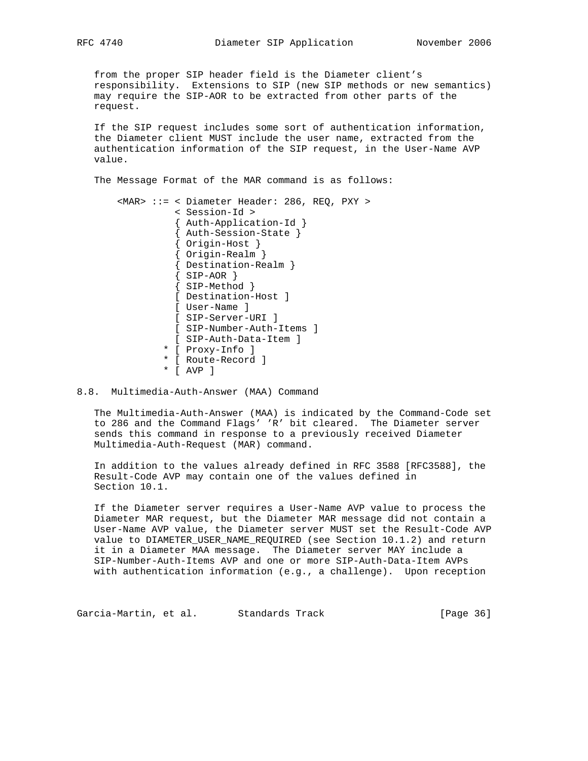from the proper SIP header field is the Diameter client's responsibility. Extensions to SIP (new SIP methods or new semantics) may require the SIP-AOR to be extracted from other parts of the request.

If the SIP request includes some sort of authentication information, the Diameter client MUST include the user name, extracted from the authentication information of the SIP request, in the User-Name AVP value.

The Message Format of the MAR command is as follows:

```
<MAR> ::= < Diameter Header: 286, REQ, PXY >
          < Session-Id >
          { Auth-Application-Id }
          { Auth-Session-State }
          { Origin-Host }
          { Origin-Realm }
          { Destination-Realm }
          { SIP-AOR }
          { SIP-Method }
          [ Destination-Host ]
          [ User-Name ]
          [ SIP-Server-URI ]
          [ SIP-Number-Auth-Items ]
          [ SIP-Auth-Data-Item ]
        * [ Proxy-Info ]
        * [ Route-Record ]
        * [ AVP ]
```

## 8.8. Multimedia-Auth-Answer (MAA) Command

The Multimedia-Auth-Answer (MAA) is indicated by the Command-Code set to 286 and the Command Flags' 'R' bit cleared. The Diameter server sends this command in response to a previously received Diameter Multimedia-Auth-Request (MAR) command.

In addition to the values already defined in RFC 3588 [RFC3588], the Result-Code AVP may contain one of the values defined in Section 10.1.

If the Diameter server requires a User-Name AVP value to process the Diameter MAR request, but the Diameter MAR message did not contain a User-Name AVP value, the Diameter server MUST set the Result-Code AVP value to DIAMETER_USER_NAME_REQUIRED (see Section 10.1.2) and return it in a Diameter MAA message. The Diameter server MAY include a SIP-Number-Auth-Items AVP and one or more SIP-Auth-Data-Item AVPs with authentication information (e.g., a challenge). Upon reception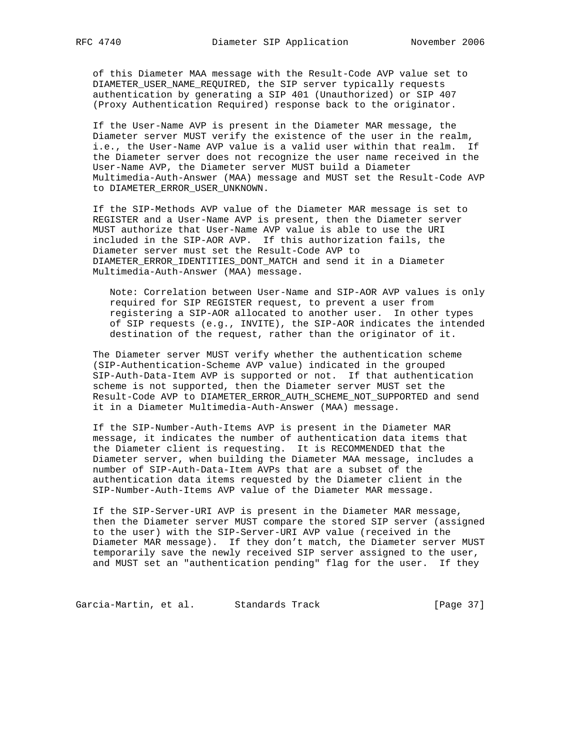of this Diameter MAA message with the Result-Code AVP value set to DIAMETER_USER_NAME_REQUIRED, the SIP server typically requests authentication by generating a SIP 401 (Unauthorized) or SIP 407 (Proxy Authentication Required) response back to the originator.

If the User-Name AVP is present in the Diameter MAR message, the Diameter server MUST verify the existence of the user in the realm, i.e., the User-Name AVP value is a valid user within that realm. If the Diameter server does not recognize the user name received in the User-Name AVP, the Diameter server MUST build a Diameter Multimedia-Auth-Answer (MAA) message and MUST set the Result-Code AVP to DIAMETER_ERROR_USER_UNKNOWN.

If the SIP-Methods AVP value of the Diameter MAR message is set to REGISTER and a User-Name AVP is present, then the Diameter server MUST authorize that User-Name AVP value is able to use the URI included in the SIP-AOR AVP. If this authorization fails, the Diameter server must set the Result-Code AVP to DIAMETER_ERROR_IDENTITIES_DONT_MATCH and send it in a Diameter Multimedia-Auth-Answer (MAA) message.

> Note: Correlation between User-Name and SIP-AOR AVP values is only required for SIP REGISTER request, to prevent a user from registering a SIP-AOR allocated to another user. In other types of SIP requests (e.g., INVITE), the SIP-AOR indicates the intended destination of the request, rather than the originator of it.

The Diameter server MUST verify whether the authentication scheme (SIP-Authentication-Scheme AVP value) indicated in the grouped SIP-Auth-Data-Item AVP is supported or not. If that authentication scheme is not supported, then the Diameter server MUST set the Result-Code AVP to DIAMETER_ERROR_AUTH_SCHEME_NOT_SUPPORTED and send it in a Diameter Multimedia-Auth-Answer (MAA) message.

If the SIP-Number-Auth-Items AVP is present in the Diameter MAR message, it indicates the number of authentication data items that the Diameter client is requesting. It is RECOMMENDED that the Diameter server, when building the Diameter MAA message, includes a number of SIP-Auth-Data-Item AVPs that are a subset of the authentication data items requested by the Diameter client in the SIP-Number-Auth-Items AVP value of the Diameter MAR message.

If the SIP-Server-URI AVP is present in the Diameter MAR message, then the Diameter server MUST compare the stored SIP server (assigned to the user) with the SIP-Server-URI AVP value (received in the Diameter MAR message). If they don't match, the Diameter server MUST temporarily save the newly received SIP server assigned to the user, and MUST set an "authentication pending" flag for the user. If they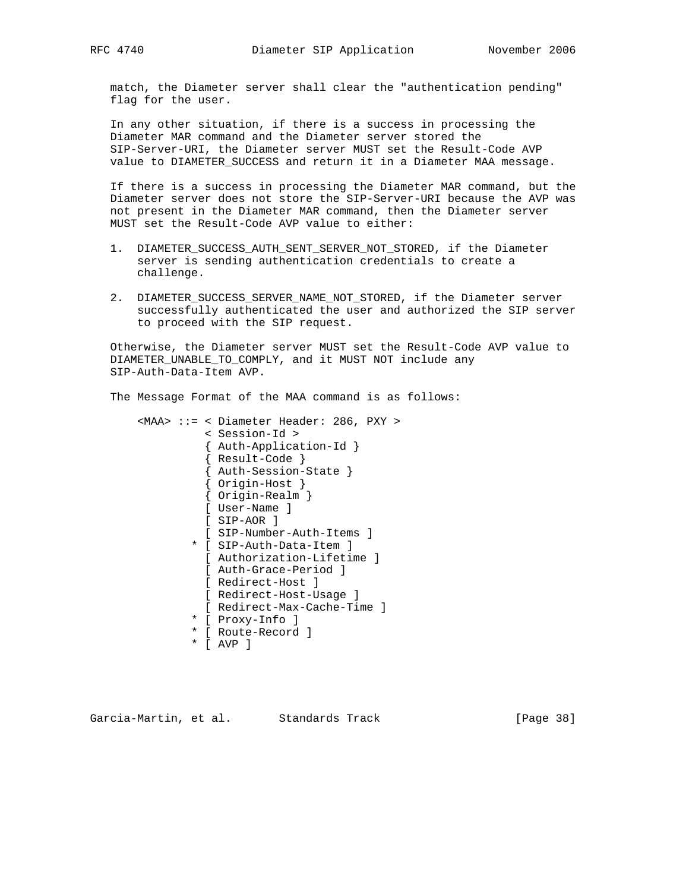match, the Diameter server shall clear the "authentication pending" flag for the user.

In any other situation, if there is a success in processing the Diameter MAR command and the Diameter server stored the SIP-Server-URI, the Diameter server MUST set the Result-Code AVP value to DIAMETER_SUCCESS and return it in a Diameter MAA message.

If there is a success in processing the Diameter MAR command, but the Diameter server does not store the SIP-Server-URI because the AVP was not present in the Diameter MAR command, then the Diameter server MUST set the Result-Code AVP value to either:

1. DIAMETER_SUCCESS_AUTH_SENT_SERVER_NOT_STORED, if the Diameter server is sending authentication credentials to create a challenge.

2. DIAMETER_SUCCESS_SERVER_NAME_NOT_STORED, if the Diameter server successfully authenticated the user and authorized the SIP server to proceed with the SIP request.

Otherwise, the Diameter server MUST set the Result-Code AVP value to DIAMETER_UNABLE_TO_COMPLY, and it MUST NOT include any SIP-Auth-Data-Item AVP.

The Message Format of the MAA command is as follows:

```
<MAA> ::= < Diameter Header: 286, PXY >
          < Session-Id >
          { Auth-Application-Id }
          { Result-Code }
          { Auth-Session-State }
          { Origin-Host }
          { Origin-Realm }
          [ User-Name ]
          [ SIP-AOR ]
          [ SIP-Number-Auth-Items ]
        * [ SIP-Auth-Data-Item ]
          [ Authorization-Lifetime ]
          [ Auth-Grace-Period ]
          [ Redirect-Host ]
          [ Redirect-Host-Usage ]
          [ Redirect-Max-Cache-Time ]
        * [ Proxy-Info ]
        * [ Route-Record ]
        * [ AVP ]
```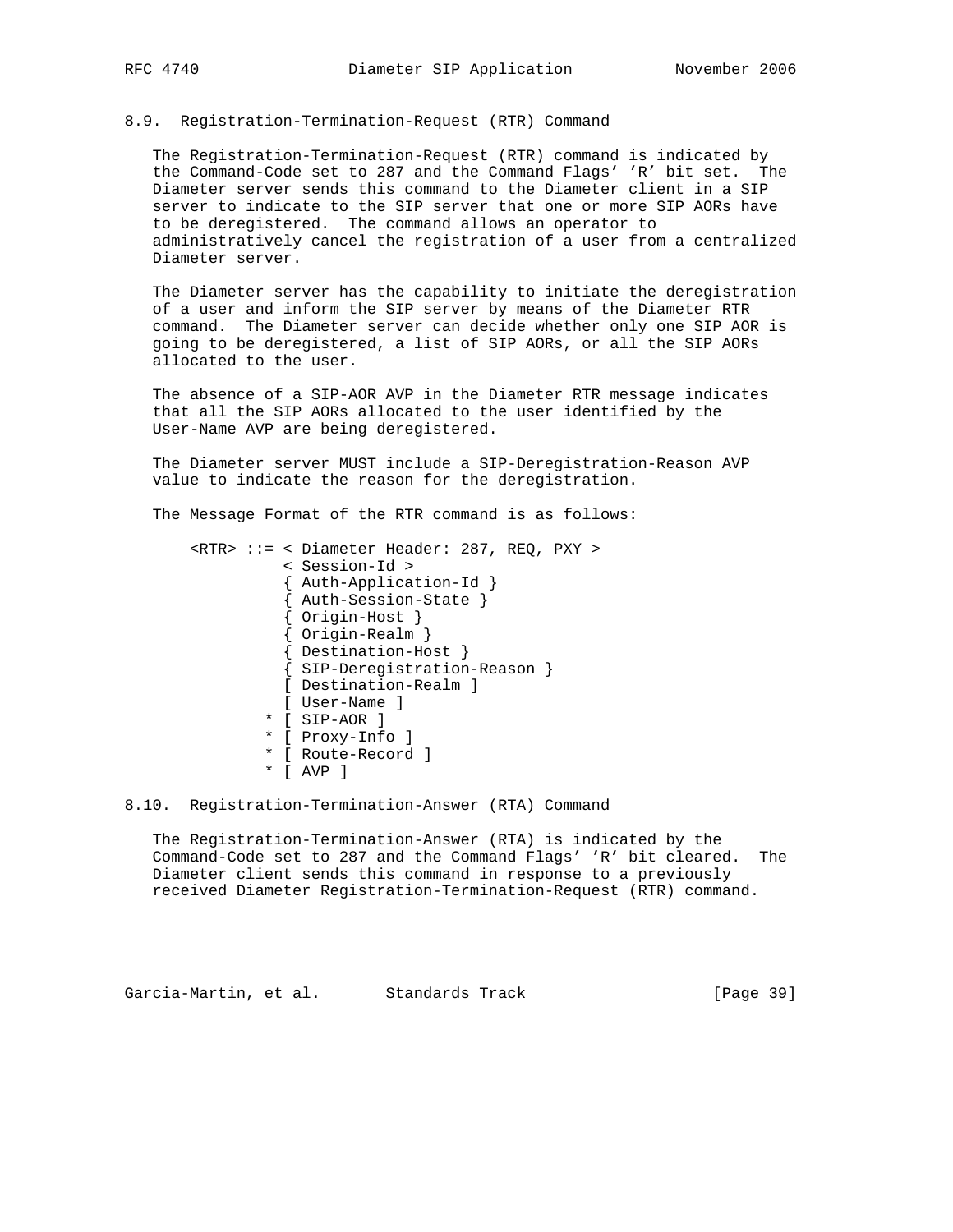### 8.9. Registration-Termination-Request (RTR) Command

The Registration-Termination-Request (RTR) command is indicated by the Command-Code set to 287 and the Command Flags' 'R' bit set. The Diameter server sends this command to the Diameter client in a SIP server to indicate to the SIP server that one or more SIP AORs have to be deregistered. The command allows an operator to administratively cancel the registration of a user from a centralized Diameter server.

The Diameter server has the capability to initiate the deregistration of a user and inform the SIP server by means of the Diameter RTR command. The Diameter server can decide whether only one SIP AOR is going to be deregistered, a list of SIP AORs, or all the SIP AORs allocated to the user.

The absence of a SIP-AOR AVP in the Diameter RTR message indicates that all the SIP AORs allocated to the user identified by the User-Name AVP are being deregistered.

The Diameter server MUST include a SIP-Deregistration-Reason AVP value to indicate the reason for the deregistration.

The Message Format of the RTR command is as follows:

```
<RTR> ::= < Diameter Header: 287, REQ, PXY >
          < Session-Id >
          { Auth-Application-Id }
          { Auth-Session-State }
          { Origin-Host }
          { Origin-Realm }
          { Destination-Host }
          { SIP-Deregistration-Reason }
          [ Destination-Realm ]
          [ User-Name ]
        * [ SIP-AOR ]
        * [ Proxy-Info ]
        * [ Route-Record ]
        * [ AVP ]
```

### 8.10. Registration-Termination-Answer (RTA) Command

The Registration-Termination-Answer (RTA) is indicated by the Command-Code set to 287 and the Command Flags' 'R' bit cleared. The Diameter client sends this command in response to a previously received Diameter Registration-Termination-Request (RTR) command.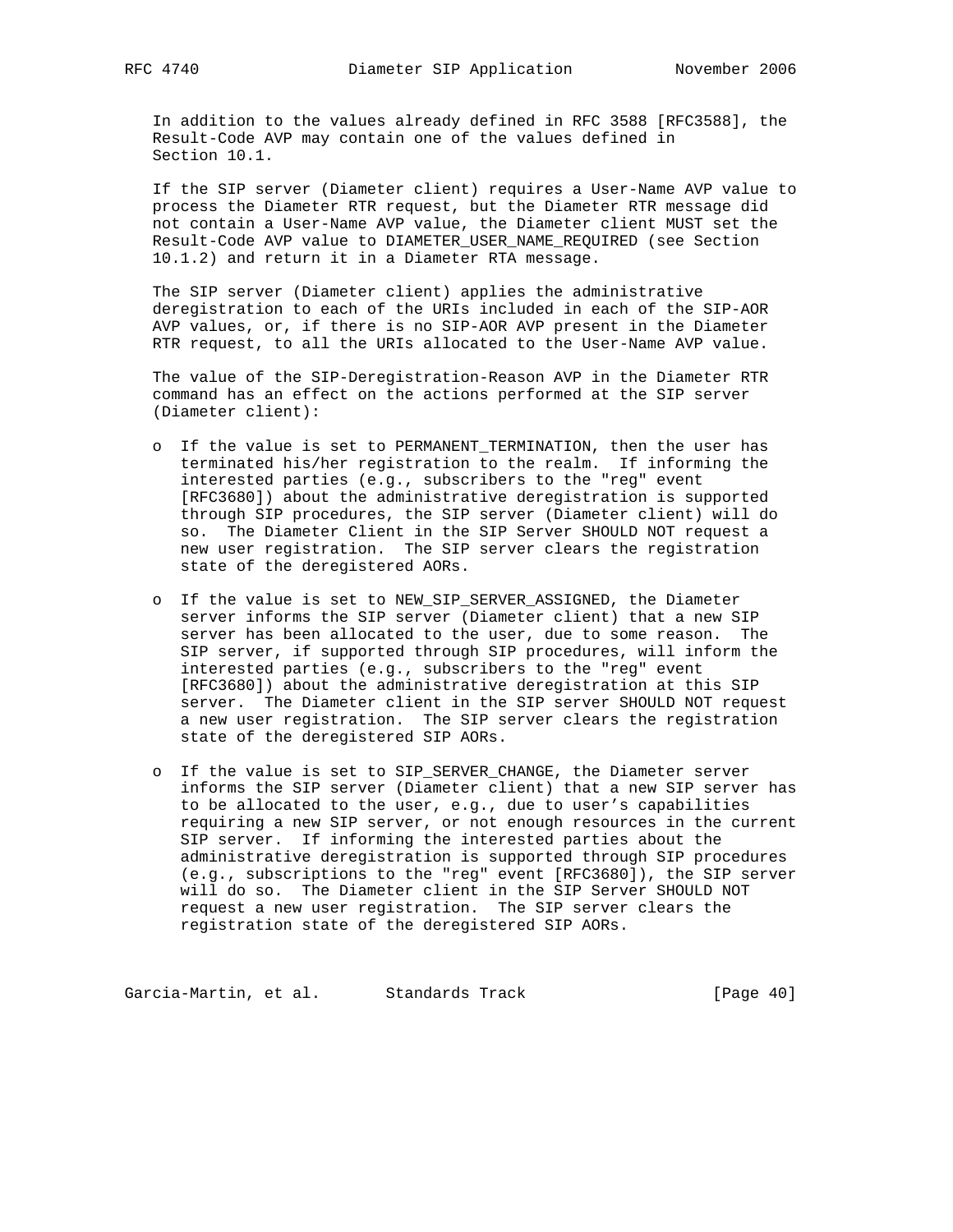In addition to the values already defined in RFC 3588 [RFC3588], the Result-Code AVP may contain one of the values defined in Section 10.1.

If the SIP server (Diameter client) requires a User-Name AVP value to process the Diameter RTR request, but the Diameter RTR message did not contain a User-Name AVP value, the Diameter client MUST set the Result-Code AVP value to DIAMETER_USER_NAME_REQUIRED (see Section 10.1.2) and return it in a Diameter RTA message.

The SIP server (Diameter client) applies the administrative deregistration to each of the URIs included in each of the SIP-AOR AVP values, or, if there is no SIP-AOR AVP present in the Diameter RTR request, to all the URIs allocated to the User-Name AVP value.

The value of the SIP-Deregistration-Reason AVP in the Diameter RTR command has an effect on the actions performed at the SIP server (Diameter client):

- If the value is set to PERMANENT_TERMINATION, then the user has terminated his/her registration to the realm. If informing the interested parties (e.g., subscribers to the "reg" event [RFC3680]) about the administrative deregistration is supported through SIP procedures, the SIP server (Diameter client) will do so. The Diameter Client in the SIP Server SHOULD NOT request a new user registration. The SIP server clears the registration state of the deregistered AORs.

- If the value is set to NEW_SIP_SERVER_ASSIGNED, the Diameter server informs the SIP server (Diameter client) that a new SIP server has been allocated to the user, due to some reason. The SIP server, if supported through SIP procedures, will inform the interested parties (e.g., subscribers to the "reg" event [RFC3680]) about the administrative deregistration at this SIP server. The Diameter client in the SIP server SHOULD NOT request a new user registration. The SIP server clears the registration state of the deregistered SIP AORs.

- If the value is set to SIP_SERVER_CHANGE, the Diameter server informs the SIP server (Diameter client) that a new SIP server has to be allocated to the user, e.g., due to user's capabilities requiring a new SIP server, or not enough resources in the current SIP server. If informing the interested parties about the administrative deregistration is supported through SIP procedures (e.g., subscriptions to the "reg" event [RFC3680]), the SIP server will do so. The Diameter client in the SIP Server SHOULD NOT request a new user registration. The SIP server clears the registration state of the deregistered SIP AORs.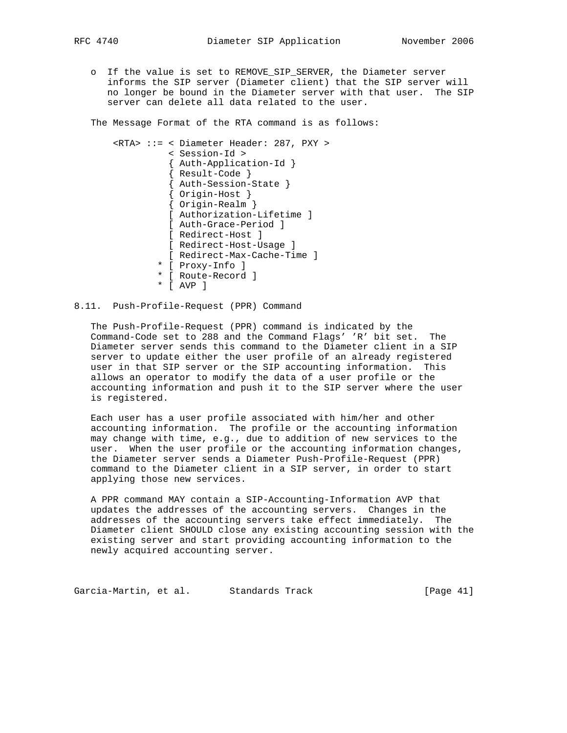- If the value is set to REMOVE_SIP_SERVER, the Diameter server informs the SIP server (Diameter client) that the SIP server will no longer be bound in the Diameter server with that user. The SIP server can delete all data related to the user.

The Message Format of the RTA command is as follows:

```
<RTA> ::= < Diameter Header: 287, PXY >
          < Session-Id >
          { Auth-Application-Id }
          { Result-Code }
          { Auth-Session-State }
          { Origin-Host }
          { Origin-Realm }
          [ Authorization-Lifetime ]
          [ Auth-Grace-Period ]
          [ Redirect-Host ]
          [ Redirect-Host-Usage ]
          [ Redirect-Max-Cache-Time ]
        * [ Proxy-Info ]
        * [ Route-Record ]
        * [ AVP ]
```

## 8.11. Push-Profile-Request (PPR) Command

The Push-Profile-Request (PPR) command is indicated by the Command-Code set to 288 and the Command Flags' 'R' bit set. The Diameter server sends this command to the Diameter client in a SIP server to update either the user profile of an already registered user in that SIP server or the SIP accounting information. This allows an operator to modify the data of a user profile or the accounting information and push it to the SIP server where the user is registered.

Each user has a user profile associated with him/her and other accounting information. The profile or the accounting information may change with time, e.g., due to addition of new services to the user. When the user profile or the accounting information changes, the Diameter server sends a Diameter Push-Profile-Request (PPR) command to the Diameter client in a SIP server, in order to start applying those new services.

A PPR command MAY contain a SIP-Accounting-Information AVP that updates the addresses of the accounting servers. Changes in the addresses of the accounting servers take effect immediately. The Diameter client SHOULD close any existing accounting session with the existing server and start providing accounting information to the newly acquired accounting server.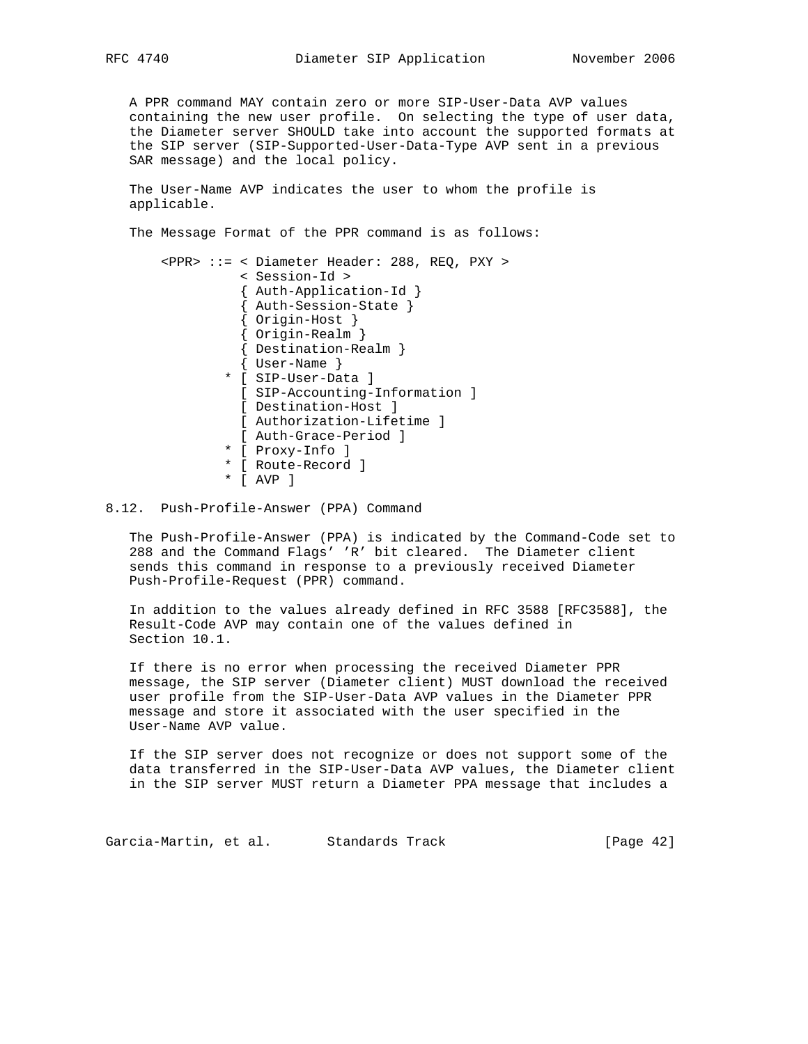A PPR command MAY contain zero or more SIP-User-Data AVP values containing the new user profile. On selecting the type of user data, the Diameter server SHOULD take into account the supported formats at the SIP server (SIP-Supported-User-Data-Type AVP sent in a previous SAR message) and the local policy.

The User-Name AVP indicates the user to whom the profile is applicable.

The Message Format of the PPR command is as follows:

```
    <PPR> ::= < Diameter Header: 288, REQ, PXY >
               < Session-Id >
               { Auth-Application-Id }
               { Auth-Session-State }
               { Origin-Host }
               { Origin-Realm }
               { Destination-Realm }
               { User-Name }
             * [ SIP-User-Data ]
               [ SIP-Accounting-Information ]
               [ Destination-Host ]
               [ Authorization-Lifetime ]
               [ Auth-Grace-Period ]
             * [ Proxy-Info ]
             * [ Route-Record ]
             * [ AVP ]
```

## 8.12. Push-Profile-Answer (PPA) Command

The Push-Profile-Answer (PPA) is indicated by the Command-Code set to 288 and the Command Flags' 'R' bit cleared. The Diameter client sends this command in response to a previously received Diameter Push-Profile-Request (PPR) command.

In addition to the values already defined in RFC 3588 [RFC3588], the Result-Code AVP may contain one of the values defined in Section 10.1.

If there is no error when processing the received Diameter PPR message, the SIP server (Diameter client) MUST download the received user profile from the SIP-User-Data AVP values in the Diameter PPR message and store it associated with the user specified in the User-Name AVP value.

If the SIP server does not recognize or does not support some of the data transferred in the SIP-User-Data AVP values, the Diameter client in the SIP server MUST return a Diameter PPA message that includes a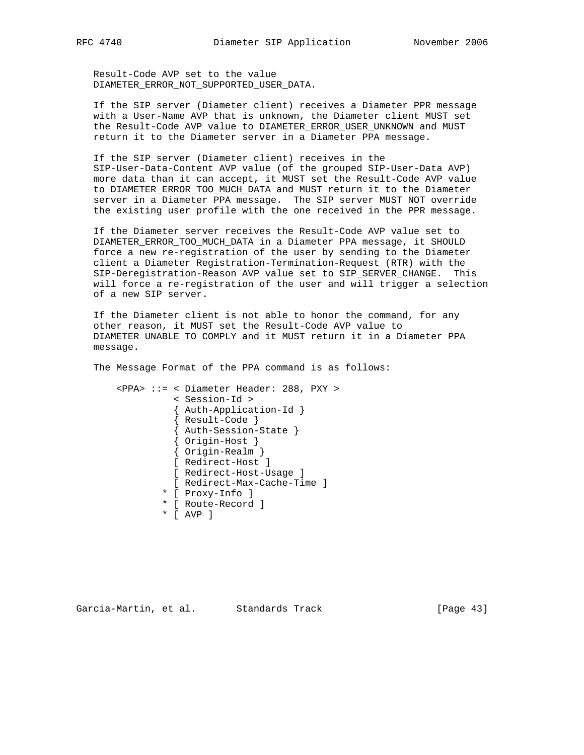Result-Code AVP set to the value DIAMETER_ERROR_NOT_SUPPORTED_USER_DATA.

If the SIP server (Diameter client) receives a Diameter PPR message with a User-Name AVP that is unknown, the Diameter client MUST set the Result-Code AVP value to DIAMETER_ERROR_USER_UNKNOWN and MUST return it to the Diameter server in a Diameter PPA message.

If the SIP server (Diameter client) receives in the SIP-User-Data-Content AVP value (of the grouped SIP-User-Data AVP) more data than it can accept, it MUST set the Result-Code AVP value to DIAMETER_ERROR_TOO_MUCH_DATA and MUST return it to the Diameter server in a Diameter PPA message. The SIP server MUST NOT override the existing user profile with the one received in the PPR message.

If the Diameter server receives the Result-Code AVP value set to DIAMETER_ERROR_TOO_MUCH_DATA in a Diameter PPA message, it SHOULD force a new re-registration of the user by sending to the Diameter client a Diameter Registration-Termination-Request (RTR) with the SIP-Deregistration-Reason AVP value set to SIP_SERVER_CHANGE. This will force a re-registration of the user and will trigger a selection of a new SIP server.

If the Diameter client is not able to honor the command, for any other reason, it MUST set the Result-Code AVP value to DIAMETER_UNABLE_TO_COMPLY and it MUST return it in a Diameter PPA message.

The Message Format of the PPA command is as follows:

```
<PPA> ::= < Diameter Header: 288, PXY >
          < Session-Id >
          { Auth-Application-Id }
          { Result-Code }
          { Auth-Session-State }
          { Origin-Host }
          { Origin-Realm }
          [ Redirect-Host ]
          [ Redirect-Host-Usage ]
          [ Redirect-Max-Cache-Time ]
        * [ Proxy-Info ]
        * [ Route-Record ]
        * [ AVP ]
```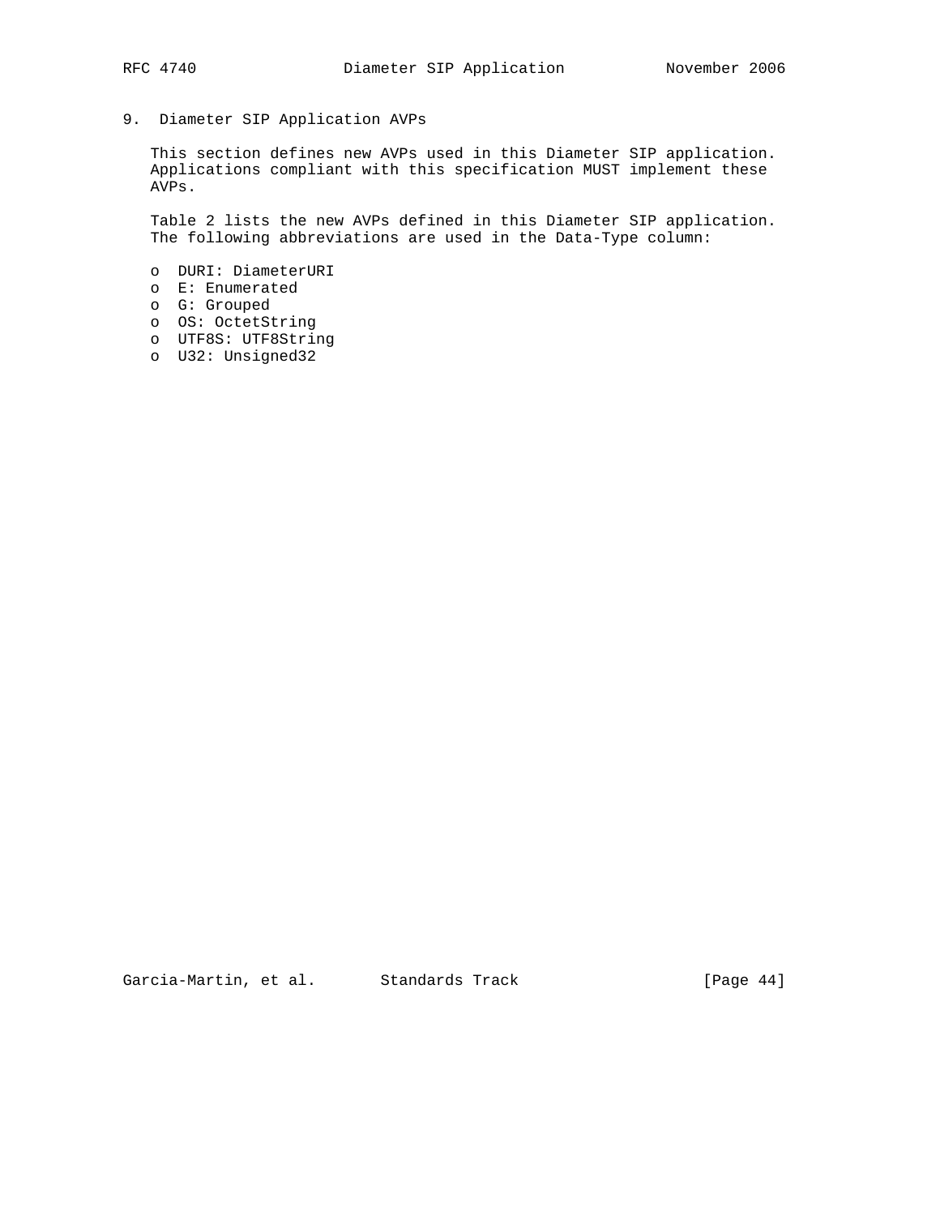## 9. Diameter SIP Application AVPs

This section defines new AVPs used in this Diameter SIP application. Applications compliant with this specification MUST implement these AVPs.

Table 2 lists the new AVPs defined in this Diameter SIP application. The following abbreviations are used in the Data-Type column:

- DURI: DiameterURI
- E: Enumerated
- G: Grouped
- OS: OctetString
- UTF8S: UTF8String
- U32: Unsigned32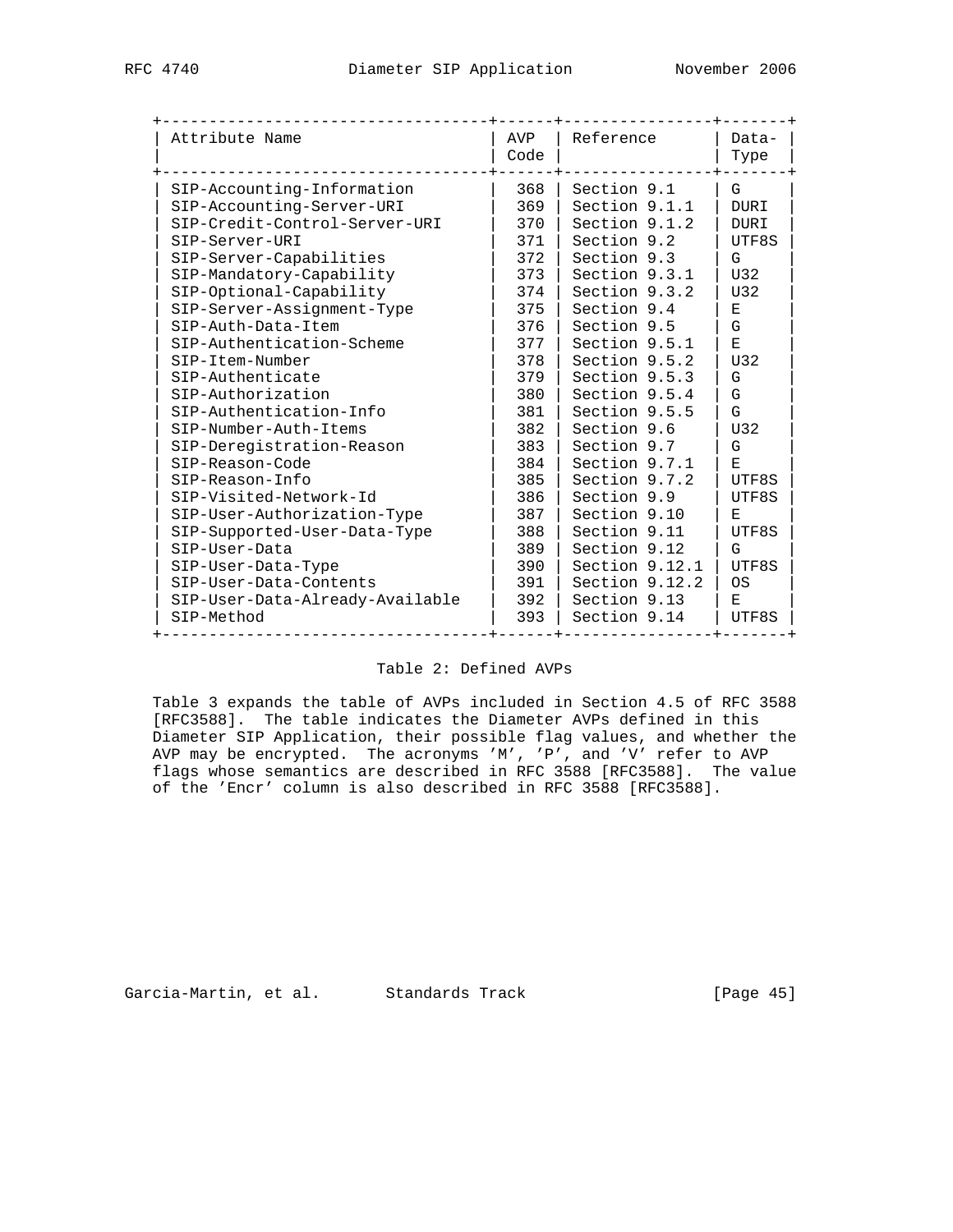| Attribute Name | AVP Code | Reference | Data-Type |
|---|---|---|---|
| SIP-Accounting-Information | 368 | Section 9.1 | G |
| SIP-Accounting-Server-URI | 369 | Section 9.1.1 | DURI |
| SIP-Credit-Control-Server-URI | 370 | Section 9.1.2 | DURI |
| SIP-Server-URI | 371 | Section 9.2 | UTF8S |
| SIP-Server-Capabilities | 372 | Section 9.3 | G |
| SIP-Mandatory-Capability | 373 | Section 9.3.1 | U32 |
| SIP-Optional-Capability | 374 | Section 9.3.2 | U32 |
| SIP-Server-Assignment-Type | 375 | Section 9.4 | E |
| SIP-Auth-Data-Item | 376 | Section 9.5 | G |
| SIP-Authentication-Scheme | 377 | Section 9.5.1 | E |
| SIP-Item-Number | 378 | Section 9.5.2 | U32 |
| SIP-Authenticate | 379 | Section 9.5.3 | G |
| SIP-Authorization | 380 | Section 9.5.4 | G |
| SIP-Authentication-Info | 381 | Section 9.5.5 | G |
| SIP-Number-Auth-Items | 382 | Section 9.6 | U32 |
| SIP-Deregistration-Reason | 383 | Section 9.7 | G |
| SIP-Reason-Code | 384 | Section 9.7.1 | E |
| SIP-Reason-Info | 385 | Section 9.7.2 | UTF8S |
| SIP-Visited-Network-Id | 386 | Section 9.9 | UTF8S |
| SIP-User-Authorization-Type | 387 | Section 9.10 | E |
| SIP-Supported-User-Data-Type | 388 | Section 9.11 | UTF8S |
| SIP-User-Data | 389 | Section 9.12 | G |
| SIP-User-Data-Type | 390 | Section 9.12.1 | UTF8S |
| SIP-User-Data-Contents | 391 | Section 9.12.2 | OS |
| SIP-User-Data-Already-Available | 392 | Section 9.13 | E |
| SIP-Method | 393 | Section 9.14 | UTF8S |

Table 2: Defined AVPs

Table 3 expands the table of AVPs included in Section 4.5 of RFC 3588 [RFC3588]. The table indicates the Diameter AVPs defined in this Diameter SIP Application, their possible flag values, and whether the AVP may be encrypted. The acronyms 'M', 'P', and 'V' refer to AVP flags whose semantics are described in RFC 3588 [RFC3588]. The value of the 'Encr' column is also described in RFC 3588 [RFC3588].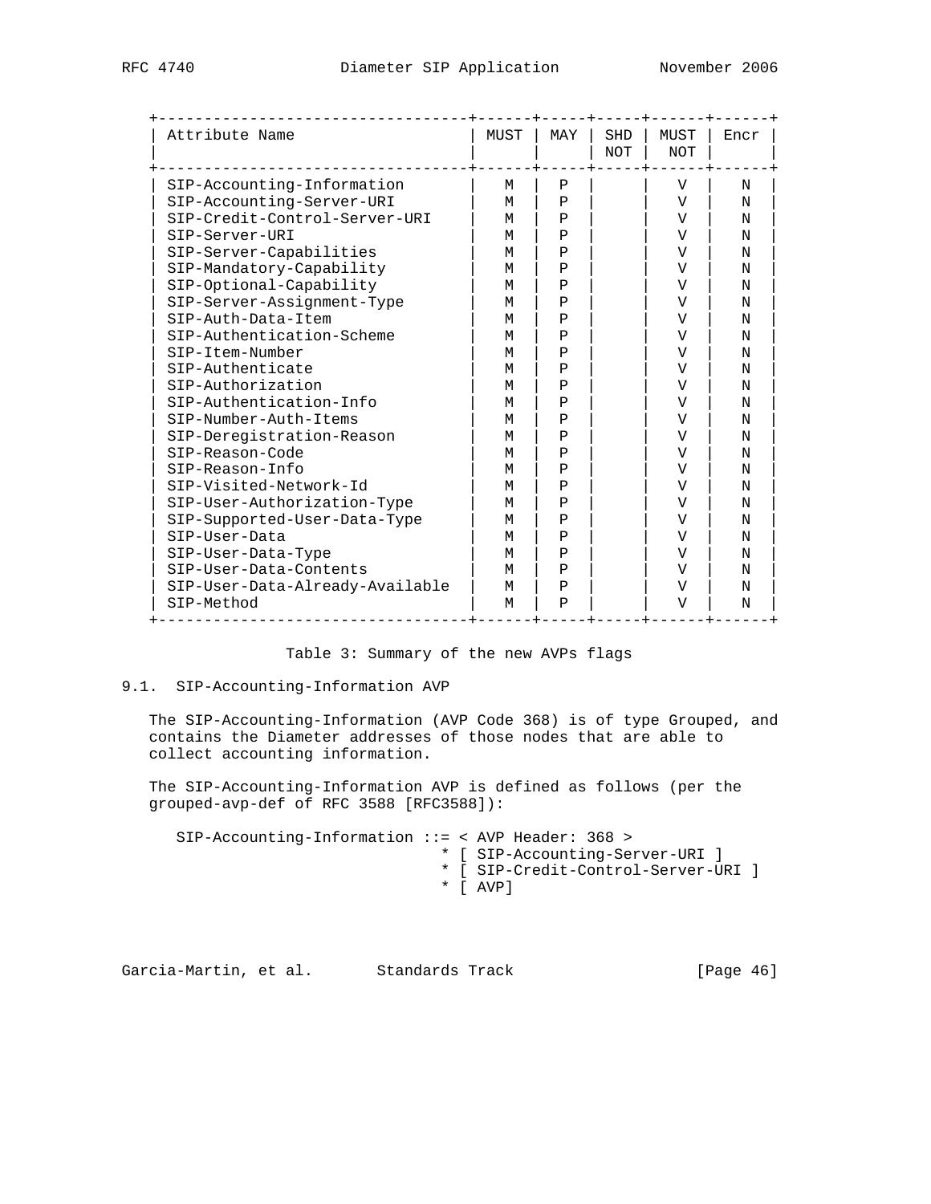| Attribute Name | MUST | MAY | SHD NOT | MUST NOT | Encr |
|---|---|---|---|---|---|
| SIP-Accounting-Information | M | P | | V | N |
| SIP-Accounting-Server-URI | M | P | | V | N |
| SIP-Credit-Control-Server-URI | M | P | | V | N |
| SIP-Server-URI | M | P | | V | N |
| SIP-Server-Capabilities | M | P | | V | N |
| SIP-Mandatory-Capability | M | P | | V | N |
| SIP-Optional-Capability | M | P | | V | N |
| SIP-Server-Assignment-Type | M | P | | V | N |
| SIP-Auth-Data-Item | M | P | | V | N |
| SIP-Authentication-Scheme | M | P | | V | N |
| SIP-Item-Number | M | P | | V | N |
| SIP-Authenticate | M | P | | V | N |
| SIP-Authorization | M | P | | V | N |
| SIP-Authentication-Info | M | P | | V | N |
| SIP-Number-Auth-Items | M | P | | V | N |
| SIP-Deregistration-Reason | M | P | | V | N |
| SIP-Reason-Code | M | P | | V | N |
| SIP-Reason-Info | M | P | | V | N |
| SIP-Visited-Network-Id | M | P | | V | N |
| SIP-User-Authorization-Type | M | P | | V | N |
| SIP-Supported-User-Data-Type | M | P | | V | N |
| SIP-User-Data | M | P | | V | N |
| SIP-User-Data-Type | M | P | | V | N |
| SIP-User-Data-Contents | M | P | | V | N |
| SIP-User-Data-Already-Available | M | P | | V | N |
| SIP-Method | M | P | | V | N |

Table 3: Summary of the new AVPs flags

## 9.1. SIP-Accounting-Information AVP

The SIP-Accounting-Information (AVP Code 368) is of type Grouped, and contains the Diameter addresses of those nodes that are able to collect accounting information.

The SIP-Accounting-Information AVP is defined as follows (per the grouped-avp-def of RFC 3588 [RFC3588]):

```
SIP-Accounting-Information ::= < AVP Header: 368 >
                             * [ SIP-Accounting-Server-URI ]
                             * [ SIP-Credit-Control-Server-URI ]
                             * [ AVP]
```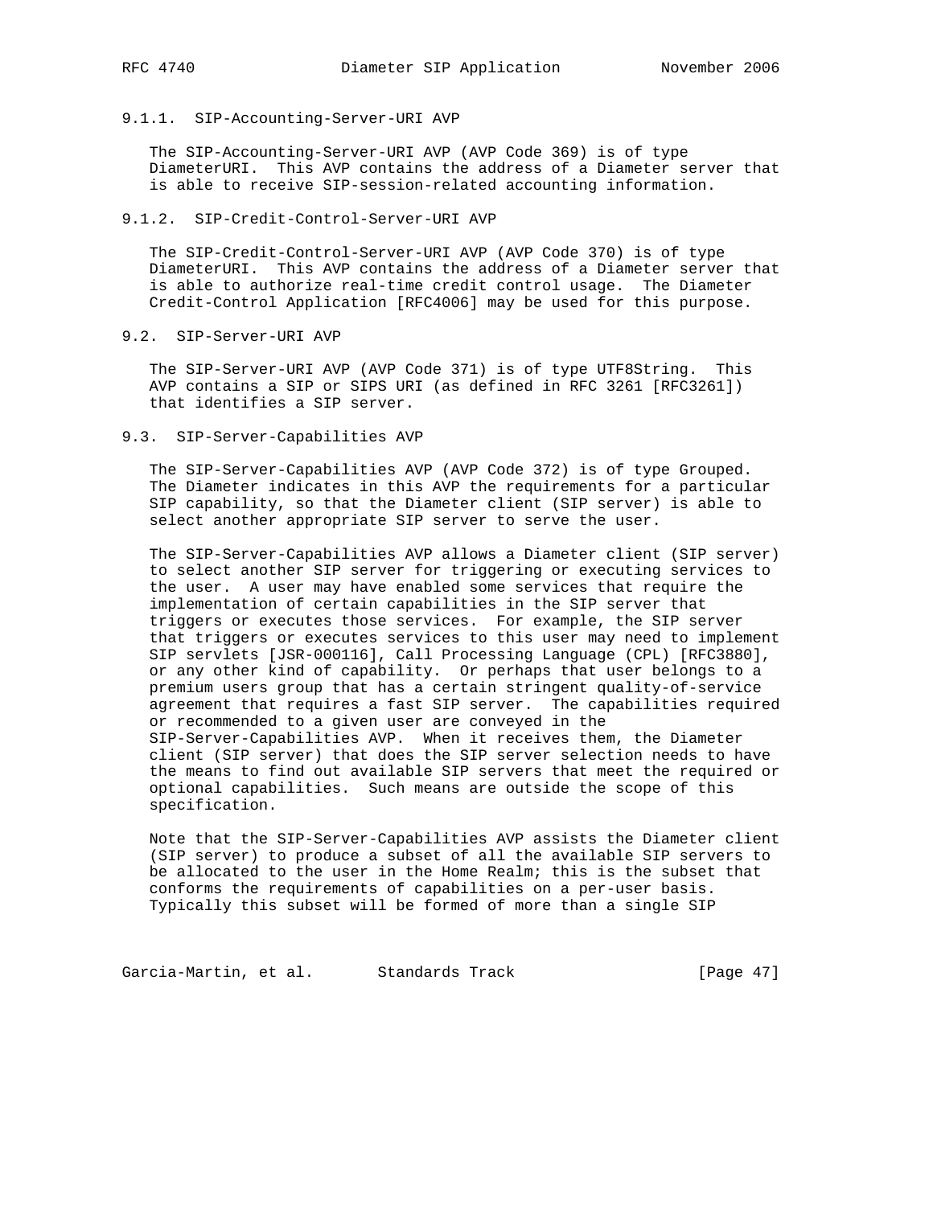#### 9.1.1. SIP-Accounting-Server-URI AVP

The SIP-Accounting-Server-URI AVP (AVP Code 369) is of type DiameterURI. This AVP contains the address of a Diameter server that is able to receive SIP-session-related accounting information.

#### 9.1.2. SIP-Credit-Control-Server-URI AVP

The SIP-Credit-Control-Server-URI AVP (AVP Code 370) is of type DiameterURI. This AVP contains the address of a Diameter server that is able to authorize real-time credit control usage. The Diameter Credit-Control Application [RFC4006] may be used for this purpose.

### 9.2. SIP-Server-URI AVP

The SIP-Server-URI AVP (AVP Code 371) is of type UTF8String. This AVP contains a SIP or SIPS URI (as defined in RFC 3261 [RFC3261]) that identifies a SIP server.

### 9.3. SIP-Server-Capabilities AVP

The SIP-Server-Capabilities AVP (AVP Code 372) is of type Grouped. The Diameter indicates in this AVP the requirements for a particular SIP capability, so that the Diameter client (SIP server) is able to select another appropriate SIP server to serve the user.

The SIP-Server-Capabilities AVP allows a Diameter client (SIP server) to select another SIP server for triggering or executing services to the user. A user may have enabled some services that require the implementation of certain capabilities in the SIP server that triggers or executes those services. For example, the SIP server that triggers or executes services to this user may need to implement SIP servlets [JSR-000116], Call Processing Language (CPL) [RFC3880], or any other kind of capability. Or perhaps that user belongs to a premium users group that has a certain stringent quality-of-service agreement that requires a fast SIP server. The capabilities required or recommended to a given user are conveyed in the SIP-Server-Capabilities AVP. When it receives them, the Diameter client (SIP server) that does the SIP server selection needs to have the means to find out available SIP servers that meet the required or optional capabilities. Such means are outside the scope of this specification.

Note that the SIP-Server-Capabilities AVP assists the Diameter client (SIP server) to produce a subset of all the available SIP servers to be allocated to the user in the Home Realm; this is the subset that conforms the requirements of capabilities on a per-user basis. Typically this subset will be formed of more than a single SIP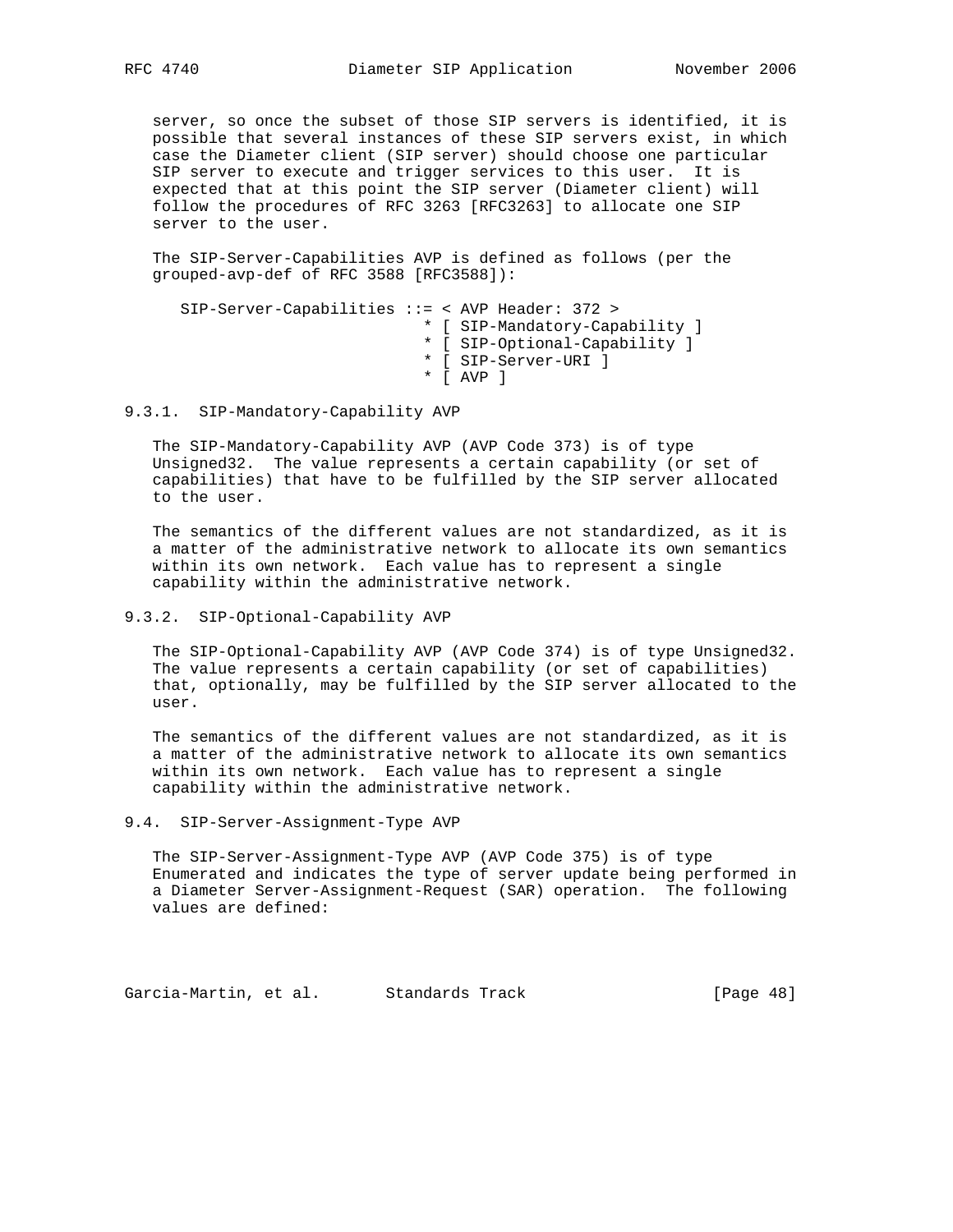server, so once the subset of those SIP servers is identified, it is possible that several instances of these SIP servers exist, in which case the Diameter client (SIP server) should choose one particular SIP server to execute and trigger services to this user. It is expected that at this point the SIP server (Diameter client) will follow the procedures of RFC 3263 [RFC3263] to allocate one SIP server to the user.

The SIP-Server-Capabilities AVP is defined as follows (per the grouped-avp-def of RFC 3588 [RFC3588]):

```
SIP-Server-Capabilities ::= < AVP Header: 372 >
                          * [ SIP-Mandatory-Capability ]
                          * [ SIP-Optional-Capability ]
                          * [ SIP-Server-URI ]
                          * [ AVP ]
```

### 9.3.1. SIP-Mandatory-Capability AVP

The SIP-Mandatory-Capability AVP (AVP Code 373) is of type Unsigned32. The value represents a certain capability (or set of capabilities) that have to be fulfilled by the SIP server allocated to the user.

The semantics of the different values are not standardized, as it is a matter of the administrative network to allocate its own semantics within its own network. Each value has to represent a single capability within the administrative network.

### 9.3.2. SIP-Optional-Capability AVP

The SIP-Optional-Capability AVP (AVP Code 374) is of type Unsigned32. The value represents a certain capability (or set of capabilities) that, optionally, may be fulfilled by the SIP server allocated to the user.

The semantics of the different values are not standardized, as it is a matter of the administrative network to allocate its own semantics within its own network. Each value has to represent a single capability within the administrative network.

## 9.4. SIP-Server-Assignment-Type AVP

The SIP-Server-Assignment-Type AVP (AVP Code 375) is of type Enumerated and indicates the type of server update being performed in a Diameter Server-Assignment-Request (SAR) operation. The following values are defined: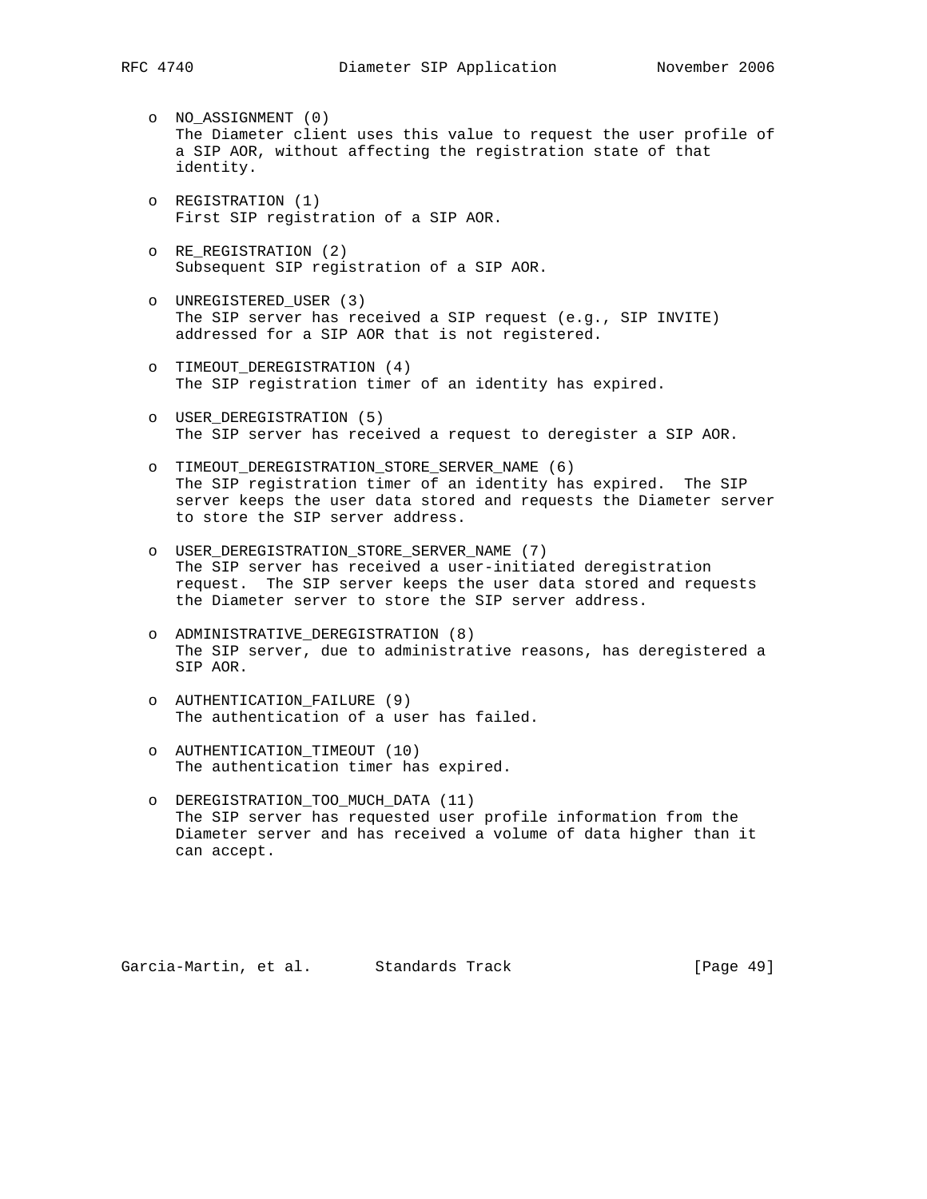- NO_ASSIGNMENT (0)
  The Diameter client uses this value to request the user profile of a SIP AOR, without affecting the registration state of that identity.

- REGISTRATION (1)
  First SIP registration of a SIP AOR.

- RE_REGISTRATION (2)
  Subsequent SIP registration of a SIP AOR.

- UNREGISTERED_USER (3)
  The SIP server has received a SIP request (e.g., SIP INVITE) addressed for a SIP AOR that is not registered.

- TIMEOUT_DEREGISTRATION (4)
  The SIP registration timer of an identity has expired.

- USER_DEREGISTRATION (5)
  The SIP server has received a request to deregister a SIP AOR.

- TIMEOUT_DEREGISTRATION_STORE_SERVER_NAME (6)
  The SIP registration timer of an identity has expired. The SIP server keeps the user data stored and requests the Diameter server to store the SIP server address.

- USER_DEREGISTRATION_STORE_SERVER_NAME (7)
  The SIP server has received a user-initiated deregistration request. The SIP server keeps the user data stored and requests the Diameter server to store the SIP server address.

- ADMINISTRATIVE_DEREGISTRATION (8)
  The SIP server, due to administrative reasons, has deregistered a SIP AOR.

- AUTHENTICATION_FAILURE (9)
  The authentication of a user has failed.

- AUTHENTICATION_TIMEOUT (10)
  The authentication timer has expired.

- DEREGISTRATION_TOO_MUCH_DATA (11)
  The SIP server has requested user profile information from the Diameter server and has received a volume of data higher than it can accept.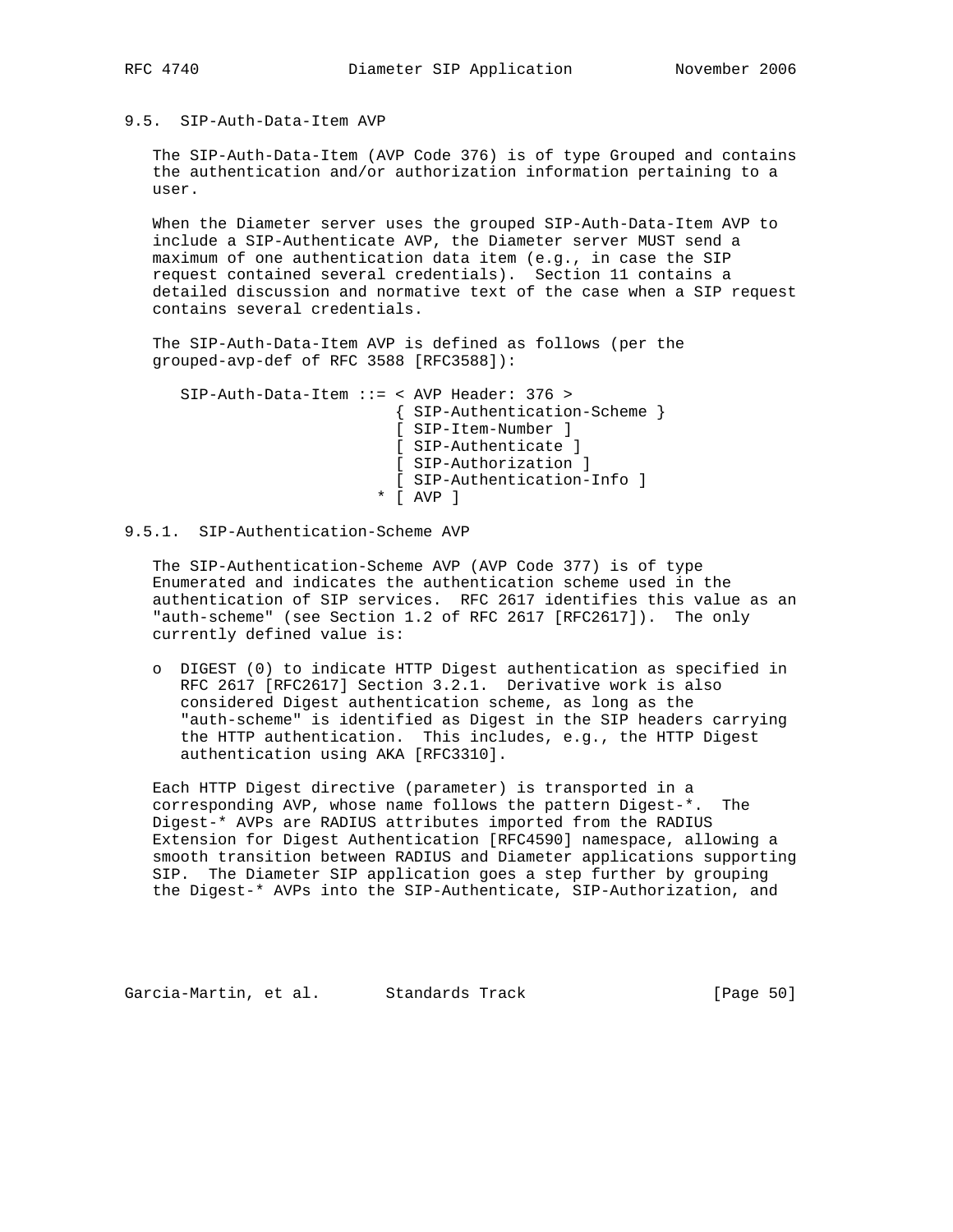### 9.5. SIP-Auth-Data-Item AVP

The SIP-Auth-Data-Item (AVP Code 376) is of type Grouped and contains the authentication and/or authorization information pertaining to a user.

When the Diameter server uses the grouped SIP-Auth-Data-Item AVP to include a SIP-Authenticate AVP, the Diameter server MUST send a maximum of one authentication data item (e.g., in case the SIP request contained several credentials). Section 11 contains a detailed discussion and normative text of the case when a SIP request contains several credentials.

The SIP-Auth-Data-Item AVP is defined as follows (per the grouped-avp-def of RFC 3588 [RFC3588]):

```
SIP-Auth-Data-Item ::= < AVP Header: 376 >
                         { SIP-Authentication-Scheme }
                         [ SIP-Item-Number ]
                         [ SIP-Authenticate ]
                         [ SIP-Authorization ]
                         [ SIP-Authentication-Info ]
                       * [ AVP ]
```

#### 9.5.1. SIP-Authentication-Scheme AVP

The SIP-Authentication-Scheme AVP (AVP Code 377) is of type Enumerated and indicates the authentication scheme used in the authentication of SIP services. RFC 2617 identifies this value as an "auth-scheme" (see Section 1.2 of RFC 2617 [RFC2617]). The only currently defined value is:

- DIGEST (0) to indicate HTTP Digest authentication as specified in RFC 2617 [RFC2617] Section 3.2.1. Derivative work is also considered Digest authentication scheme, as long as the "auth-scheme" is identified as Digest in the SIP headers carrying the HTTP authentication. This includes, e.g., the HTTP Digest authentication using AKA [RFC3310].

Each HTTP Digest directive (parameter) is transported in a corresponding AVP, whose name follows the pattern Digest-*. The Digest-* AVPs are RADIUS attributes imported from the RADIUS Extension for Digest Authentication [RFC4590] namespace, allowing a smooth transition between RADIUS and Diameter applications supporting SIP. The Diameter SIP application goes a step further by grouping the Digest-* AVPs into the SIP-Authenticate, SIP-Authorization, and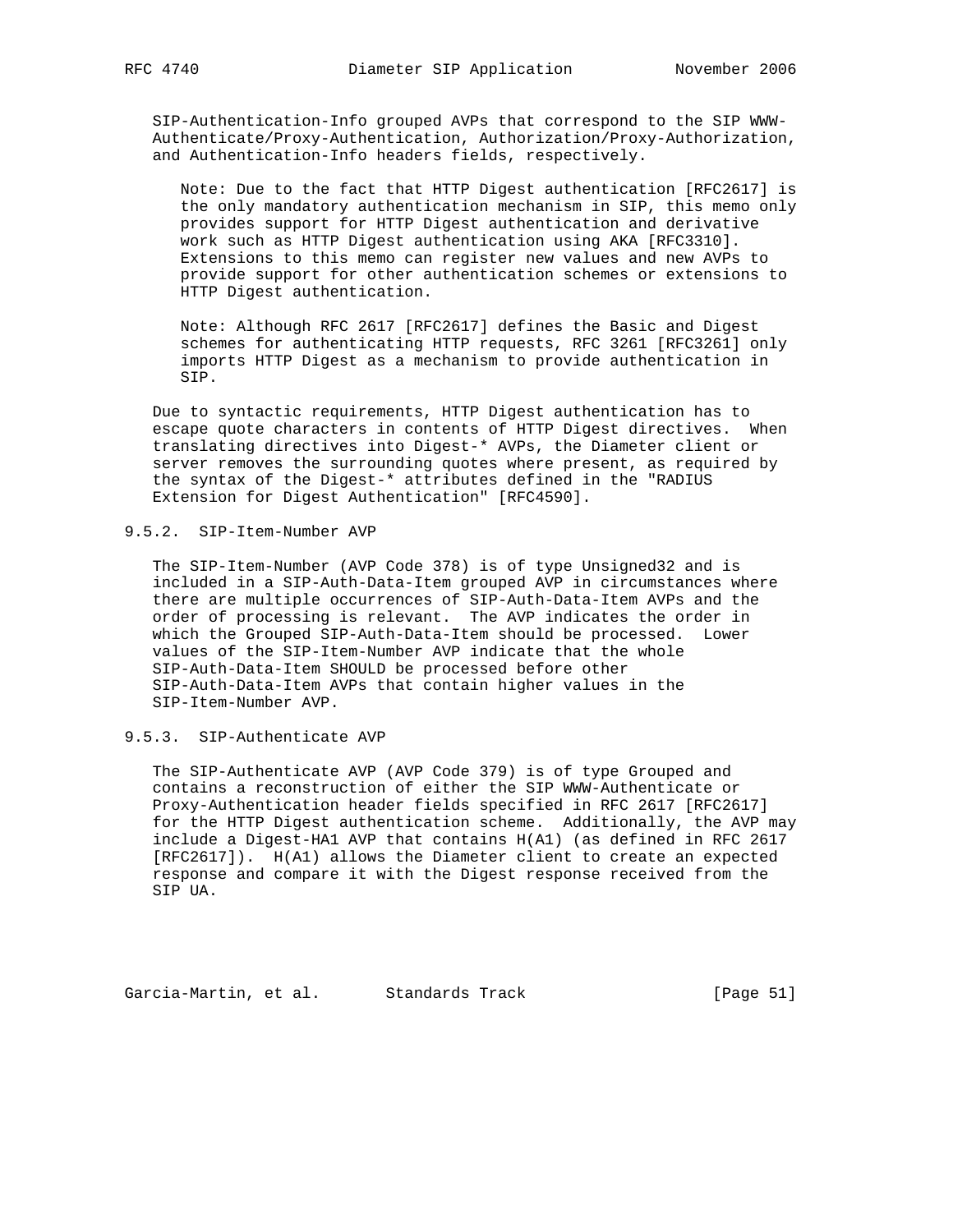SIP-Authentication-Info grouped AVPs that correspond to the SIP WWW-Authenticate/Proxy-Authentication, Authorization/Proxy-Authorization, and Authentication-Info headers fields, respectively.

> Note: Due to the fact that HTTP Digest authentication [RFC2617] is the only mandatory authentication mechanism in SIP, this memo only provides support for HTTP Digest authentication and derivative work such as HTTP Digest authentication using AKA [RFC3310]. Extensions to this memo can register new values and new AVPs to provide support for other authentication schemes or extensions to HTTP Digest authentication.

> Note: Although RFC 2617 [RFC2617] defines the Basic and Digest schemes for authenticating HTTP requests, RFC 3261 [RFC3261] only imports HTTP Digest as a mechanism to provide authentication in SIP.

Due to syntactic requirements, HTTP Digest authentication has to escape quote characters in contents of HTTP Digest directives. When translating directives into Digest-* AVPs, the Diameter client or server removes the surrounding quotes where present, as required by the syntax of the Digest-* attributes defined in the "RADIUS Extension for Digest Authentication" [RFC4590].

### 9.5.2. SIP-Item-Number AVP

The SIP-Item-Number (AVP Code 378) is of type Unsigned32 and is included in a SIP-Auth-Data-Item grouped AVP in circumstances where there are multiple occurrences of SIP-Auth-Data-Item AVPs and the order of processing is relevant. The AVP indicates the order in which the Grouped SIP-Auth-Data-Item should be processed. Lower values of the SIP-Item-Number AVP indicate that the whole SIP-Auth-Data-Item SHOULD be processed before other SIP-Auth-Data-Item AVPs that contain higher values in the SIP-Item-Number AVP.

### 9.5.3. SIP-Authenticate AVP

The SIP-Authenticate AVP (AVP Code 379) is of type Grouped and contains a reconstruction of either the SIP WWW-Authenticate or Proxy-Authentication header fields specified in RFC 2617 [RFC2617] for the HTTP Digest authentication scheme. Additionally, the AVP may include a Digest-HA1 AVP that contains H(A1) (as defined in RFC 2617 [RFC2617]). H(A1) allows the Diameter client to create an expected response and compare it with the Digest response received from the SIP UA.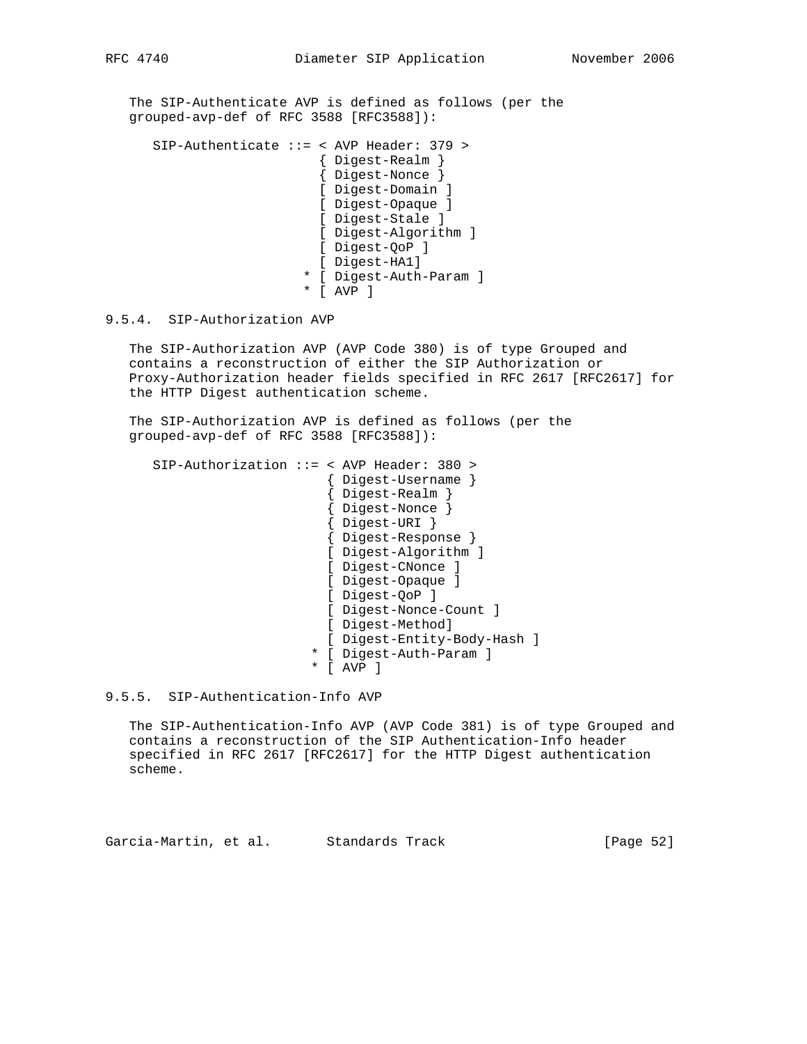The SIP-Authenticate AVP is defined as follows (per the grouped-avp-def of RFC 3588 [RFC3588]):

```
   SIP-Authenticate ::= < AVP Header: 379 >
                          { Digest-Realm }
                          { Digest-Nonce }
                          [ Digest-Domain ]
                          [ Digest-Opaque ]
                          [ Digest-Stale ]
                          [ Digest-Algorithm ]
                          [ Digest-QoP ]
                          [ Digest-HA1]
                        * [ Digest-Auth-Param ]
                        * [ AVP ]
```

### 9.5.4. SIP-Authorization AVP

The SIP-Authorization AVP (AVP Code 380) is of type Grouped and contains a reconstruction of either the SIP Authorization or Proxy-Authorization header fields specified in RFC 2617 [RFC2617] for the HTTP Digest authentication scheme.

The SIP-Authorization AVP is defined as follows (per the grouped-avp-def of RFC 3588 [RFC3588]):

```
   SIP-Authorization ::= < AVP Header: 380 >
                           { Digest-Username }
                           { Digest-Realm }
                           { Digest-Nonce }
                           { Digest-URI }
                           { Digest-Response }
                           [ Digest-Algorithm ]
                           [ Digest-CNonce ]
                           [ Digest-Opaque ]
                           [ Digest-QoP ]
                           [ Digest-Nonce-Count ]
                           [ Digest-Method]
                           [ Digest-Entity-Body-Hash ]
                         * [ Digest-Auth-Param ]
                         * [ AVP ]
```

### 9.5.5. SIP-Authentication-Info AVP

The SIP-Authentication-Info AVP (AVP Code 381) is of type Grouped and contains a reconstruction of the SIP Authentication-Info header specified in RFC 2617 [RFC2617] for the HTTP Digest authentication scheme.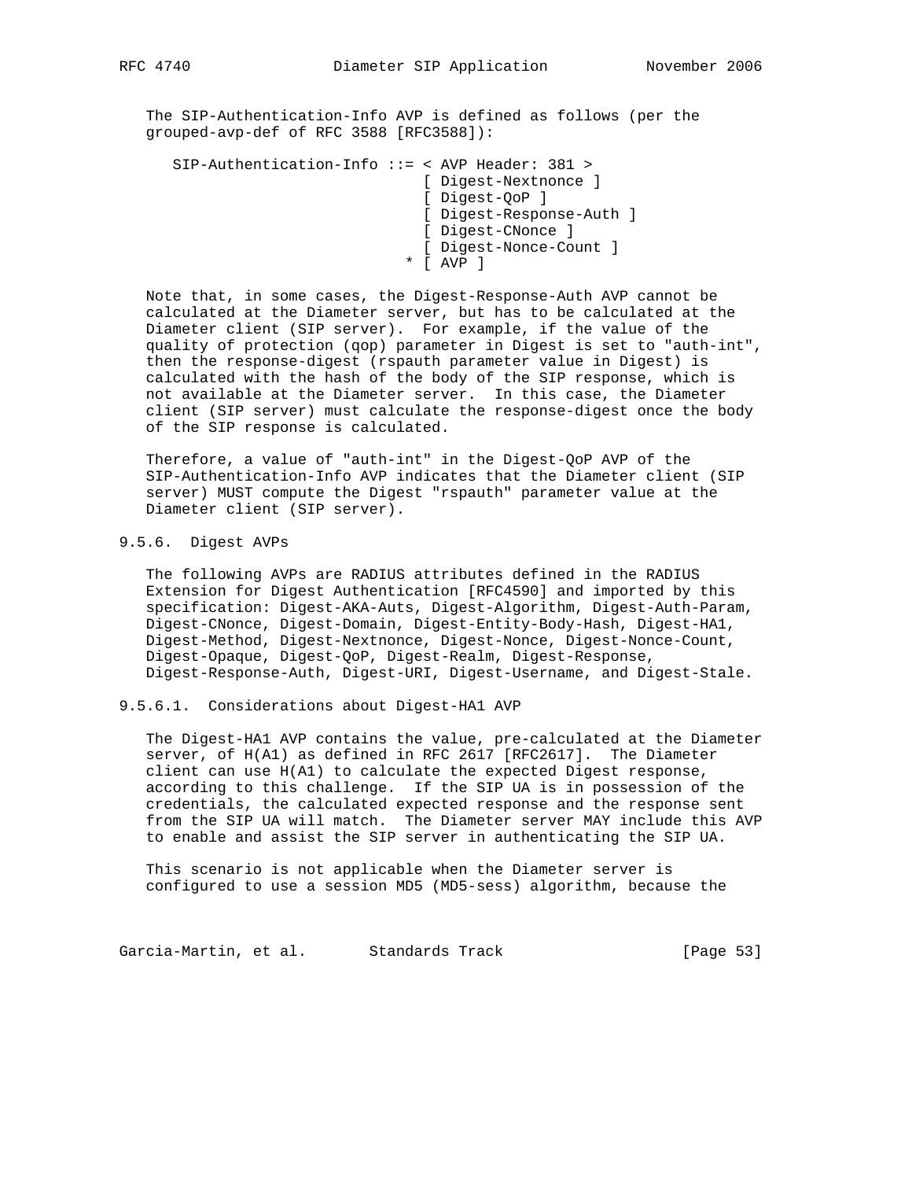The SIP-Authentication-Info AVP is defined as follows (per the grouped-avp-def of RFC 3588 [RFC3588]):

```
   SIP-Authentication-Info ::= < AVP Header: 381 >
                                 [ Digest-Nextnonce ]
                                 [ Digest-QoP ]
                                 [ Digest-Response-Auth ]
                                 [ Digest-CNonce ]
                                 [ Digest-Nonce-Count ]
                               * [ AVP ]
```

Note that, in some cases, the Digest-Response-Auth AVP cannot be calculated at the Diameter server, but has to be calculated at the Diameter client (SIP server). For example, if the value of the quality of protection (qop) parameter in Digest is set to "auth-int", then the response-digest (rspauth parameter value in Digest) is calculated with the hash of the body of the SIP response, which is not available at the Diameter server. In this case, the Diameter client (SIP server) must calculate the response-digest once the body of the SIP response is calculated.

Therefore, a value of "auth-int" in the Digest-QoP AVP of the SIP-Authentication-Info AVP indicates that the Diameter client (SIP server) MUST compute the Digest "rspauth" parameter value at the Diameter client (SIP server).

### 9.5.6. Digest AVPs

The following AVPs are RADIUS attributes defined in the RADIUS Extension for Digest Authentication [RFC4590] and imported by this specification: Digest-AKA-Auts, Digest-Algorithm, Digest-Auth-Param, Digest-CNonce, Digest-Domain, Digest-Entity-Body-Hash, Digest-HA1, Digest-Method, Digest-Nextnonce, Digest-Nonce, Digest-Nonce-Count, Digest-Opaque, Digest-QoP, Digest-Realm, Digest-Response, Digest-Response-Auth, Digest-URI, Digest-Username, and Digest-Stale.

#### 9.5.6.1. Considerations about Digest-HA1 AVP

The Digest-HA1 AVP contains the value, pre-calculated at the Diameter server, of H(A1) as defined in RFC 2617 [RFC2617]. The Diameter client can use H(A1) to calculate the expected Digest response, according to this challenge. If the SIP UA is in possession of the credentials, the calculated expected response and the response sent from the SIP UA will match. The Diameter server MAY include this AVP to enable and assist the SIP server in authenticating the SIP UA.

This scenario is not applicable when the Diameter server is configured to use a session MD5 (MD5-sess) algorithm, because the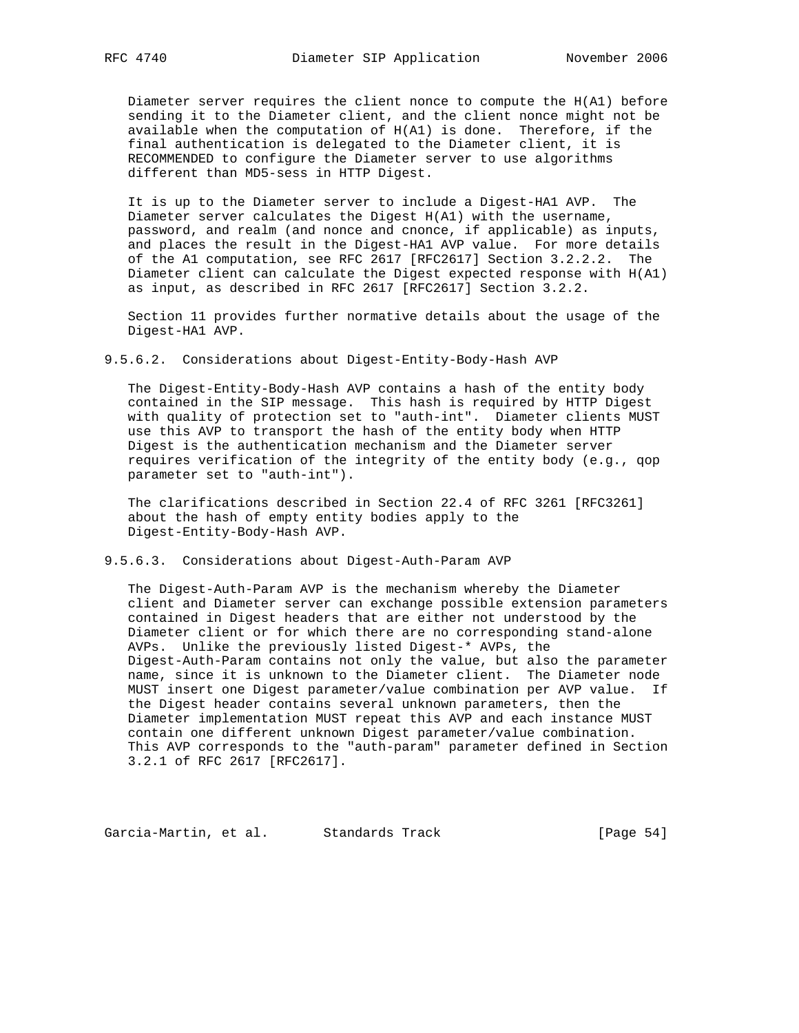Diameter server requires the client nonce to compute the H(A1) before sending it to the Diameter client, and the client nonce might not be available when the computation of H(A1) is done. Therefore, if the final authentication is delegated to the Diameter client, it is RECOMMENDED to configure the Diameter server to use algorithms different than MD5-sess in HTTP Digest.

It is up to the Diameter server to include a Digest-HA1 AVP. The Diameter server calculates the Digest H(A1) with the username, password, and realm (and nonce and cnonce, if applicable) as inputs, and places the result in the Digest-HA1 AVP value. For more details of the A1 computation, see RFC 2617 [RFC2617] Section 3.2.2.2. The Diameter client can calculate the Digest expected response with H(A1) as input, as described in RFC 2617 [RFC2617] Section 3.2.2.

Section 11 provides further normative details about the usage of the Digest-HA1 AVP.

#### 9.5.6.2. Considerations about Digest-Entity-Body-Hash AVP

The Digest-Entity-Body-Hash AVP contains a hash of the entity body contained in the SIP message. This hash is required by HTTP Digest with quality of protection set to "auth-int". Diameter clients MUST use this AVP to transport the hash of the entity body when HTTP Digest is the authentication mechanism and the Diameter server requires verification of the integrity of the entity body (e.g., qop parameter set to "auth-int").

The clarifications described in Section 22.4 of RFC 3261 [RFC3261] about the hash of empty entity bodies apply to the Digest-Entity-Body-Hash AVP.

#### 9.5.6.3. Considerations about Digest-Auth-Param AVP

The Digest-Auth-Param AVP is the mechanism whereby the Diameter client and Diameter server can exchange possible extension parameters contained in Digest headers that are either not understood by the Diameter client or for which there are no corresponding stand-alone AVPs. Unlike the previously listed Digest-* AVPs, the Digest-Auth-Param contains not only the value, but also the parameter name, since it is unknown to the Diameter client. The Diameter node MUST insert one Digest parameter/value combination per AVP value. If the Digest header contains several unknown parameters, then the Diameter implementation MUST repeat this AVP and each instance MUST contain one different unknown Digest parameter/value combination. This AVP corresponds to the "auth-param" parameter defined in Section 3.2.1 of RFC 2617 [RFC2617].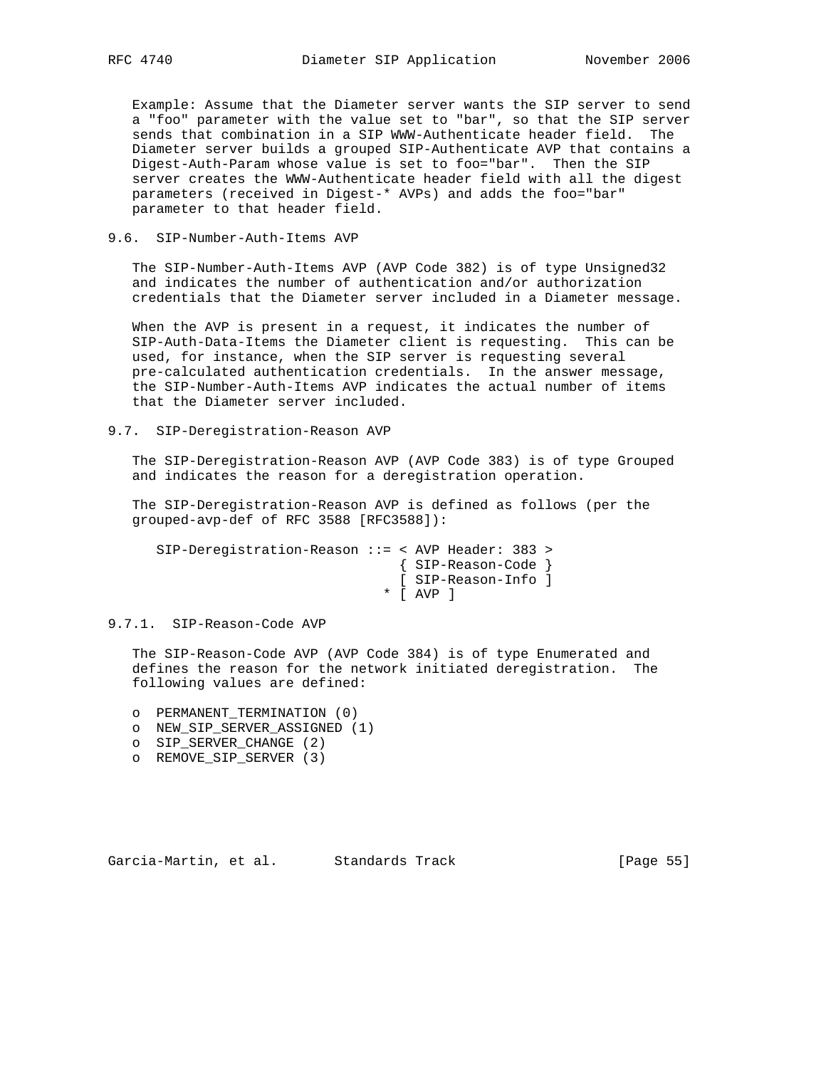Example: Assume that the Diameter server wants the SIP server to send a "foo" parameter with the value set to "bar", so that the SIP server sends that combination in a SIP WWW-Authenticate header field. The Diameter server builds a grouped SIP-Authenticate AVP that contains a Digest-Auth-Param whose value is set to foo="bar". Then the SIP server creates the WWW-Authenticate header field with all the digest parameters (received in Digest-* AVPs) and adds the foo="bar" parameter to that header field.

### 9.6. SIP-Number-Auth-Items AVP

The SIP-Number-Auth-Items AVP (AVP Code 382) is of type Unsigned32 and indicates the number of authentication and/or authorization credentials that the Diameter server included in a Diameter message.

When the AVP is present in a request, it indicates the number of SIP-Auth-Data-Items the Diameter client is requesting. This can be used, for instance, when the SIP server is requesting several pre-calculated authentication credentials. In the answer message, the SIP-Number-Auth-Items AVP indicates the actual number of items that the Diameter server included.

### 9.7. SIP-Deregistration-Reason AVP

The SIP-Deregistration-Reason AVP (AVP Code 383) is of type Grouped and indicates the reason for a deregistration operation.

The SIP-Deregistration-Reason AVP is defined as follows (per the grouped-avp-def of RFC 3588 [RFC3588]):

```
SIP-Deregistration-Reason ::= < AVP Header: 383 >
                                { SIP-Reason-Code }
                                [ SIP-Reason-Info ]
                              * [ AVP ]
```

#### 9.7.1. SIP-Reason-Code AVP

The SIP-Reason-Code AVP (AVP Code 384) is of type Enumerated and defines the reason for the network initiated deregistration. The following values are defined:

- o PERMANENT_TERMINATION (0)
- o NEW_SIP_SERVER_ASSIGNED (1)
- o SIP_SERVER_CHANGE (2)
- o REMOVE_SIP_SERVER (3)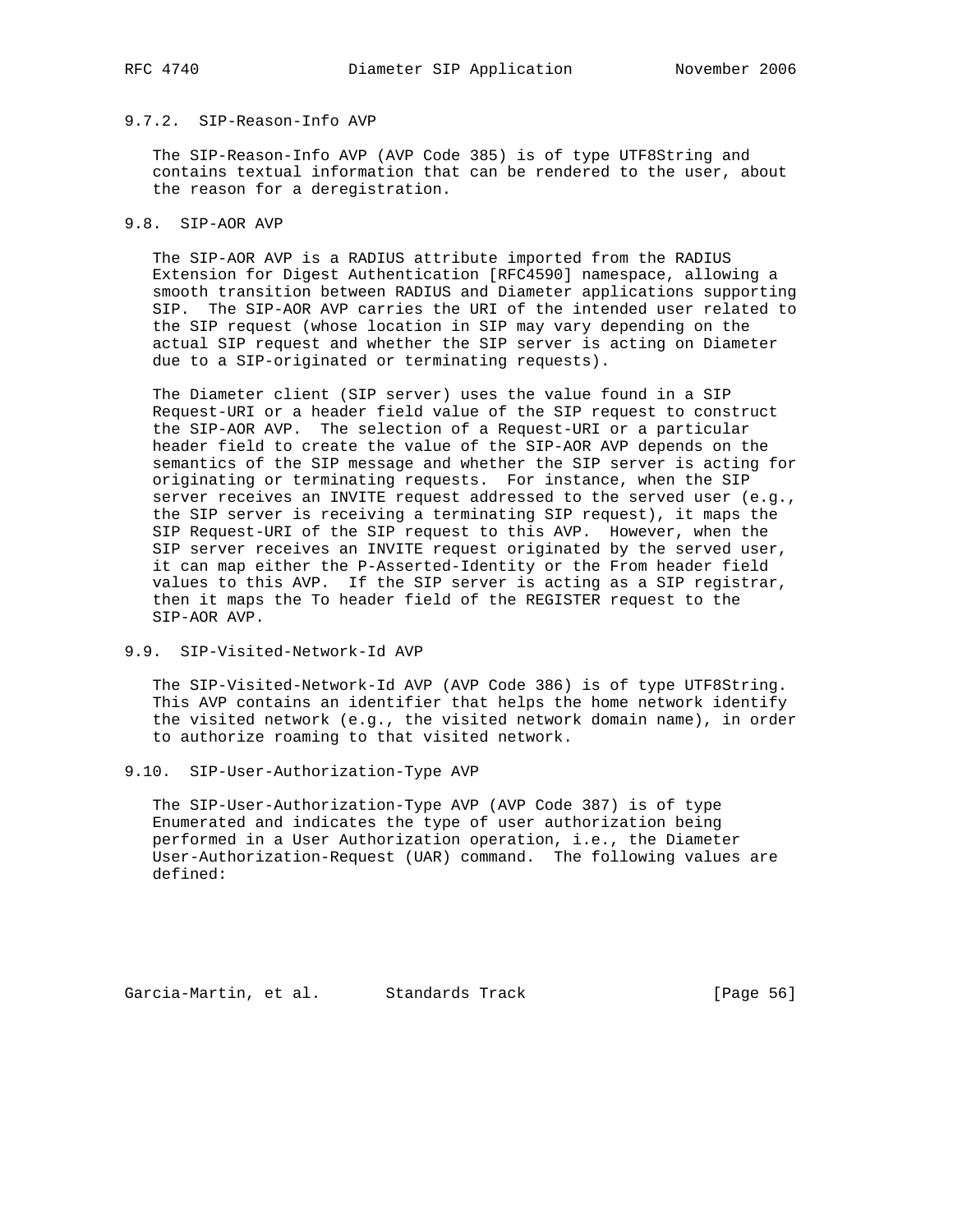### 9.7.2. SIP-Reason-Info AVP

The SIP-Reason-Info AVP (AVP Code 385) is of type UTF8String and contains textual information that can be rendered to the user, about the reason for a deregistration.

## 9.8. SIP-AOR AVP

The SIP-AOR AVP is a RADIUS attribute imported from the RADIUS Extension for Digest Authentication [RFC4590] namespace, allowing a smooth transition between RADIUS and Diameter applications supporting SIP. The SIP-AOR AVP carries the URI of the intended user related to the SIP request (whose location in SIP may vary depending on the actual SIP request and whether the SIP server is acting on Diameter due to a SIP-originated or terminating requests).

The Diameter client (SIP server) uses the value found in a SIP Request-URI or a header field value of the SIP request to construct the SIP-AOR AVP. The selection of a Request-URI or a particular header field to create the value of the SIP-AOR AVP depends on the semantics of the SIP message and whether the SIP server is acting for originating or terminating requests. For instance, when the SIP server receives an INVITE request addressed to the served user (e.g., the SIP server is receiving a terminating SIP request), it maps the SIP Request-URI of the SIP request to this AVP. However, when the SIP server receives an INVITE request originated by the served user, it can map either the P-Asserted-Identity or the From header field values to this AVP. If the SIP server is acting as a SIP registrar, then it maps the To header field of the REGISTER request to the SIP-AOR AVP.

## 9.9. SIP-Visited-Network-Id AVP

The SIP-Visited-Network-Id AVP (AVP Code 386) is of type UTF8String. This AVP contains an identifier that helps the home network identify the visited network (e.g., the visited network domain name), in order to authorize roaming to that visited network.

## 9.10. SIP-User-Authorization-Type AVP

The SIP-User-Authorization-Type AVP (AVP Code 387) is of type Enumerated and indicates the type of user authorization being performed in a User Authorization operation, i.e., the Diameter User-Authorization-Request (UAR) command. The following values are defined: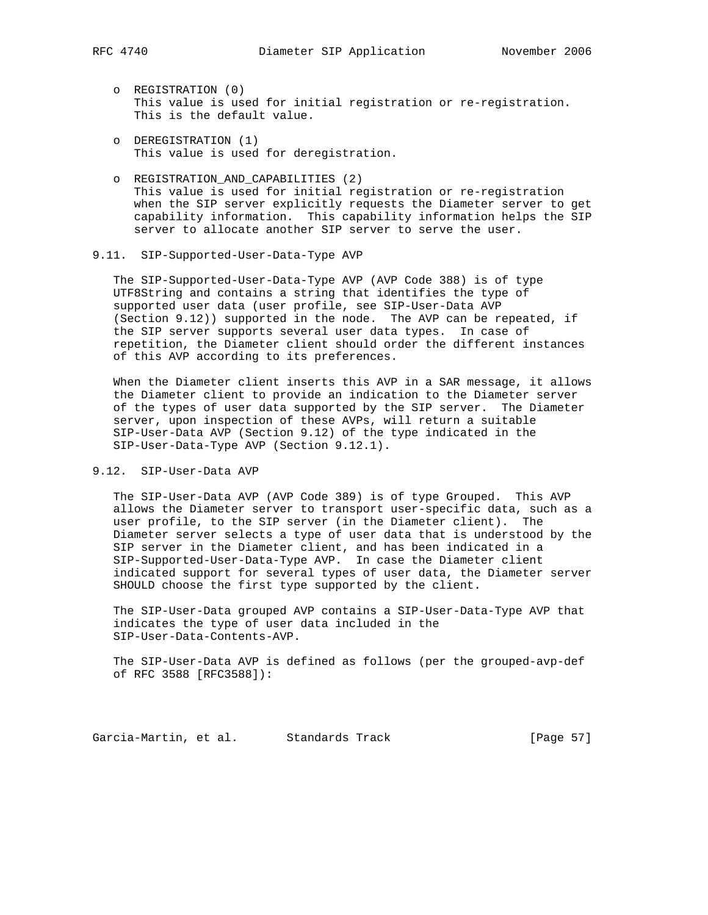- REGISTRATION (0)
  This value is used for initial registration or re-registration. This is the default value.

- DEREGISTRATION (1)
  This value is used for deregistration.

- REGISTRATION_AND_CAPABILITIES (2)
  This value is used for initial registration or re-registration when the SIP server explicitly requests the Diameter server to get capability information. This capability information helps the SIP server to allocate another SIP server to serve the user.

### 9.11. SIP-Supported-User-Data-Type AVP

The SIP-Supported-User-Data-Type AVP (AVP Code 388) is of type UTF8String and contains a string that identifies the type of supported user data (user profile, see SIP-User-Data AVP (Section 9.12)) supported in the node. The AVP can be repeated, if the SIP server supports several user data types. In case of repetition, the Diameter client should order the different instances of this AVP according to its preferences.

When the Diameter client inserts this AVP in a SAR message, it allows the Diameter client to provide an indication to the Diameter server of the types of user data supported by the SIP server. The Diameter server, upon inspection of these AVPs, will return a suitable SIP-User-Data AVP (Section 9.12) of the type indicated in the SIP-User-Data-Type AVP (Section 9.12.1).

### 9.12. SIP-User-Data AVP

The SIP-User-Data AVP (AVP Code 389) is of type Grouped. This AVP allows the Diameter server to transport user-specific data, such as a user profile, to the SIP server (in the Diameter client). The Diameter server selects a type of user data that is understood by the SIP server in the Diameter client, and has been indicated in a SIP-Supported-User-Data-Type AVP. In case the Diameter client indicated support for several types of user data, the Diameter server SHOULD choose the first type supported by the client.

The SIP-User-Data grouped AVP contains a SIP-User-Data-Type AVP that indicates the type of user data included in the SIP-User-Data-Contents-AVP.

The SIP-User-Data AVP is defined as follows (per the grouped-avp-def of RFC 3588 [RFC3588]):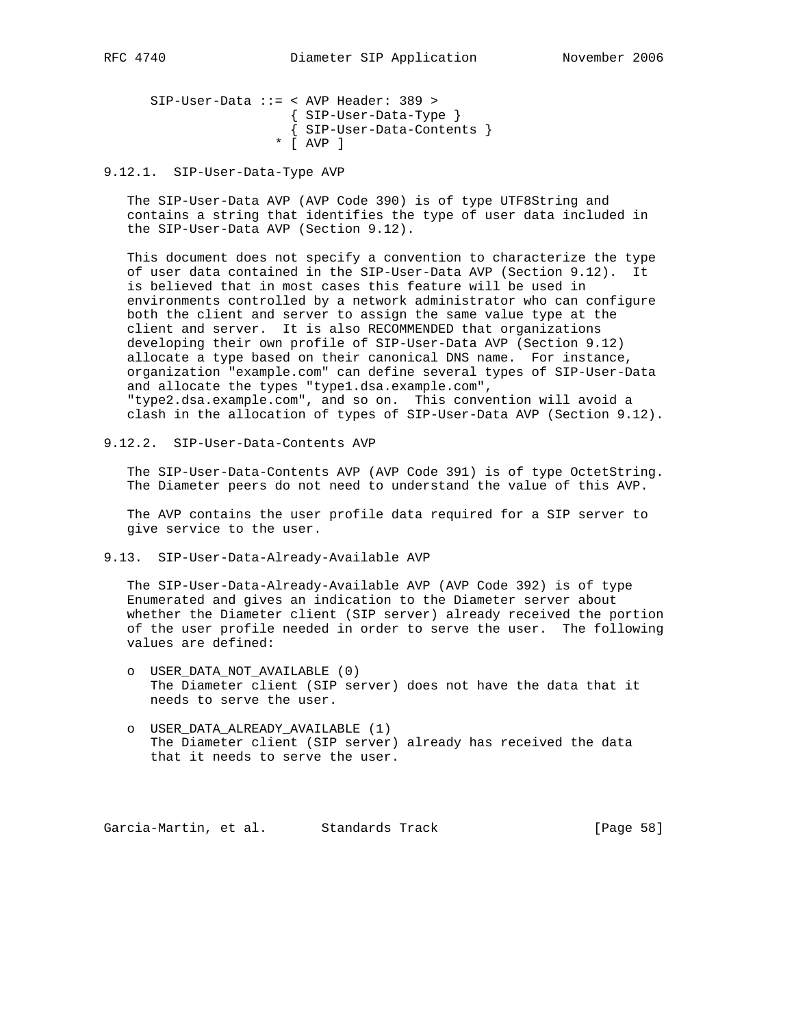```
SIP-User-Data ::= < AVP Header: 389 >
                    { SIP-User-Data-Type }
                    { SIP-User-Data-Contents }
                  * [ AVP ]
```

### 9.12.1. SIP-User-Data-Type AVP

The SIP-User-Data AVP (AVP Code 390) is of type UTF8String and contains a string that identifies the type of user data included in the SIP-User-Data AVP (Section 9.12).

This document does not specify a convention to characterize the type of user data contained in the SIP-User-Data AVP (Section 9.12). It is believed that in most cases this feature will be used in environments controlled by a network administrator who can configure both the client and server to assign the same value type at the client and server. It is also RECOMMENDED that organizations developing their own profile of SIP-User-Data AVP (Section 9.12) allocate a type based on their canonical DNS name. For instance, organization "example.com" can define several types of SIP-User-Data and allocate the types "type1.dsa.example.com", "type2.dsa.example.com", and so on. This convention will avoid a clash in the allocation of types of SIP-User-Data AVP (Section 9.12).

### 9.12.2. SIP-User-Data-Contents AVP

The SIP-User-Data-Contents AVP (AVP Code 391) is of type OctetString. The Diameter peers do not need to understand the value of this AVP.

The AVP contains the user profile data required for a SIP server to give service to the user.

## 9.13. SIP-User-Data-Already-Available AVP

The SIP-User-Data-Already-Available AVP (AVP Code 392) is of type Enumerated and gives an indication to the Diameter server about whether the Diameter client (SIP server) already received the portion of the user profile needed in order to serve the user. The following values are defined:

- USER_DATA_NOT_AVAILABLE (0)
  The Diameter client (SIP server) does not have the data that it needs to serve the user.

- USER_DATA_ALREADY_AVAILABLE (1)
  The Diameter client (SIP server) already has received the data that it needs to serve the user.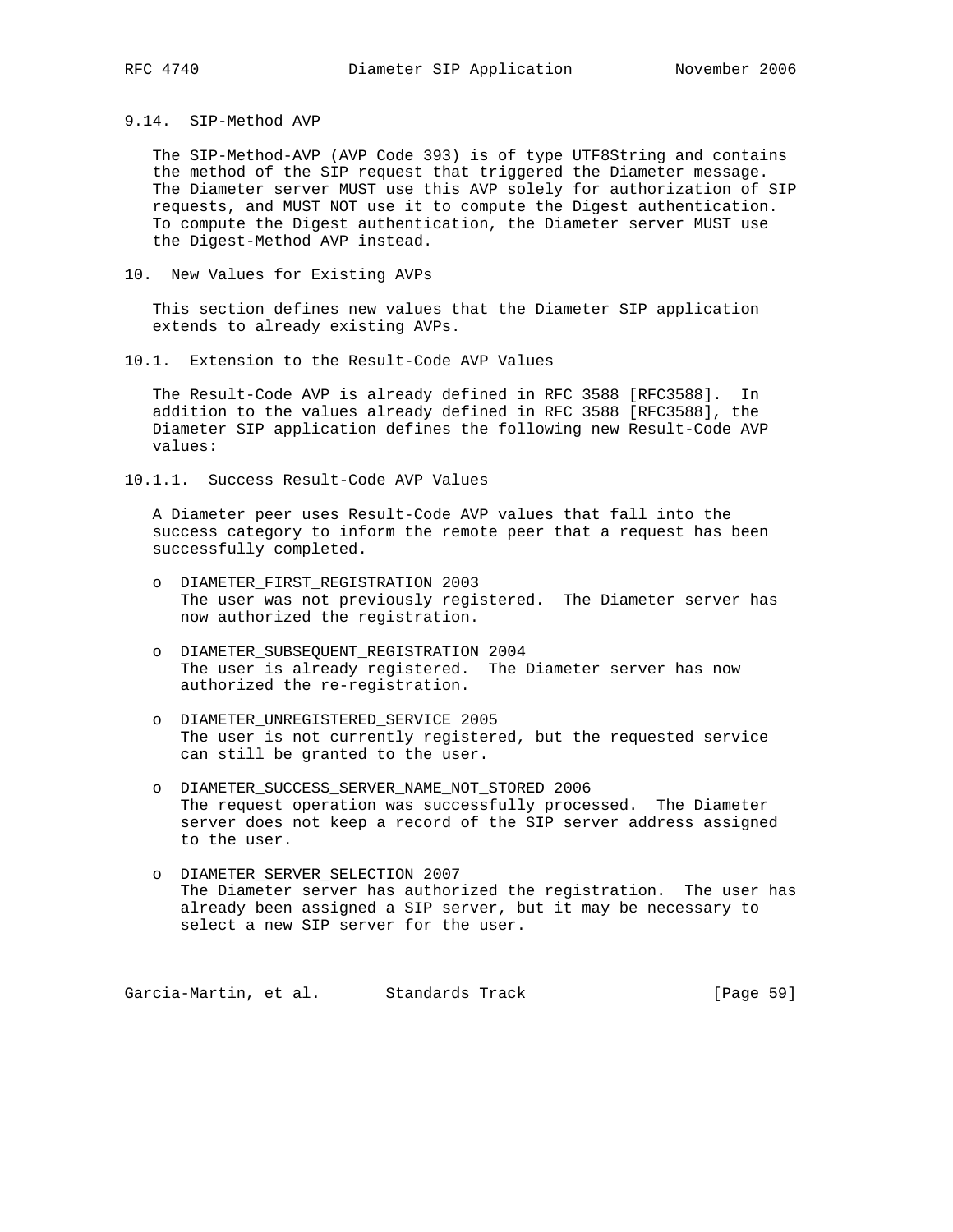### 9.14. SIP-Method AVP

The SIP-Method-AVP (AVP Code 393) is of type UTF8String and contains the method of the SIP request that triggered the Diameter message. The Diameter server MUST use this AVP solely for authorization of SIP requests, and MUST NOT use it to compute the Digest authentication. To compute the Digest authentication, the Diameter server MUST use the Digest-Method AVP instead.

## 10. New Values for Existing AVPs

This section defines new values that the Diameter SIP application extends to already existing AVPs.

### 10.1. Extension to the Result-Code AVP Values

The Result-Code AVP is already defined in RFC 3588 [RFC3588]. In addition to the values already defined in RFC 3588 [RFC3588], the Diameter SIP application defines the following new Result-Code AVP values:

#### 10.1.1. Success Result-Code AVP Values

A Diameter peer uses Result-Code AVP values that fall into the success category to inform the remote peer that a request has been successfully completed.

- DIAMETER_FIRST_REGISTRATION 2003
  The user was not previously registered. The Diameter server has now authorized the registration.

- DIAMETER_SUBSEQUENT_REGISTRATION 2004
  The user is already registered. The Diameter server has now authorized the re-registration.

- DIAMETER_UNREGISTERED_SERVICE 2005
  The user is not currently registered, but the requested service can still be granted to the user.

- DIAMETER_SUCCESS_SERVER_NAME_NOT_STORED 2006
  The request operation was successfully processed. The Diameter server does not keep a record of the SIP server address assigned to the user.

- DIAMETER_SERVER_SELECTION 2007
  The Diameter server has authorized the registration. The user has already been assigned a SIP server, but it may be necessary to select a new SIP server for the user.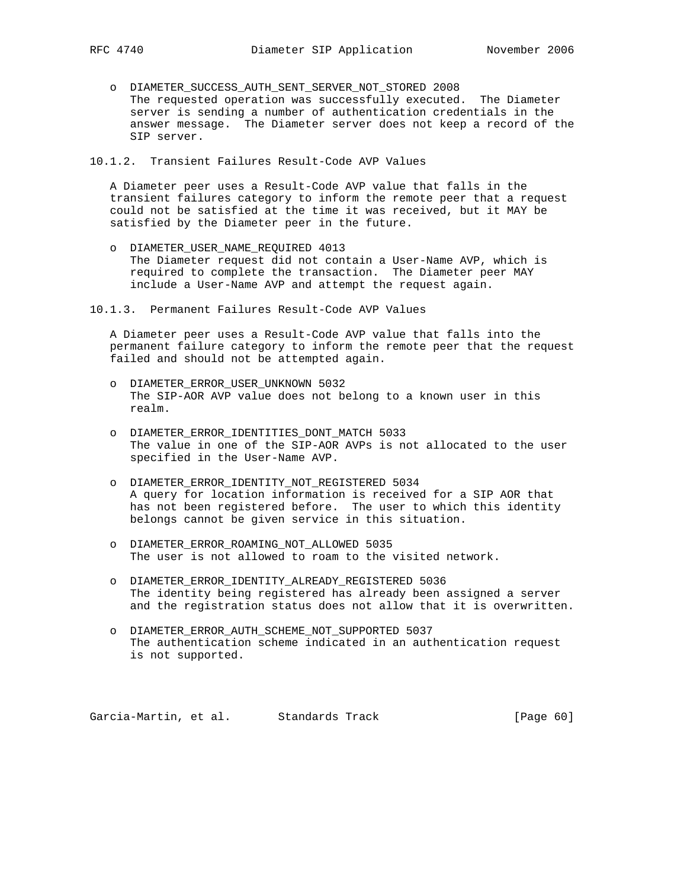- DIAMETER_SUCCESS_AUTH_SENT_SERVER_NOT_STORED 2008
  The requested operation was successfully executed. The Diameter server is sending a number of authentication credentials in the answer message. The Diameter server does not keep a record of the SIP server.

### 10.1.2. Transient Failures Result-Code AVP Values

A Diameter peer uses a Result-Code AVP value that falls in the transient failures category to inform the remote peer that a request could not be satisfied at the time it was received, but it MAY be satisfied by the Diameter peer in the future.

- DIAMETER_USER_NAME_REQUIRED 4013
  The Diameter request did not contain a User-Name AVP, which is required to complete the transaction. The Diameter peer MAY include a User-Name AVP and attempt the request again.

### 10.1.3. Permanent Failures Result-Code AVP Values

A Diameter peer uses a Result-Code AVP value that falls into the permanent failure category to inform the remote peer that the request failed and should not be attempted again.

- DIAMETER_ERROR_USER_UNKNOWN 5032
  The SIP-AOR AVP value does not belong to a known user in this realm.

- DIAMETER_ERROR_IDENTITIES_DONT_MATCH 5033
  The value in one of the SIP-AOR AVPs is not allocated to the user specified in the User-Name AVP.

- DIAMETER_ERROR_IDENTITY_NOT_REGISTERED 5034
  A query for location information is received for a SIP AOR that has not been registered before. The user to which this identity belongs cannot be given service in this situation.

- DIAMETER_ERROR_ROAMING_NOT_ALLOWED 5035
  The user is not allowed to roam to the visited network.

- DIAMETER_ERROR_IDENTITY_ALREADY_REGISTERED 5036
  The identity being registered has already been assigned a server and the registration status does not allow that it is overwritten.

- DIAMETER_ERROR_AUTH_SCHEME_NOT_SUPPORTED 5037
  The authentication scheme indicated in an authentication request is not supported.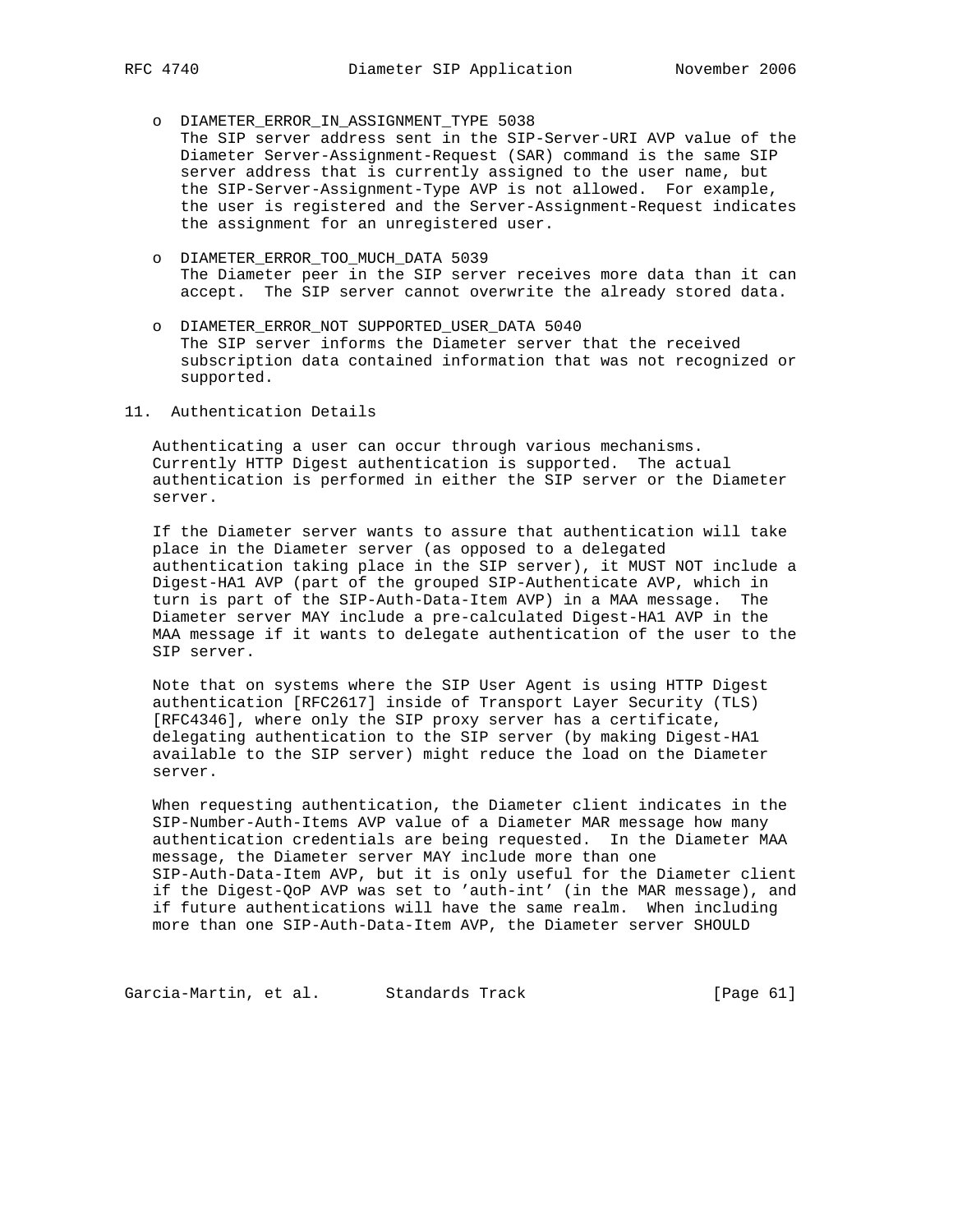- DIAMETER_ERROR_IN_ASSIGNMENT_TYPE 5038
  The SIP server address sent in the SIP-Server-URI AVP value of the Diameter Server-Assignment-Request (SAR) command is the same SIP server address that is currently assigned to the user name, but the SIP-Server-Assignment-Type AVP is not allowed. For example, the user is registered and the Server-Assignment-Request indicates the assignment for an unregistered user.

- DIAMETER_ERROR_TOO_MUCH_DATA 5039
  The Diameter peer in the SIP server receives more data than it can accept. The SIP server cannot overwrite the already stored data.

- DIAMETER_ERROR_NOT SUPPORTED_USER_DATA 5040
  The SIP server informs the Diameter server that the received subscription data contained information that was not recognized or supported.

## 11. Authentication Details

Authenticating a user can occur through various mechanisms. Currently HTTP Digest authentication is supported. The actual authentication is performed in either the SIP server or the Diameter server.

If the Diameter server wants to assure that authentication will take place in the Diameter server (as opposed to a delegated authentication taking place in the SIP server), it MUST NOT include a Digest-HA1 AVP (part of the grouped SIP-Authenticate AVP, which in turn is part of the SIP-Auth-Data-Item AVP) in a MAA message. The Diameter server MAY include a pre-calculated Digest-HA1 AVP in the MAA message if it wants to delegate authentication of the user to the SIP server.

Note that on systems where the SIP User Agent is using HTTP Digest authentication [RFC2617] inside of Transport Layer Security (TLS) [RFC4346], where only the SIP proxy server has a certificate, delegating authentication to the SIP server (by making Digest-HA1 available to the SIP server) might reduce the load on the Diameter server.

When requesting authentication, the Diameter client indicates in the SIP-Number-Auth-Items AVP value of a Diameter MAR message how many authentication credentials are being requested. In the Diameter MAA message, the Diameter server MAY include more than one SIP-Auth-Data-Item AVP, but it is only useful for the Diameter client if the Digest-QoP AVP was set to 'auth-int' (in the MAR message), and if future authentications will have the same realm. When including more than one SIP-Auth-Data-Item AVP, the Diameter server SHOULD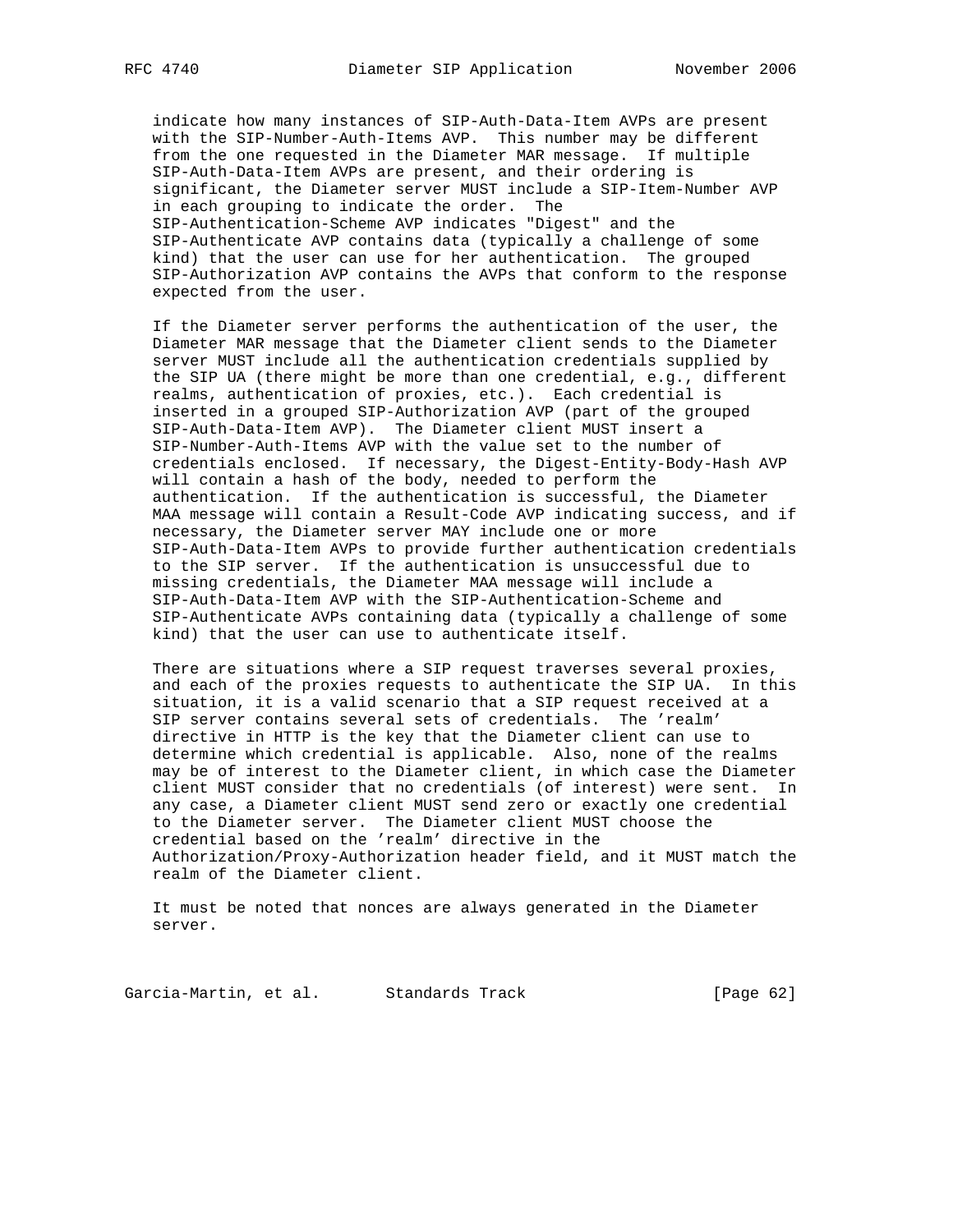indicate how many instances of SIP-Auth-Data-Item AVPs are present with the SIP-Number-Auth-Items AVP. This number may be different from the one requested in the Diameter MAR message. If multiple SIP-Auth-Data-Item AVPs are present, and their ordering is significant, the Diameter server MUST include a SIP-Item-Number AVP in each grouping to indicate the order. The SIP-Authentication-Scheme AVP indicates "Digest" and the SIP-Authenticate AVP contains data (typically a challenge of some kind) that the user can use for her authentication. The grouped SIP-Authorization AVP contains the AVPs that conform to the response expected from the user.

If the Diameter server performs the authentication of the user, the Diameter MAR message that the Diameter client sends to the Diameter server MUST include all the authentication credentials supplied by the SIP UA (there might be more than one credential, e.g., different realms, authentication of proxies, etc.). Each credential is inserted in a grouped SIP-Authorization AVP (part of the grouped SIP-Auth-Data-Item AVP). The Diameter client MUST insert a SIP-Number-Auth-Items AVP with the value set to the number of credentials enclosed. If necessary, the Digest-Entity-Body-Hash AVP will contain a hash of the body, needed to perform the authentication. If the authentication is successful, the Diameter MAA message will contain a Result-Code AVP indicating success, and if necessary, the Diameter server MAY include one or more SIP-Auth-Data-Item AVPs to provide further authentication credentials to the SIP server. If the authentication is unsuccessful due to missing credentials, the Diameter MAA message will include a SIP-Auth-Data-Item AVP with the SIP-Authentication-Scheme and SIP-Authenticate AVPs containing data (typically a challenge of some kind) that the user can use to authenticate itself.

There are situations where a SIP request traverses several proxies, and each of the proxies requests to authenticate the SIP UA. In this situation, it is a valid scenario that a SIP request received at a SIP server contains several sets of credentials. The 'realm' directive in HTTP is the key that the Diameter client can use to determine which credential is applicable. Also, none of the realms may be of interest to the Diameter client, in which case the Diameter client MUST consider that no credentials (of interest) were sent. In any case, a Diameter client MUST send zero or exactly one credential to the Diameter server. The Diameter client MUST choose the credential based on the 'realm' directive in the Authorization/Proxy-Authorization header field, and it MUST match the realm of the Diameter client.

It must be noted that nonces are always generated in the Diameter server.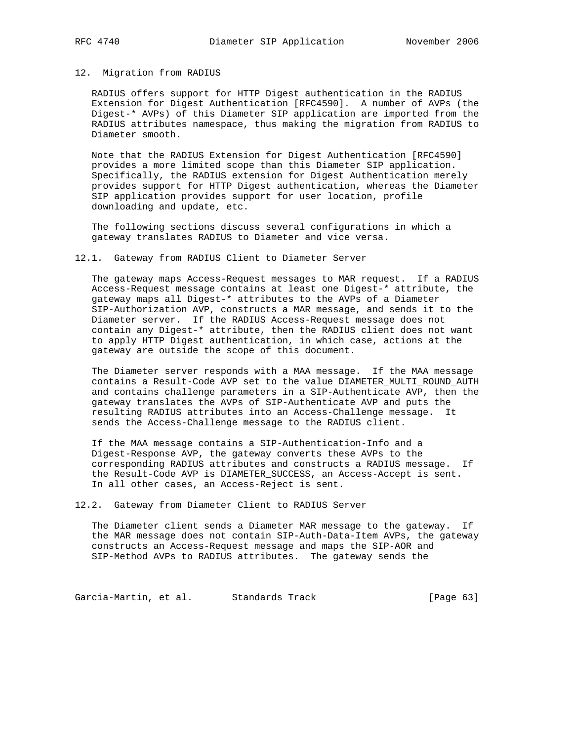## 12. Migration from RADIUS

RADIUS offers support for HTTP Digest authentication in the RADIUS Extension for Digest Authentication [RFC4590]. A number of AVPs (the Digest-* AVPs) of this Diameter SIP application are imported from the RADIUS attributes namespace, thus making the migration from RADIUS to Diameter smooth.

Note that the RADIUS Extension for Digest Authentication [RFC4590] provides a more limited scope than this Diameter SIP application. Specifically, the RADIUS extension for Digest Authentication merely provides support for HTTP Digest authentication, whereas the Diameter SIP application provides support for user location, profile downloading and update, etc.

The following sections discuss several configurations in which a gateway translates RADIUS to Diameter and vice versa.

### 12.1. Gateway from RADIUS Client to Diameter Server

The gateway maps Access-Request messages to MAR request. If a RADIUS Access-Request message contains at least one Digest-* attribute, the gateway maps all Digest-* attributes to the AVPs of a Diameter SIP-Authorization AVP, constructs a MAR message, and sends it to the Diameter server. If the RADIUS Access-Request message does not contain any Digest-* attribute, then the RADIUS client does not want to apply HTTP Digest authentication, in which case, actions at the gateway are outside the scope of this document.

The Diameter server responds with a MAA message. If the MAA message contains a Result-Code AVP set to the value DIAMETER_MULTI_ROUND_AUTH and contains challenge parameters in a SIP-Authenticate AVP, then the gateway translates the AVPs of SIP-Authenticate AVP and puts the resulting RADIUS attributes into an Access-Challenge message. It sends the Access-Challenge message to the RADIUS client.

If the MAA message contains a SIP-Authentication-Info and a Digest-Response AVP, the gateway converts these AVPs to the corresponding RADIUS attributes and constructs a RADIUS message. If the Result-Code AVP is DIAMETER_SUCCESS, an Access-Accept is sent. In all other cases, an Access-Reject is sent.

### 12.2. Gateway from Diameter Client to RADIUS Server

The Diameter client sends a Diameter MAR message to the gateway. If the MAR message does not contain SIP-Auth-Data-Item AVPs, the gateway constructs an Access-Request message and maps the SIP-AOR and SIP-Method AVPs to RADIUS attributes. The gateway sends the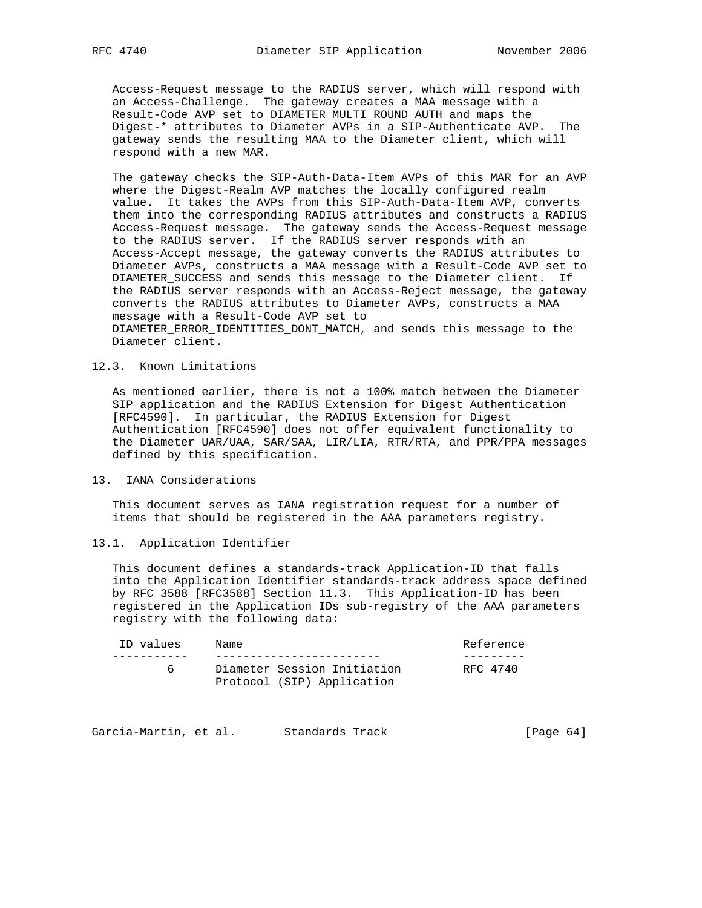Access-Request message to the RADIUS server, which will respond with an Access-Challenge. The gateway creates a MAA message with a Result-Code AVP set to DIAMETER_MULTI_ROUND_AUTH and maps the Digest-* attributes to Diameter AVPs in a SIP-Authenticate AVP. The gateway sends the resulting MAA to the Diameter client, which will respond with a new MAR.

The gateway checks the SIP-Auth-Data-Item AVPs of this MAR for an AVP where the Digest-Realm AVP matches the locally configured realm value. It takes the AVPs from this SIP-Auth-Data-Item AVP, converts them into the corresponding RADIUS attributes and constructs a RADIUS Access-Request message. The gateway sends the Access-Request message to the RADIUS server. If the RADIUS server responds with an Access-Accept message, the gateway converts the RADIUS attributes to Diameter AVPs, constructs a MAA message with a Result-Code AVP set to DIAMETER_SUCCESS and sends this message to the Diameter client. If the RADIUS server responds with an Access-Reject message, the gateway converts the RADIUS attributes to Diameter AVPs, constructs a MAA message with a Result-Code AVP set to DIAMETER_ERROR_IDENTITIES_DONT_MATCH, and sends this message to the Diameter client.

### 12.3. Known Limitations

As mentioned earlier, there is not a 100% match between the Diameter SIP application and the RADIUS Extension for Digest Authentication [RFC4590]. In particular, the RADIUS Extension for Digest Authentication [RFC4590] does not offer equivalent functionality to the Diameter UAR/UAA, SAR/SAA, LIR/LIA, RTR/RTA, and PPR/PPA messages defined by this specification.

## 13. IANA Considerations

This document serves as IANA registration request for a number of items that should be registered in the AAA parameters registry.

### 13.1. Application Identifier

This document defines a standards-track Application-ID that falls into the Application Identifier standards-track address space defined by RFC 3588 [RFC3588] Section 11.3. This Application-ID has been registered in the Application IDs sub-registry of the AAA parameters registry with the following data:

| ID values | Name | Reference |
|---|---|---|
| 6 | Diameter Session Initiation Protocol (SIP) Application | RFC 4740 |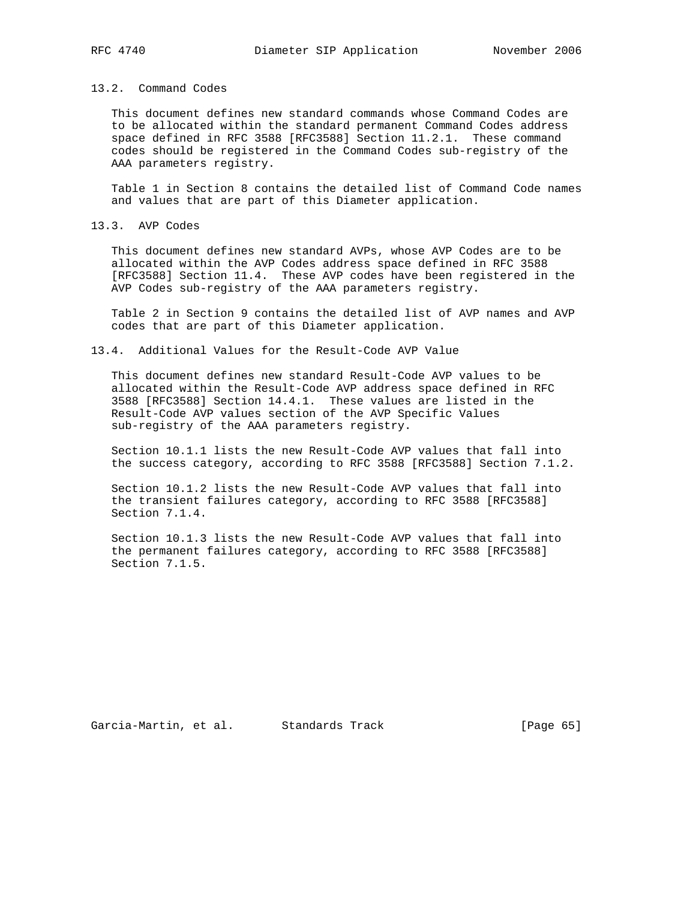### 13.2. Command Codes

This document defines new standard commands whose Command Codes are to be allocated within the standard permanent Command Codes address space defined in RFC 3588 [RFC3588] Section 11.2.1. These command codes should be registered in the Command Codes sub-registry of the AAA parameters registry.

Table 1 in Section 8 contains the detailed list of Command Code names and values that are part of this Diameter application.

### 13.3. AVP Codes

This document defines new standard AVPs, whose AVP Codes are to be allocated within the AVP Codes address space defined in RFC 3588 [RFC3588] Section 11.4. These AVP codes have been registered in the AVP Codes sub-registry of the AAA parameters registry.

Table 2 in Section 9 contains the detailed list of AVP names and AVP codes that are part of this Diameter application.

### 13.4. Additional Values for the Result-Code AVP Value

This document defines new standard Result-Code AVP values to be allocated within the Result-Code AVP address space defined in RFC 3588 [RFC3588] Section 14.4.1. These values are listed in the Result-Code AVP values section of the AVP Specific Values sub-registry of the AAA parameters registry.

Section 10.1.1 lists the new Result-Code AVP values that fall into the success category, according to RFC 3588 [RFC3588] Section 7.1.2.

Section 10.1.2 lists the new Result-Code AVP values that fall into the transient failures category, according to RFC 3588 [RFC3588] Section 7.1.4.

Section 10.1.3 lists the new Result-Code AVP values that fall into the permanent failures category, according to RFC 3588 [RFC3588] Section 7.1.5.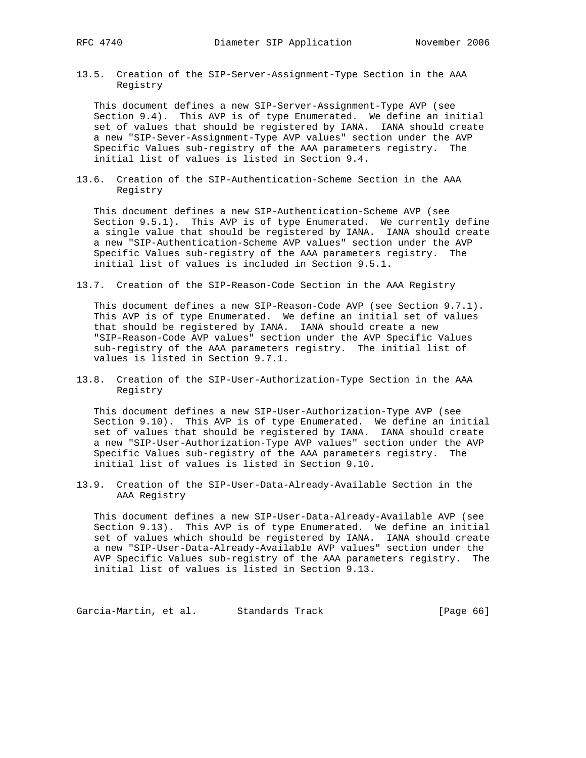### 13.5. Creation of the SIP-Server-Assignment-Type Section in the AAA Registry

This document defines a new SIP-Server-Assignment-Type AVP (see Section 9.4). This AVP is of type Enumerated. We define an initial set of values that should be registered by IANA. IANA should create a new "SIP-Sever-Assignment-Type AVP values" section under the AVP Specific Values sub-registry of the AAA parameters registry. The initial list of values is listed in Section 9.4.

### 13.6. Creation of the SIP-Authentication-Scheme Section in the AAA Registry

This document defines a new SIP-Authentication-Scheme AVP (see Section 9.5.1). This AVP is of type Enumerated. We currently define a single value that should be registered by IANA. IANA should create a new "SIP-Authentication-Scheme AVP values" section under the AVP Specific Values sub-registry of the AAA parameters registry. The initial list of values is included in Section 9.5.1.

### 13.7. Creation of the SIP-Reason-Code Section in the AAA Registry

This document defines a new SIP-Reason-Code AVP (see Section 9.7.1). This AVP is of type Enumerated. We define an initial set of values that should be registered by IANA. IANA should create a new "SIP-Reason-Code AVP values" section under the AVP Specific Values sub-registry of the AAA parameters registry. The initial list of values is listed in Section 9.7.1.

### 13.8. Creation of the SIP-User-Authorization-Type Section in the AAA Registry

This document defines a new SIP-User-Authorization-Type AVP (see Section 9.10). This AVP is of type Enumerated. We define an initial set of values that should be registered by IANA. IANA should create a new "SIP-User-Authorization-Type AVP values" section under the AVP Specific Values sub-registry of the AAA parameters registry. The initial list of values is listed in Section 9.10.

### 13.9. Creation of the SIP-User-Data-Already-Available Section in the AAA Registry

This document defines a new SIP-User-Data-Already-Available AVP (see Section 9.13). This AVP is of type Enumerated. We define an initial set of values which should be registered by IANA. IANA should create a new "SIP-User-Data-Already-Available AVP values" section under the AVP Specific Values sub-registry of the AAA parameters registry. The initial list of values is listed in Section 9.13.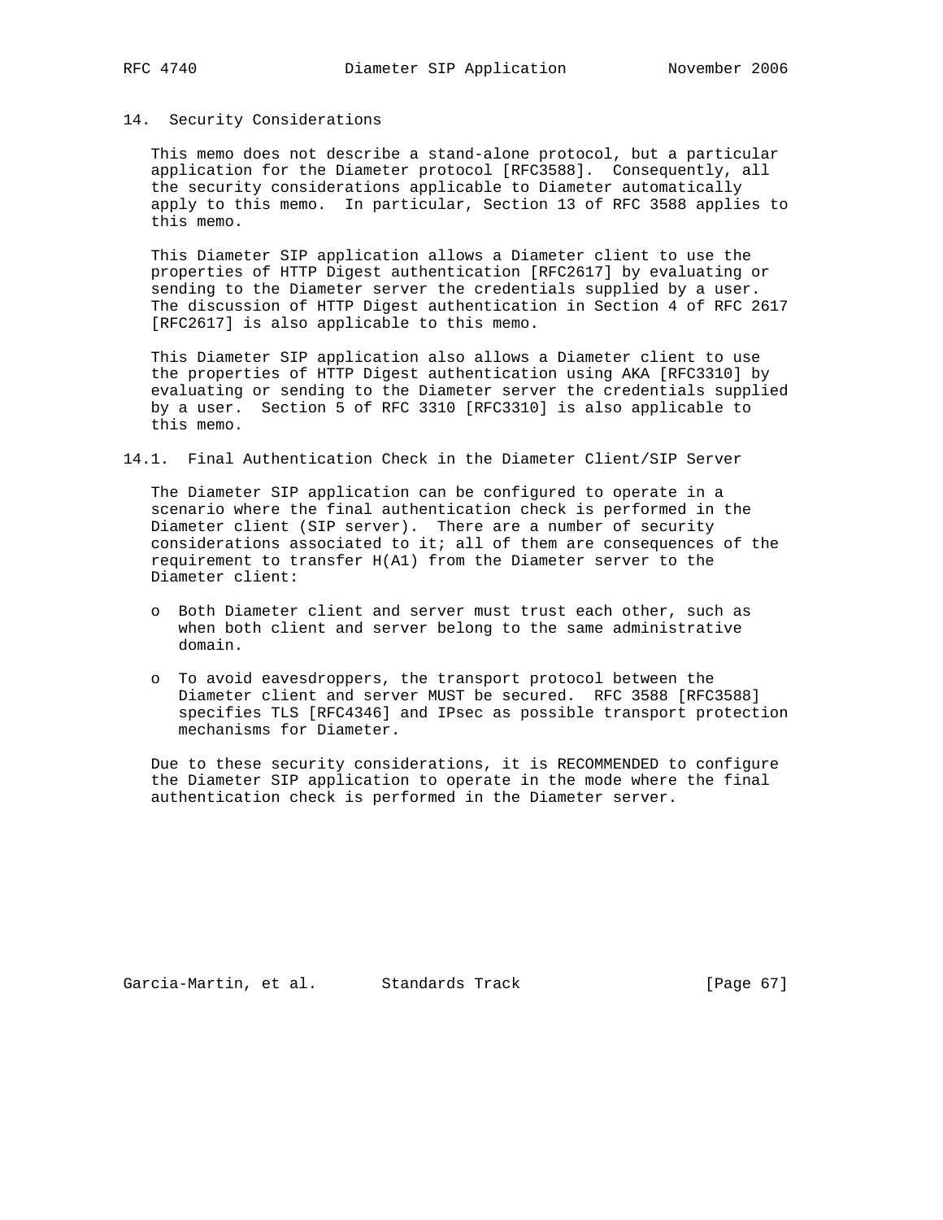## 14. Security Considerations

This memo does not describe a stand-alone protocol, but a particular application for the Diameter protocol [RFC3588]. Consequently, all the security considerations applicable to Diameter automatically apply to this memo. In particular, Section 13 of RFC 3588 applies to this memo.

This Diameter SIP application allows a Diameter client to use the properties of HTTP Digest authentication [RFC2617] by evaluating or sending to the Diameter server the credentials supplied by a user. The discussion of HTTP Digest authentication in Section 4 of RFC 2617 [RFC2617] is also applicable to this memo.

This Diameter SIP application also allows a Diameter client to use the properties of HTTP Digest authentication using AKA [RFC3310] by evaluating or sending to the Diameter server the credentials supplied by a user. Section 5 of RFC 3310 [RFC3310] is also applicable to this memo.

### 14.1. Final Authentication Check in the Diameter Client/SIP Server

The Diameter SIP application can be configured to operate in a scenario where the final authentication check is performed in the Diameter client (SIP server). There are a number of security considerations associated to it; all of them are consequences of the requirement to transfer H(A1) from the Diameter server to the Diameter client:

- Both Diameter client and server must trust each other, such as when both client and server belong to the same administrative domain.

- To avoid eavesdroppers, the transport protocol between the Diameter client and server MUST be secured. RFC 3588 [RFC3588] specifies TLS [RFC4346] and IPsec as possible transport protection mechanisms for Diameter.

Due to these security considerations, it is RECOMMENDED to configure the Diameter SIP application to operate in the mode where the final authentication check is performed in the Diameter server.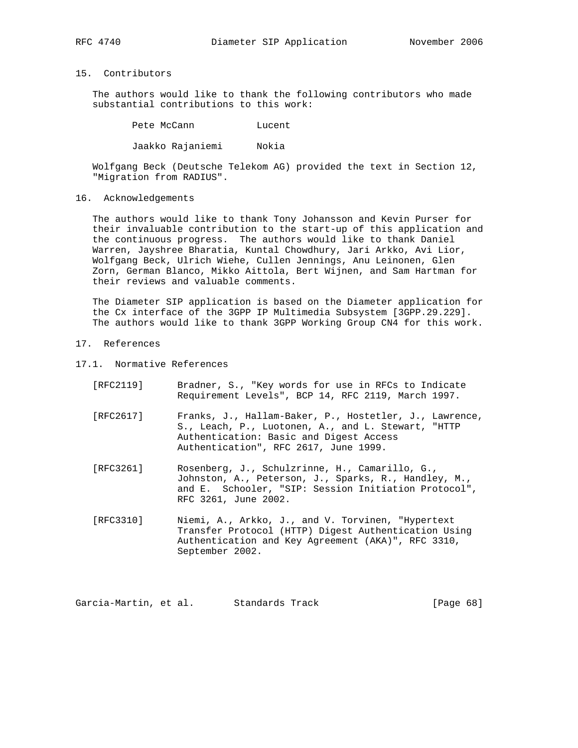## 15. Contributors

The authors would like to thank the following contributors who made substantial contributions to this work:

| | |
|---|---|
| Pete McCann | Lucent |
| Jaakko Rajaniemi | Nokia |

Wolfgang Beck (Deutsche Telekom AG) provided the text in Section 12, "Migration from RADIUS".

## 16. Acknowledgements

The authors would like to thank Tony Johansson and Kevin Purser for their invaluable contribution to the start-up of this application and the continuous progress. The authors would like to thank Daniel Warren, Jayshree Bharatia, Kuntal Chowdhury, Jari Arkko, Avi Lior, Wolfgang Beck, Ulrich Wiehe, Cullen Jennings, Anu Leinonen, Glen Zorn, German Blanco, Mikko Aittola, Bert Wijnen, and Sam Hartman for their reviews and valuable comments.

The Diameter SIP application is based on the Diameter application for the Cx interface of the 3GPP IP Multimedia Subsystem [3GPP.29.229]. The authors would like to thank 3GPP Working Group CN4 for this work.

## 17. References

### 17.1. Normative References

[RFC2119] Bradner, S., "Key words for use in RFCs to Indicate Requirement Levels", BCP 14, RFC 2119, March 1997.

[RFC2617] Franks, J., Hallam-Baker, P., Hostetler, J., Lawrence, S., Leach, P., Luotonen, A., and L. Stewart, "HTTP Authentication: Basic and Digest Access Authentication", RFC 2617, June 1999.

[RFC3261] Rosenberg, J., Schulzrinne, H., Camarillo, G., Johnston, A., Peterson, J., Sparks, R., Handley, M., and E. Schooler, "SIP: Session Initiation Protocol", RFC 3261, June 2002.

[RFC3310] Niemi, A., Arkko, J., and V. Torvinen, "Hypertext Transfer Protocol (HTTP) Digest Authentication Using Authentication and Key Agreement (AKA)", RFC 3310, September 2002.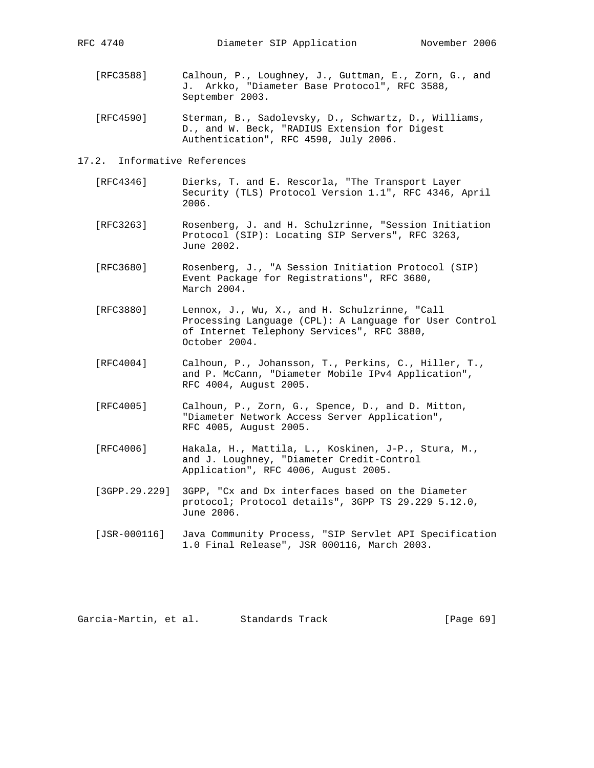[RFC3588] Calhoun, P., Loughney, J., Guttman, E., Zorn, G., and J. Arkko, "Diameter Base Protocol", RFC 3588, September 2003.

[RFC4590] Sterman, B., Sadolevsky, D., Schwartz, D., Williams, D., and W. Beck, "RADIUS Extension for Digest Authentication", RFC 4590, July 2006.

### 17.2. Informative References

[RFC4346] Dierks, T. and E. Rescorla, "The Transport Layer Security (TLS) Protocol Version 1.1", RFC 4346, April 2006.

[RFC3263] Rosenberg, J. and H. Schulzrinne, "Session Initiation Protocol (SIP): Locating SIP Servers", RFC 3263, June 2002.

[RFC3680] Rosenberg, J., "A Session Initiation Protocol (SIP) Event Package for Registrations", RFC 3680, March 2004.

[RFC3880] Lennox, J., Wu, X., and H. Schulzrinne, "Call Processing Language (CPL): A Language for User Control of Internet Telephony Services", RFC 3880, October 2004.

[RFC4004] Calhoun, P., Johansson, T., Perkins, C., Hiller, T., and P. McCann, "Diameter Mobile IPv4 Application", RFC 4004, August 2005.

[RFC4005] Calhoun, P., Zorn, G., Spence, D., and D. Mitton, "Diameter Network Access Server Application", RFC 4005, August 2005.

[RFC4006] Hakala, H., Mattila, L., Koskinen, J-P., Stura, M., and J. Loughney, "Diameter Credit-Control Application", RFC 4006, August 2005.

[3GPP.29.229] 3GPP, "Cx and Dx interfaces based on the Diameter protocol; Protocol details", 3GPP TS 29.229 5.12.0, June 2006.

[JSR-000116] Java Community Process, "SIP Servlet API Specification 1.0 Final Release", JSR 000116, March 2003.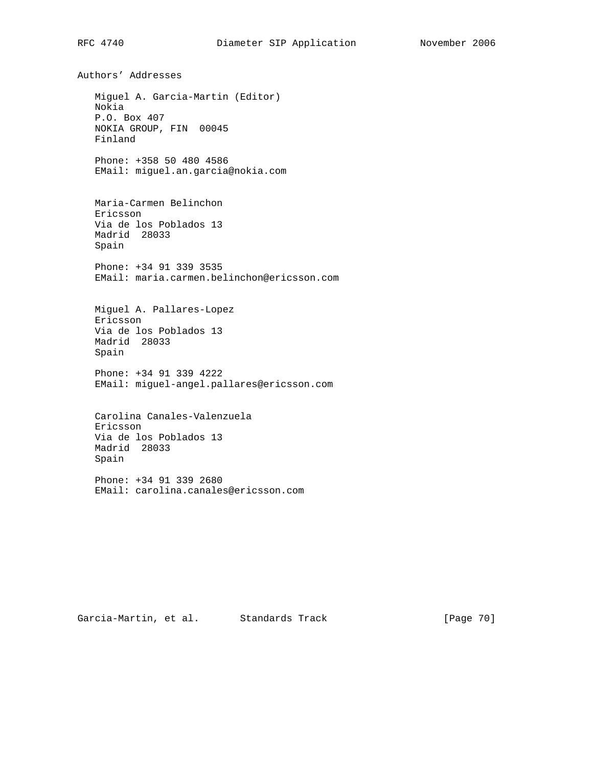## Authors' Addresses

Miguel A. Garcia-Martin (Editor)
Nokia
P.O. Box 407
NOKIA GROUP, FIN  00045
Finland

Phone: +358 50 480 4586
EMail: miguel.an.garcia@nokia.com

Maria-Carmen Belinchon
Ericsson
Via de los Poblados 13
Madrid  28033
Spain

Phone: +34 91 339 3535
EMail: maria.carmen.belinchon@ericsson.com

Miguel A. Pallares-Lopez
Ericsson
Via de los Poblados 13
Madrid  28033
Spain

Phone: +34 91 339 4222
EMail: miguel-angel.pallares@ericsson.com

Carolina Canales-Valenzuela
Ericsson
Via de los Poblados 13
Madrid  28033
Spain

Phone: +34 91 339 2680
EMail: carolina.canales@ericsson.com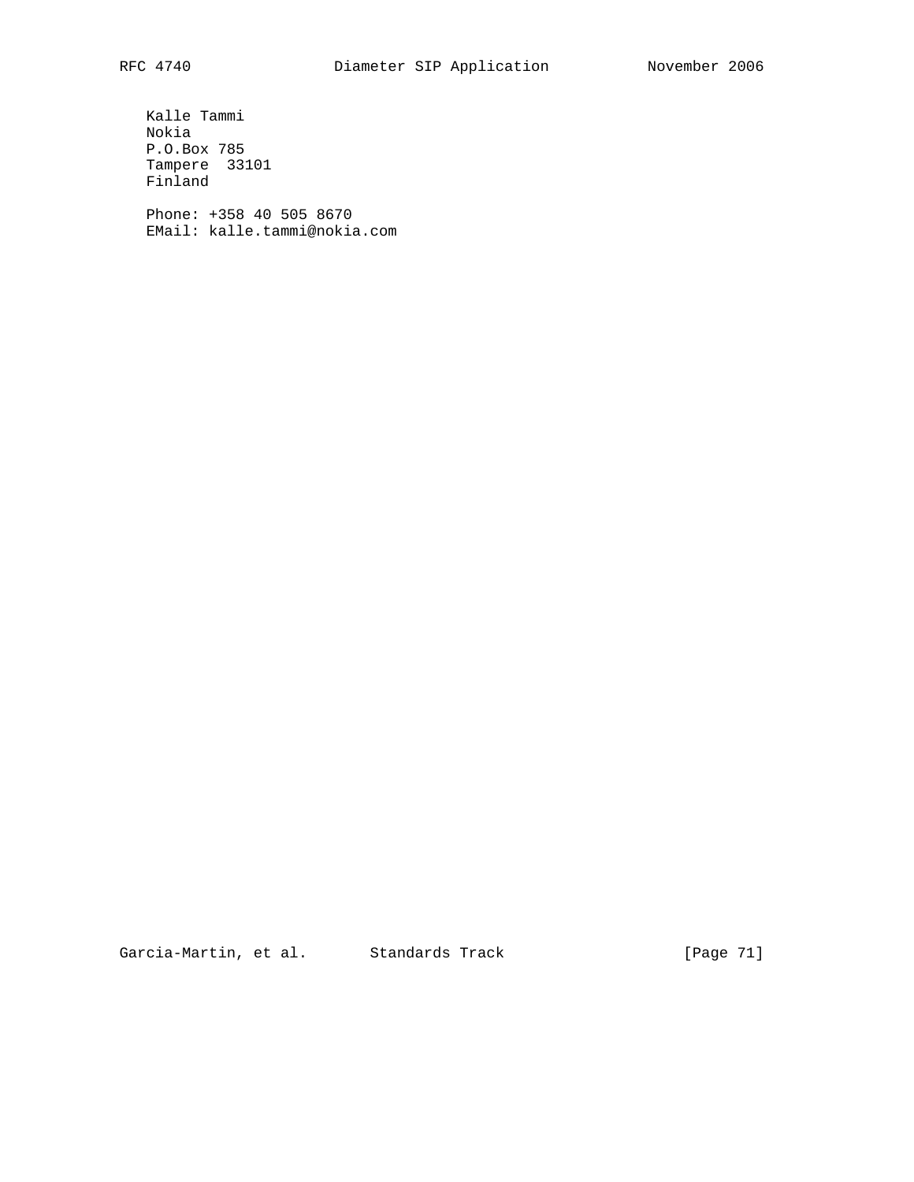Kalle Tammi
Nokia
P.O.Box 785
Tampere  33101
Finland

Phone: +358 40 505 8670
EMail: kalle.tammi@nokia.com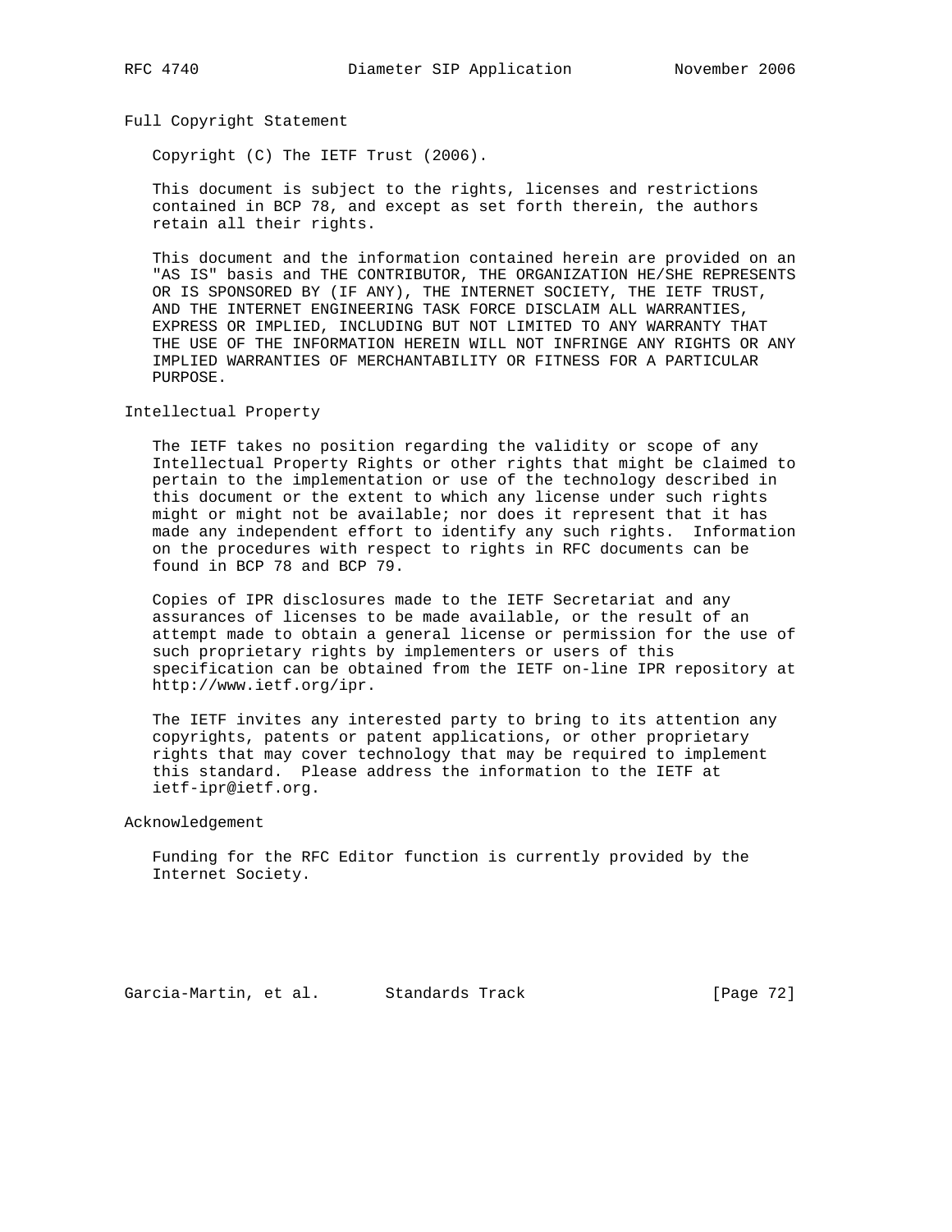## Full Copyright Statement

Copyright (C) The IETF Trust (2006).

This document is subject to the rights, licenses and restrictions contained in BCP 78, and except as set forth therein, the authors retain all their rights.

This document and the information contained herein are provided on an "AS IS" basis and THE CONTRIBUTOR, THE ORGANIZATION HE/SHE REPRESENTS OR IS SPONSORED BY (IF ANY), THE INTERNET SOCIETY, THE IETF TRUST, AND THE INTERNET ENGINEERING TASK FORCE DISCLAIM ALL WARRANTIES, EXPRESS OR IMPLIED, INCLUDING BUT NOT LIMITED TO ANY WARRANTY THAT THE USE OF THE INFORMATION HEREIN WILL NOT INFRINGE ANY RIGHTS OR ANY IMPLIED WARRANTIES OF MERCHANTABILITY OR FITNESS FOR A PARTICULAR PURPOSE.

## Intellectual Property

The IETF takes no position regarding the validity or scope of any Intellectual Property Rights or other rights that might be claimed to pertain to the implementation or use of the technology described in this document or the extent to which any license under such rights might or might not be available; nor does it represent that it has made any independent effort to identify any such rights. Information on the procedures with respect to rights in RFC documents can be found in BCP 78 and BCP 79.

Copies of IPR disclosures made to the IETF Secretariat and any assurances of licenses to be made available, or the result of an attempt made to obtain a general license or permission for the use of such proprietary rights by implementers or users of this specification can be obtained from the IETF on-line IPR repository at http://www.ietf.org/ipr.

The IETF invites any interested party to bring to its attention any copyrights, patents or patent applications, or other proprietary rights that may cover technology that may be required to implement this standard. Please address the information to the IETF at ietf-ipr@ietf.org.

## Acknowledgement

Funding for the RFC Editor function is currently provided by the Internet Society.